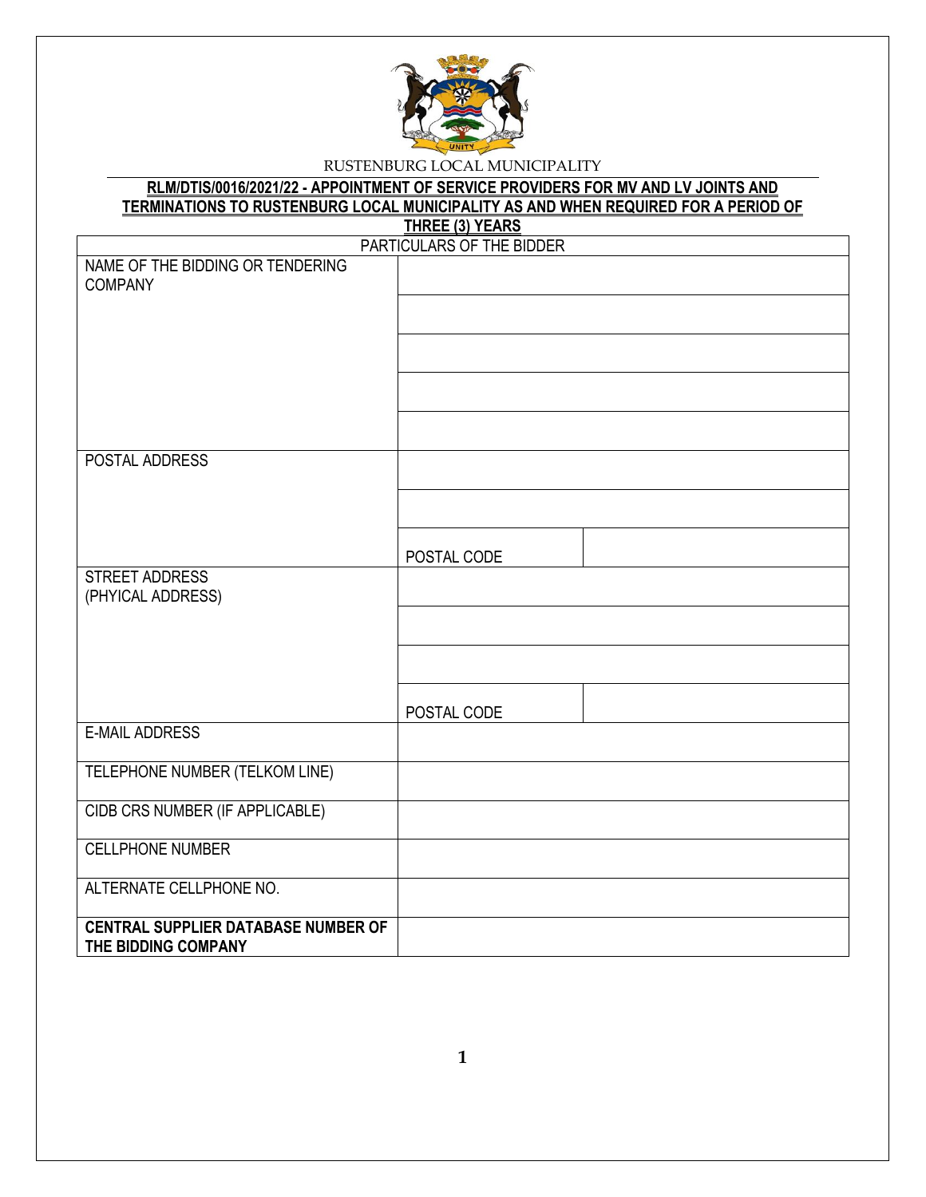RUSTENBURG LOCAL MUNICIPALITY

**RLM/DTIS/0016/2021/22 - APPOINTMENT OF SERVICE PROVIDERS FOR MV AND LV JOINTS AND TERMINATIONS TO RUSTENBURG LOCAL MUNICIPALITY AS AND WHEN REQUIRED FOR A PERIOD OF THREE (3) YEARS**

| PARTICULARS OF THE BIDDER | | |
|---|---|---|
| NAME OF THE BIDDING OR TENDERING COMPANY | | |
| | | |
| | | |
| | | |
| | | |
| POSTAL ADDRESS | | |
| | | |
| | POSTAL CODE | |
| STREET ADDRESS (PHYICAL ADDRESS) | | |
| | | |
| | | |
| | POSTAL CODE | |
| E-MAIL ADDRESS | | |
| TELEPHONE NUMBER (TELKOM LINE) | | |
| CIDB CRS NUMBER (IF APPLICABLE) | | |
| CELLPHONE NUMBER | | |
| ALTERNATE CELLPHONE NO. | | |
| **CENTRAL SUPPLIER DATABASE NUMBER OF THE BIDDING COMPANY** | | |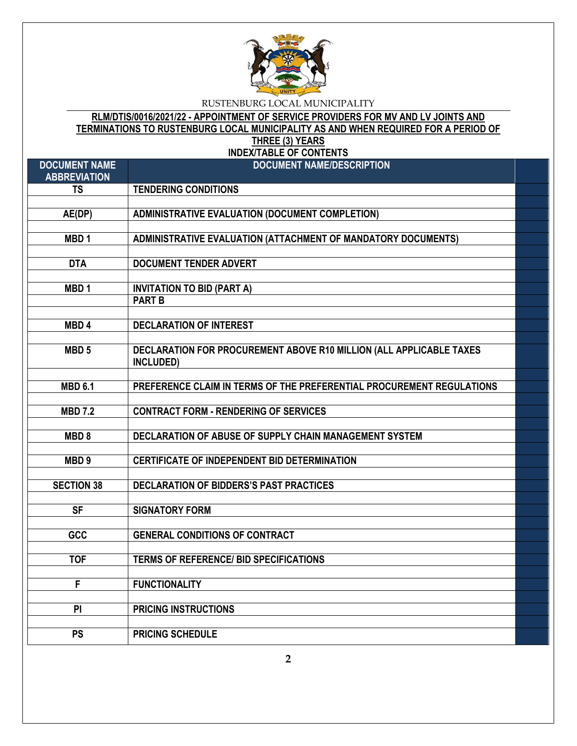RUSTENBURG LOCAL MUNICIPALITY

**RLM/DTIS/0016/2021/22 - APPOINTMENT OF SERVICE PROVIDERS FOR MV AND LV JOINTS AND TERMINATIONS TO RUSTENBURG LOCAL MUNICIPALITY AS AND WHEN REQUIRED FOR A PERIOD OF THREE (3) YEARS**

**INDEX/TABLE OF CONTENTS**

| DOCUMENT NAME ABBREVIATION | DOCUMENT NAME/DESCRIPTION | |
|---|---|---|
| TS | TENDERING CONDITIONS | |
| | | |
| AE(DP) | ADMINISTRATIVE EVALUATION (DOCUMENT COMPLETION) | |
| | | |
| MBD 1 | ADMINISTRATIVE EVALUATION (ATTACHMENT OF MANDATORY DOCUMENTS) | |
| | | |
| DTA | DOCUMENT TENDER ADVERT | |
| | | |
| MBD 1 | INVITATION TO BID (PART A) | |
| | PART B | |
| | | |
| MBD 4 | DECLARATION OF INTEREST | |
| | | |
| MBD 5 | DECLARATION FOR PROCUREMENT ABOVE R10 MILLION (ALL APPLICABLE TAXES INCLUDED) | |
| | | |
| MBD 6.1 | PREFERENCE CLAIM IN TERMS OF THE PREFERENTIAL PROCUREMENT REGULATIONS | |
| | | |
| MBD 7.2 | CONTRACT FORM - RENDERING OF SERVICES | |
| | | |
| MBD 8 | DECLARATION OF ABUSE OF SUPPLY CHAIN MANAGEMENT SYSTEM | |
| | | |
| MBD 9 | CERTIFICATE OF INDEPENDENT BID DETERMINATION | |
| | | |
| SECTION 38 | DECLARATION OF BIDDERS'S PAST PRACTICES | |
| | | |
| SF | SIGNATORY FORM | |
| | | |
| GCC | GENERAL CONDITIONS OF CONTRACT | |
| | | |
| TOF | TERMS OF REFERENCE/ BID SPECIFICATIONS | |
| | | |
| F | FUNCTIONALITY | |
| | | |
| PI | PRICING INSTRUCTIONS | |
| | | |
| PS | PRICING SCHEDULE | |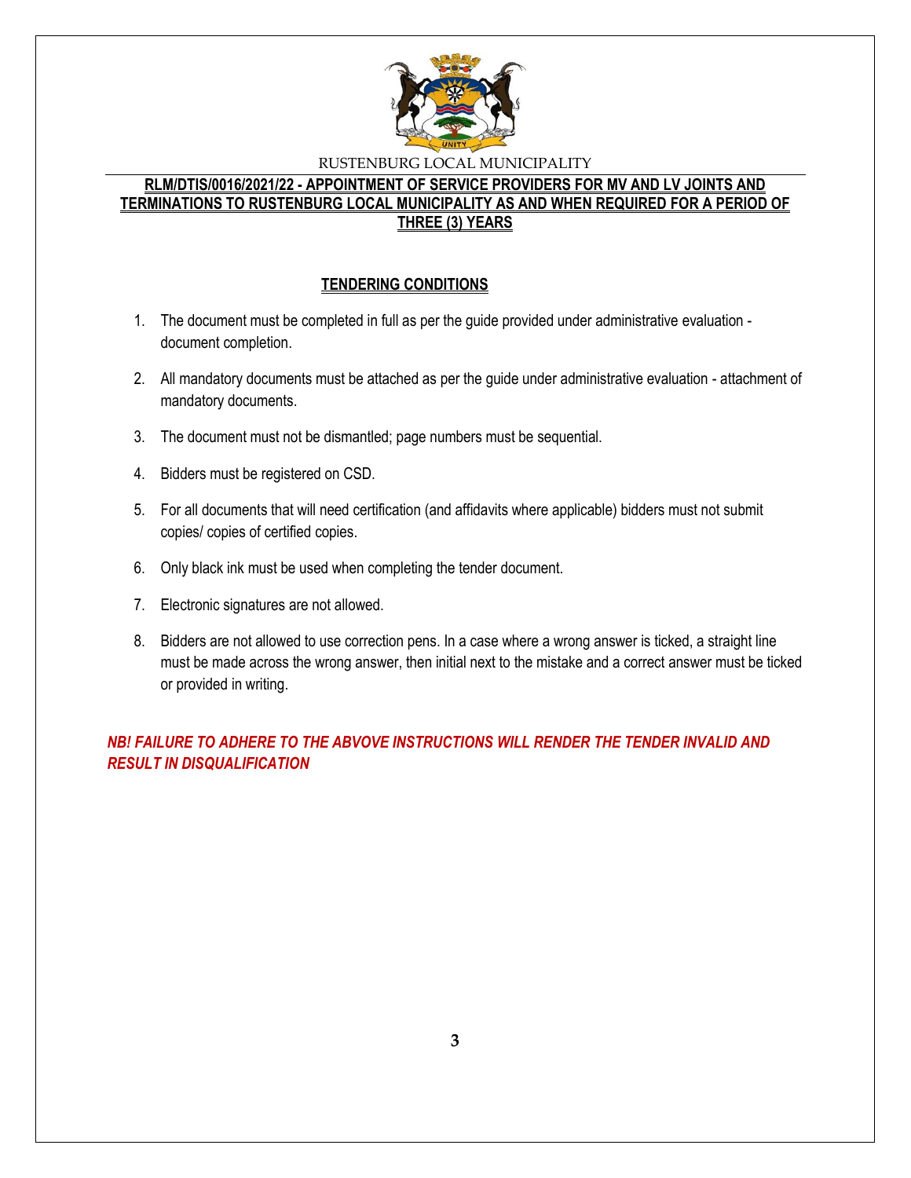RUSTENBURG LOCAL MUNICIPALITY

**RLM/DTIS/0016/2021/22 - APPOINTMENT OF SERVICE PROVIDERS FOR MV AND LV JOINTS AND TERMINATIONS TO RUSTENBURG LOCAL MUNICIPALITY AS AND WHEN REQUIRED FOR A PERIOD OF THREE (3) YEARS**

## TENDERING CONDITIONS

1. The document must be completed in full as per the guide provided under administrative evaluation - document completion.
2. All mandatory documents must be attached as per the guide under administrative evaluation - attachment of mandatory documents.
3. The document must not be dismantled; page numbers must be sequential.
4. Bidders must be registered on CSD.
5. For all documents that will need certification (and affidavits where applicable) bidders must not submit copies/ copies of certified copies.
6. Only black ink must be used when completing the tender document.
7. Electronic signatures are not allowed.
8. Bidders are not allowed to use correction pens. In a case where a wrong answer is ticked, a straight line must be made across the wrong answer, then initial next to the mistake and a correct answer must be ticked or provided in writing.

***NB! FAILURE TO ADHERE TO THE ABVOVE INSTRUCTIONS WILL RENDER THE TENDER INVALID AND RESULT IN DISQUALIFICATION***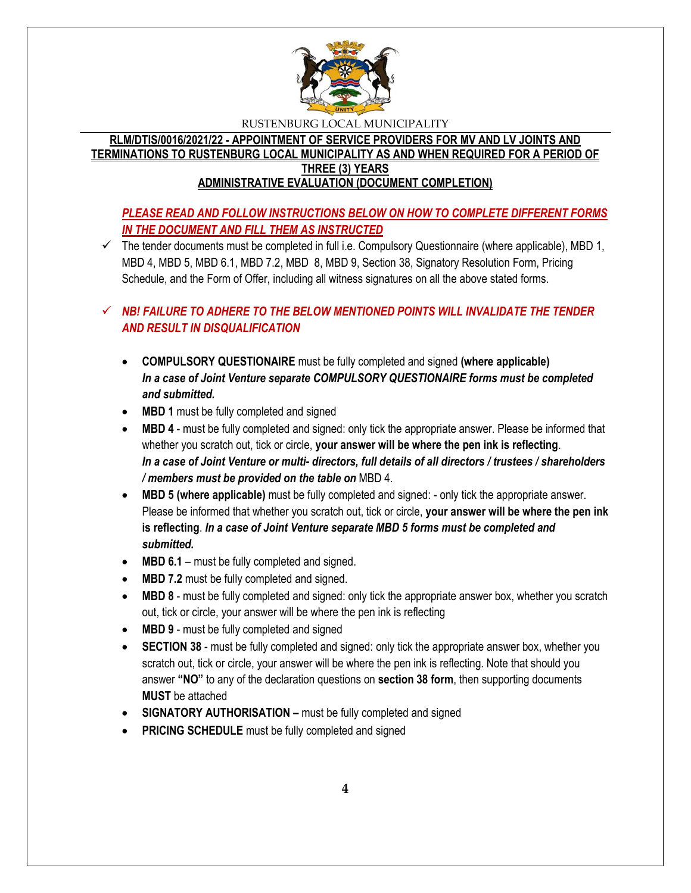RUSTENBURG LOCAL MUNICIPALITY

## RLM/DTIS/0016/2021/22 - APPOINTMENT OF SERVICE PROVIDERS FOR MV AND LV JOINTS AND TERMINATIONS TO RUSTENBURG LOCAL MUNICIPALITY AS AND WHEN REQUIRED FOR A PERIOD OF THREE (3) YEARS

## ADMINISTRATIVE EVALUATION (DOCUMENT COMPLETION)

***PLEASE READ AND FOLLOW INSTRUCTIONS BELOW ON HOW TO COMPLETE DIFFERENT FORMS IN THE DOCUMENT AND FILL THEM AS INSTRUCTED***

- ✓ The tender documents must be completed in full i.e. Compulsory Questionnaire (where applicable), MBD 1, MBD 4, MBD 5, MBD 6.1, MBD 7.2, MBD 8, MBD 9, Section 38, Signatory Resolution Form, Pricing Schedule, and the Form of Offer, including all witness signatures on all the above stated forms.

- ✓ ***NB! FAILURE TO ADHERE TO THE BELOW MENTIONED POINTS WILL INVALIDATE THE TENDER AND RESULT IN DISQUALIFICATION***

  - **COMPULSORY QUESTIONAIRE** must be fully completed and signed **(where applicable)** ***In a case of Joint Venture separate COMPULSORY QUESTIONAIRE forms must be completed and submitted.***
  - **MBD 1** must be fully completed and signed
  - **MBD 4** - must be fully completed and signed: only tick the appropriate answer. Please be informed that whether you scratch out, tick or circle, **your answer will be where the pen ink is reflecting**. ***In a case of Joint Venture or multi- directors, full details of all directors / trustees / shareholders / members must be provided on the table on*** MBD 4.
  - **MBD 5 (where applicable)** must be fully completed and signed: - only tick the appropriate answer. Please be informed that whether you scratch out, tick or circle, **your answer will be where the pen ink is reflecting**. ***In a case of Joint Venture separate MBD 5 forms must be completed and submitted.***
  - **MBD 6.1** – must be fully completed and signed.
  - **MBD 7.2** must be fully completed and signed.
  - **MBD 8** - must be fully completed and signed: only tick the appropriate answer box, whether you scratch out, tick or circle, your answer will be where the pen ink is reflecting
  - **MBD 9** - must be fully completed and signed
  - **SECTION 38** - must be fully completed and signed: only tick the appropriate answer box, whether you scratch out, tick or circle, your answer will be where the pen ink is reflecting. Note that should you answer **"NO"** to any of the declaration questions on **section 38 form**, then supporting documents **MUST** be attached
  - **SIGNATORY AUTHORISATION –** must be fully completed and signed
  - **PRICING SCHEDULE** must be fully completed and signed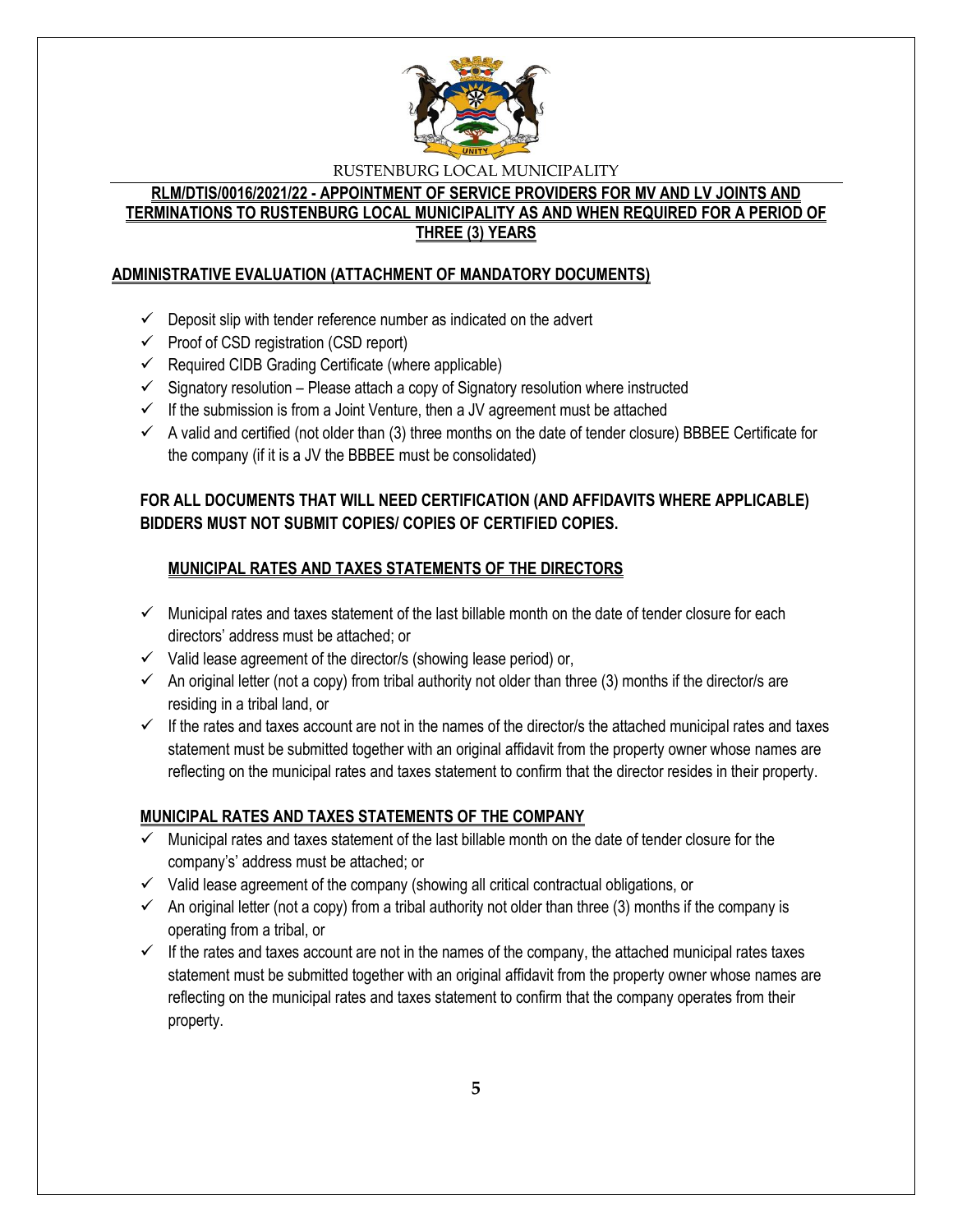**RLM/DTIS/0016/2021/22 - APPOINTMENT OF SERVICE PROVIDERS FOR MV AND LV JOINTS AND TERMINATIONS TO RUSTENBURG LOCAL MUNICIPALITY AS AND WHEN REQUIRED FOR A PERIOD OF THREE (3) YEARS**

## ADMINISTRATIVE EVALUATION (ATTACHMENT OF MANDATORY DOCUMENTS)

- ✓ Deposit slip with tender reference number as indicated on the advert
- ✓ Proof of CSD registration (CSD report)
- ✓ Required CIDB Grading Certificate (where applicable)
- ✓ Signatory resolution – Please attach a copy of Signatory resolution where instructed
- ✓ If the submission is from a Joint Venture, then a JV agreement must be attached
- ✓ A valid and certified (not older than (3) three months on the date of tender closure) BBBEE Certificate for the company (if it is a JV the BBBEE must be consolidated)

**FOR ALL DOCUMENTS THAT WILL NEED CERTIFICATION (AND AFFIDAVITS WHERE APPLICABLE) BIDDERS MUST NOT SUBMIT COPIES/ COPIES OF CERTIFIED COPIES.**

### MUNICIPAL RATES AND TAXES STATEMENTS OF THE DIRECTORS

- ✓ Municipal rates and taxes statement of the last billable month on the date of tender closure for each directors' address must be attached; or
- ✓ Valid lease agreement of the director/s (showing lease period) or,
- ✓ An original letter (not a copy) from tribal authority not older than three (3) months if the director/s are residing in a tribal land, or
- ✓ If the rates and taxes account are not in the names of the director/s the attached municipal rates and taxes statement must be submitted together with an original affidavit from the property owner whose names are reflecting on the municipal rates and taxes statement to confirm that the director resides in their property.

### MUNICIPAL RATES AND TAXES STATEMENTS OF THE COMPANY

- ✓ Municipal rates and taxes statement of the last billable month on the date of tender closure for the company's' address must be attached; or
- ✓ Valid lease agreement of the company (showing all critical contractual obligations, or
- ✓ An original letter (not a copy) from a tribal authority not older than three (3) months if the company is operating from a tribal, or
- ✓ If the rates and taxes account are not in the names of the company, the attached municipal rates taxes statement must be submitted together with an original affidavit from the property owner whose names are reflecting on the municipal rates and taxes statement to confirm that the company operates from their property.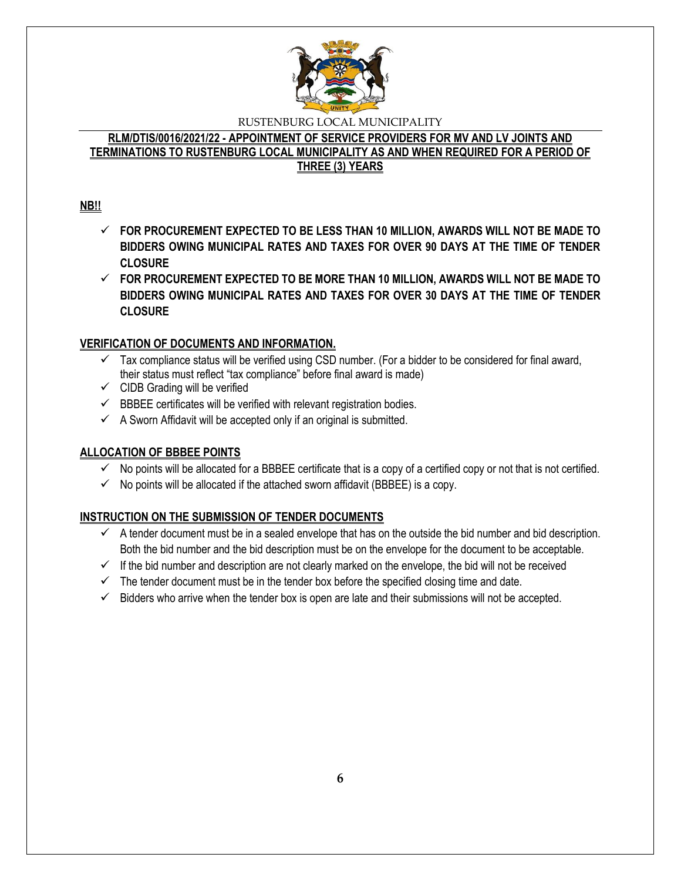RUSTENBURG LOCAL MUNICIPALITY

**RLM/DTIS/0016/2021/22 - APPOINTMENT OF SERVICE PROVIDERS FOR MV AND LV JOINTS AND TERMINATIONS TO RUSTENBURG LOCAL MUNICIPALITY AS AND WHEN REQUIRED FOR A PERIOD OF THREE (3) YEARS**

**NB!!**

- ✓ **FOR PROCUREMENT EXPECTED TO BE LESS THAN 10 MILLION, AWARDS WILL NOT BE MADE TO BIDDERS OWING MUNICIPAL RATES AND TAXES FOR OVER 90 DAYS AT THE TIME OF TENDER CLOSURE**
- ✓ **FOR PROCUREMENT EXPECTED TO BE MORE THAN 10 MILLION, AWARDS WILL NOT BE MADE TO BIDDERS OWING MUNICIPAL RATES AND TAXES FOR OVER 30 DAYS AT THE TIME OF TENDER CLOSURE**

**VERIFICATION OF DOCUMENTS AND INFORMATION.**

- ✓ Tax compliance status will be verified using CSD number. (For a bidder to be considered for final award, their status must reflect "tax compliance" before final award is made)
- ✓ CIDB Grading will be verified
- ✓ BBBEE certificates will be verified with relevant registration bodies.
- ✓ A Sworn Affidavit will be accepted only if an original is submitted.

**ALLOCATION OF BBBEE POINTS**

- ✓ No points will be allocated for a BBBEE certificate that is a copy of a certified copy or not that is not certified.
- ✓ No points will be allocated if the attached sworn affidavit (BBBEE) is a copy.

**INSTRUCTION ON THE SUBMISSION OF TENDER DOCUMENTS**

- ✓ A tender document must be in a sealed envelope that has on the outside the bid number and bid description. Both the bid number and the bid description must be on the envelope for the document to be acceptable.
- ✓ If the bid number and description are not clearly marked on the envelope, the bid will not be received
- ✓ The tender document must be in the tender box before the specified closing time and date.
- ✓ Bidders who arrive when the tender box is open are late and their submissions will not be accepted.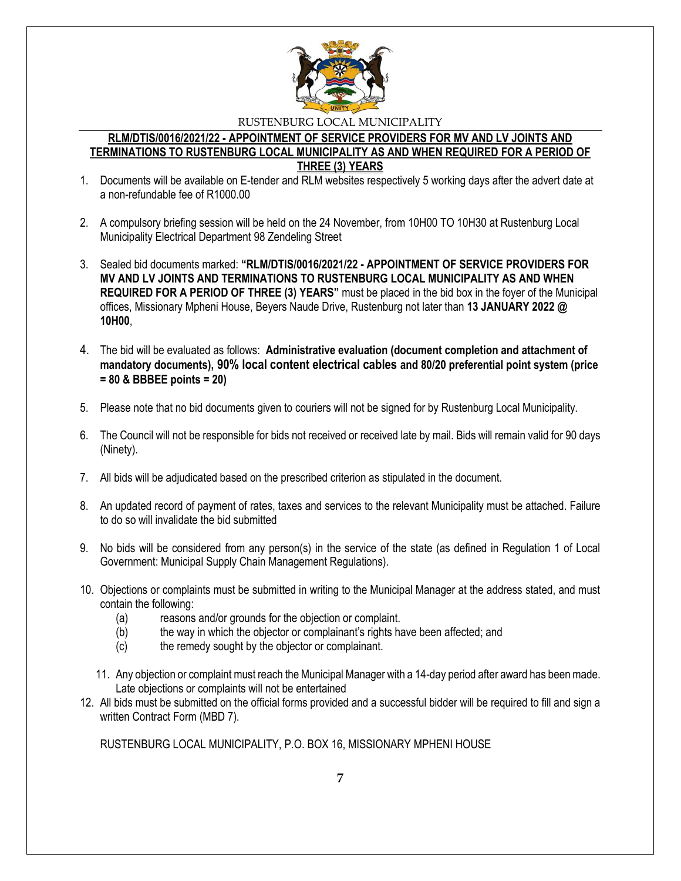RUSTENBURG LOCAL MUNICIPALITY

## RLM/DTIS/0016/2021/22 - APPOINTMENT OF SERVICE PROVIDERS FOR MV AND LV JOINTS AND TERMINATIONS TO RUSTENBURG LOCAL MUNICIPALITY AS AND WHEN REQUIRED FOR A PERIOD OF THREE (3) YEARS

1. Documents will be available on E-tender and RLM websites respectively 5 working days after the advert date at a non-refundable fee of R1000.00

2. A compulsory briefing session will be held on the 24 November, from 10H00 TO 10H30 at Rustenburg Local Municipality Electrical Department 98 Zendeling Street

3. Sealed bid documents marked: **"RLM/DTIS/0016/2021/22 - APPOINTMENT OF SERVICE PROVIDERS FOR MV AND LV JOINTS AND TERMINATIONS TO RUSTENBURG LOCAL MUNICIPALITY AS AND WHEN REQUIRED FOR A PERIOD OF THREE (3) YEARS"** must be placed in the bid box in the foyer of the Municipal offices, Missionary Mpheni House, Beyers Naude Drive, Rustenburg not later than **13 JANUARY 2022 @ 10H00**,

4. The bid will be evaluated as follows: **Administrative evaluation (document completion and attachment of mandatory documents), 90% local content electrical cables and 80/20 preferential point system (price = 80 & BBBEE points = 20)**

5. Please note that no bid documents given to couriers will not be signed for by Rustenburg Local Municipality.

6. The Council will not be responsible for bids not received or received late by mail. Bids will remain valid for 90 days (Ninety).

7. All bids will be adjudicated based on the prescribed criterion as stipulated in the document.

8. An updated record of payment of rates, taxes and services to the relevant Municipality must be attached. Failure to do so will invalidate the bid submitted

9. No bids will be considered from any person(s) in the service of the state (as defined in Regulation 1 of Local Government: Municipal Supply Chain Management Regulations).

10. Objections or complaints must be submitted in writing to the Municipal Manager at the address stated, and must contain the following:
    (a) reasons and/or grounds for the objection or complaint.
    (b) the way in which the objector or complainant's rights have been affected; and
    (c) the remedy sought by the objector or complainant.

11. Any objection or complaint must reach the Municipal Manager with a 14-day period after award has been made. Late objections or complaints will not be entertained

12. All bids must be submitted on the official forms provided and a successful bidder will be required to fill and sign a written Contract Form (MBD 7).

RUSTENBURG LOCAL MUNICIPALITY, P.O. BOX 16, MISSIONARY MPHENI HOUSE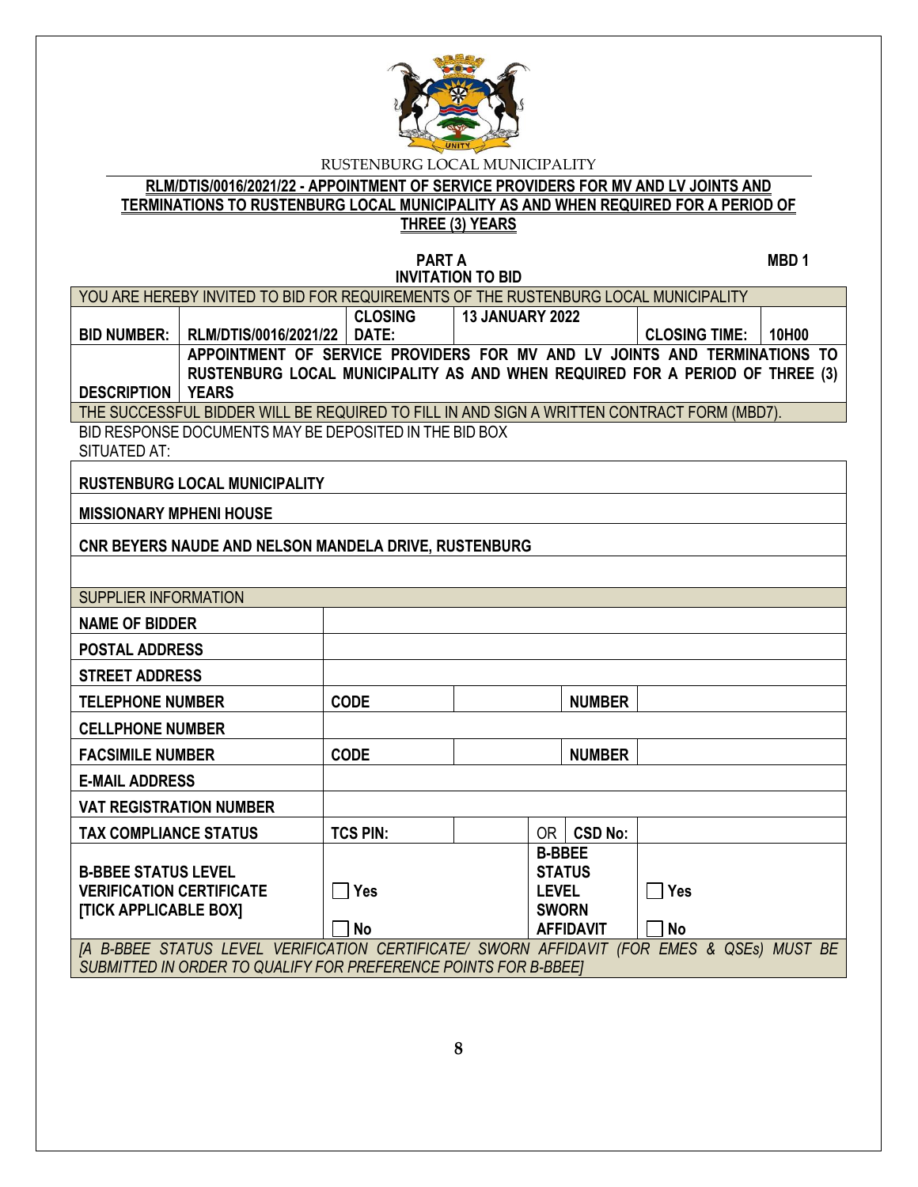RUSTENBURG LOCAL MUNICIPALITY

**RLM/DTIS/0016/2021/22 - APPOINTMENT OF SERVICE PROVIDERS FOR MV AND LV JOINTS AND TERMINATIONS TO RUSTENBURG LOCAL MUNICIPALITY AS AND WHEN REQUIRED FOR A PERIOD OF THREE (3) YEARS**

**PART A** **MBD 1**

**INVITATION TO BID**

| YOU ARE HEREBY INVITED TO BID FOR REQUIREMENTS OF THE RUSTENBURG LOCAL MUNICIPALITY | | | | | |
|---|---|---|---|---|---|
| **BID NUMBER:** | **RLM/DTIS/0016/2021/22** | **CLOSING DATE:** | **13 JANUARY 2022** | **CLOSING TIME:** | **10H00** |
| **DESCRIPTION** | **APPOINTMENT OF SERVICE PROVIDERS FOR MV AND LV JOINTS AND TERMINATIONS TO RUSTENBURG LOCAL MUNICIPALITY AS AND WHEN REQUIRED FOR A PERIOD OF THREE (3) YEARS** | | | | |
| THE SUCCESSFUL BIDDER WILL BE REQUIRED TO FILL IN AND SIGN A WRITTEN CONTRACT FORM (MBD7). | | | | | |

BID RESPONSE DOCUMENTS MAY BE DEPOSITED IN THE BID BOX SITUATED AT:

| |
|---|
| **RUSTENBURG LOCAL MUNICIPALITY** |
| **MISSIONARY MPHENI HOUSE** |
| **CNR BEYERS NAUDE AND NELSON MANDELA DRIVE, RUSTENBURG** |
| |

| SUPPLIER INFORMATION | | | | |
|---|---|---|---|---|
| **NAME OF BIDDER** | | | | |
| **POSTAL ADDRESS** | | | | |
| **STREET ADDRESS** | | | | |
| **TELEPHONE NUMBER** | **CODE** | | **NUMBER** | |
| **CELLPHONE NUMBER** | | | | |
| **FACSIMILE NUMBER** | **CODE** | | **NUMBER** | |
| **E-MAIL ADDRESS** | | | | |
| **VAT REGISTRATION NUMBER** | | | | |
| **TAX COMPLIANCE STATUS** | **TCS PIN:** | | OR **CSD No:** | |
| **B-BBEE STATUS LEVEL VERIFICATION CERTIFICATE [TICK APPLICABLE BOX]** | ☐ Yes<br>☐ No | | **B-BBEE STATUS LEVEL SWORN AFFIDAVIT** | ☐ Yes<br>☐ No |
| *[A B-BBEE STATUS LEVEL VERIFICATION CERTIFICATE/ SWORN AFFIDAVIT (FOR EMES & QSEs) MUST BE SUBMITTED IN ORDER TO QUALIFY FOR PREFERENCE POINTS FOR B-BBEE]* | | | | |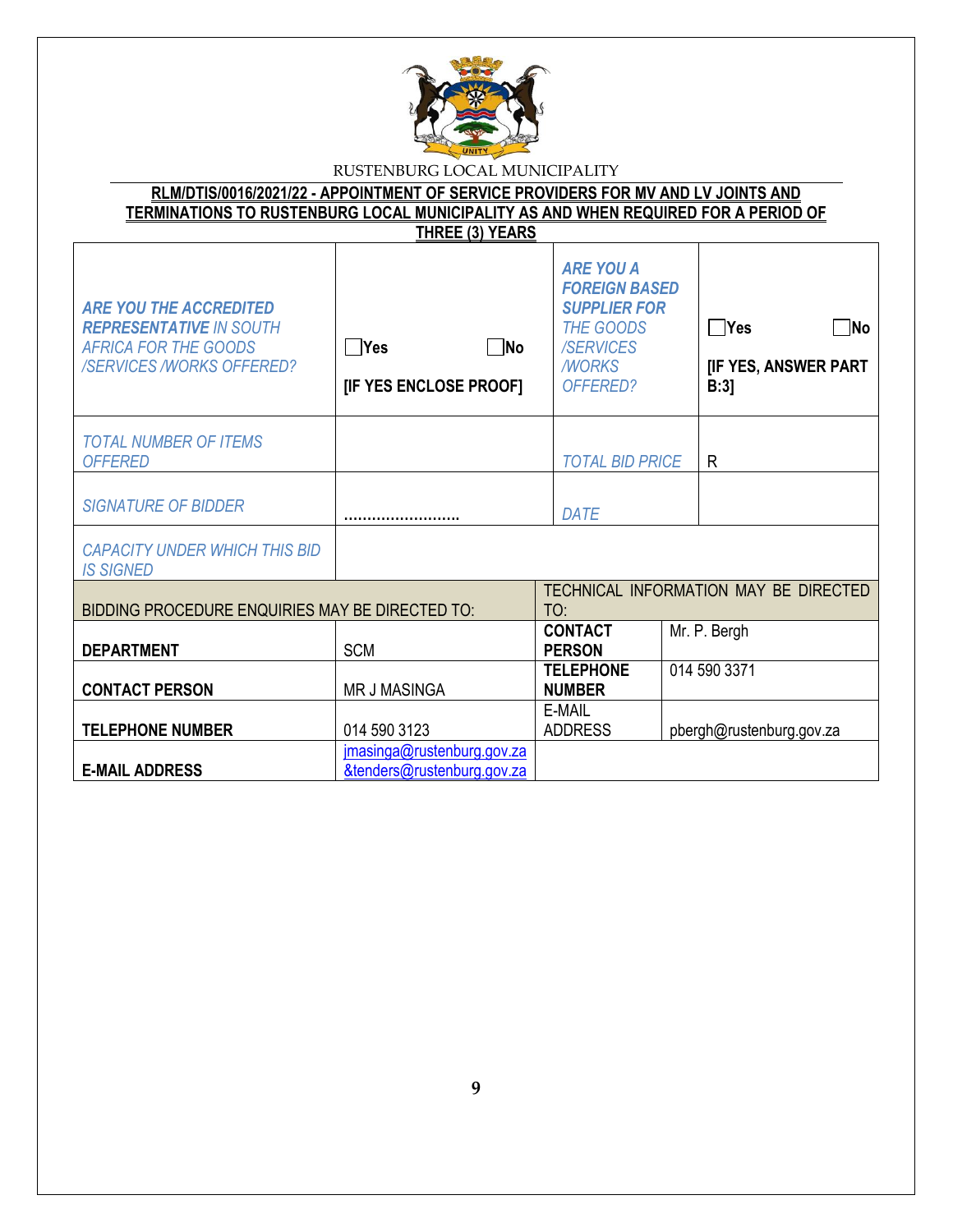RUSTENBURG LOCAL MUNICIPALITY

**RLM/DTIS/0016/2021/22 - APPOINTMENT OF SERVICE PROVIDERS FOR MV AND LV JOINTS AND TERMINATIONS TO RUSTENBURG LOCAL MUNICIPALITY AS AND WHEN REQUIRED FOR A PERIOD OF THREE (3) YEARS**

| | | | |
|---|---|---|---|
| ***ARE YOU THE ACCREDITED REPRESENTATIVE*** *IN SOUTH AFRICA FOR THE GOODS /SERVICES /WORKS OFFERED?* | ☐**Yes** ☐**No** **[IF YES ENCLOSE PROOF]** | ***ARE YOU A FOREIGN BASED SUPPLIER FOR*** *THE GOODS /SERVICES /WORKS OFFERED?* | ☐**Yes** ☐**No** **[IF YES, ANSWER PART B:3]** |
| *TOTAL NUMBER OF ITEMS OFFERED* | | *TOTAL BID PRICE* | R |
| *SIGNATURE OF BIDDER* | …………………… | *DATE* | |
| *CAPACITY UNDER WHICH THIS BID IS SIGNED* | | | |

| BIDDING PROCEDURE ENQUIRIES MAY BE DIRECTED TO: | | TECHNICAL INFORMATION MAY BE DIRECTED TO: | |
|---|---|---|---|
| **DEPARTMENT** | SCM | **CONTACT PERSON** | Mr. P. Bergh |
| **CONTACT PERSON** | MR J MASINGA | **TELEPHONE NUMBER** | 014 590 3371 |
| **TELEPHONE NUMBER** | 014 590 3123 | E-MAIL ADDRESS | pbergh@rustenburg.gov.za |
| **E-MAIL ADDRESS** | jmasinga@rustenburg.gov.za &tenders@rustenburg.gov.za | | |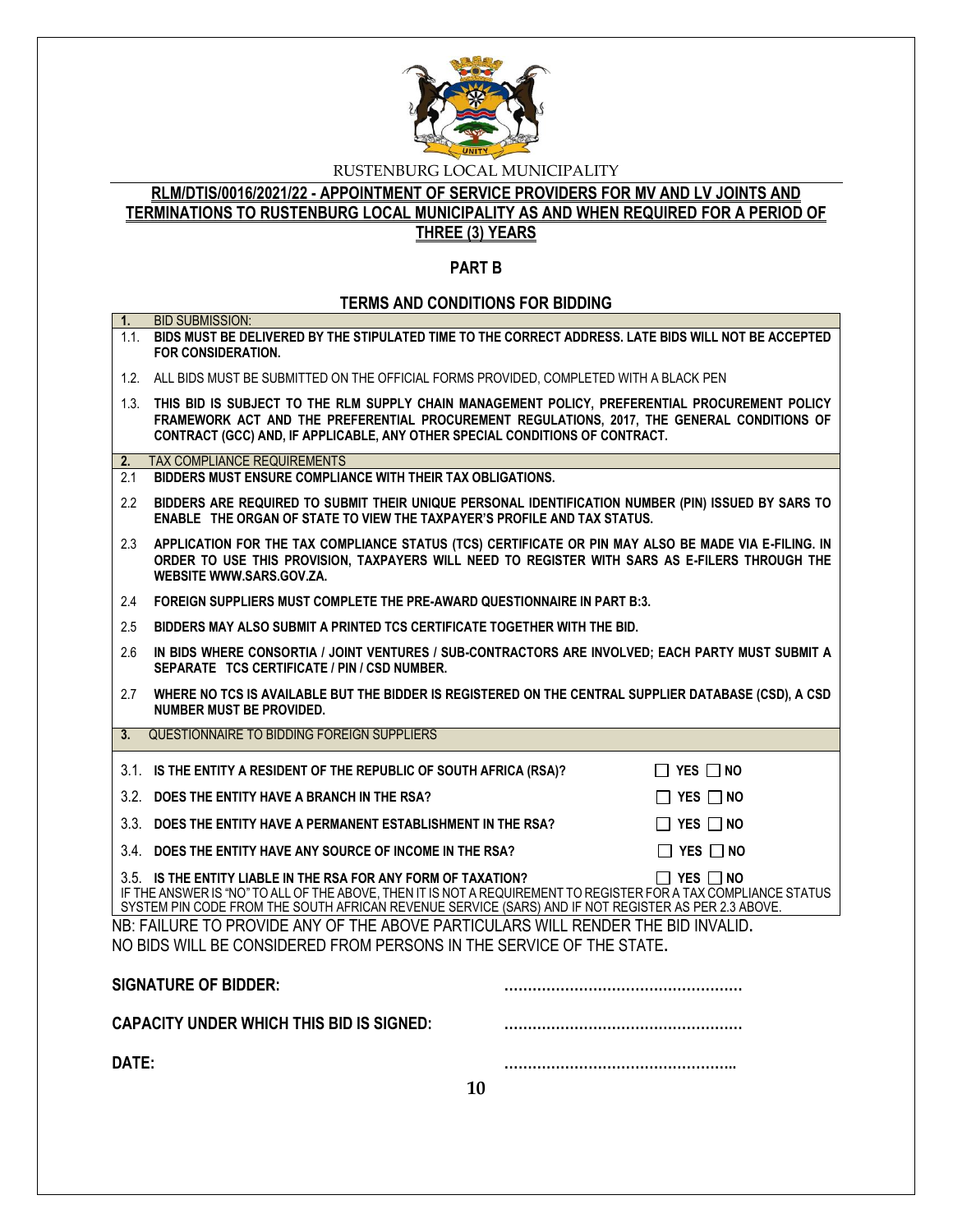RUSTENBURG LOCAL MUNICIPALITY

# RLM/DTIS/0016/2021/22 - APPOINTMENT OF SERVICE PROVIDERS FOR MV AND LV JOINTS AND TERMINATIONS TO RUSTENBURG LOCAL MUNICIPALITY AS AND WHEN REQUIRED FOR A PERIOD OF THREE (3) YEARS

## PART B

## TERMS AND CONDITIONS FOR BIDDING

**1.** BID SUBMISSION:

1.1. **BIDS MUST BE DELIVERED BY THE STIPULATED TIME TO THE CORRECT ADDRESS. LATE BIDS WILL NOT BE ACCEPTED FOR CONSIDERATION.**

1.2. ALL BIDS MUST BE SUBMITTED ON THE OFFICIAL FORMS PROVIDED, COMPLETED WITH A BLACK PEN

1.3. **THIS BID IS SUBJECT TO THE RLM SUPPLY CHAIN MANAGEMENT POLICY, PREFERENTIAL PROCUREMENT POLICY FRAMEWORK ACT AND THE PREFERENTIAL PROCUREMENT REGULATIONS, 2017, THE GENERAL CONDITIONS OF CONTRACT (GCC) AND, IF APPLICABLE, ANY OTHER SPECIAL CONDITIONS OF CONTRACT.**

**2.** TAX COMPLIANCE REQUIREMENTS

2.1 **BIDDERS MUST ENSURE COMPLIANCE WITH THEIR TAX OBLIGATIONS.**

2.2 **BIDDERS ARE REQUIRED TO SUBMIT THEIR UNIQUE PERSONAL IDENTIFICATION NUMBER (PIN) ISSUED BY SARS TO ENABLE THE ORGAN OF STATE TO VIEW THE TAXPAYER'S PROFILE AND TAX STATUS.**

2.3 **APPLICATION FOR THE TAX COMPLIANCE STATUS (TCS) CERTIFICATE OR PIN MAY ALSO BE MADE VIA E-FILING. IN ORDER TO USE THIS PROVISION, TAXPAYERS WILL NEED TO REGISTER WITH SARS AS E-FILERS THROUGH THE WEBSITE WWW.SARS.GOV.ZA.**

2.4 **FOREIGN SUPPLIERS MUST COMPLETE THE PRE-AWARD QUESTIONNAIRE IN PART B:3.**

2.5 **BIDDERS MAY ALSO SUBMIT A PRINTED TCS CERTIFICATE TOGETHER WITH THE BID.**

2.6 **IN BIDS WHERE CONSORTIA / JOINT VENTURES / SUB-CONTRACTORS ARE INVOLVED; EACH PARTY MUST SUBMIT A SEPARATE TCS CERTIFICATE / PIN / CSD NUMBER.**

2.7 **WHERE NO TCS IS AVAILABLE BUT THE BIDDER IS REGISTERED ON THE CENTRAL SUPPLIER DATABASE (CSD), A CSD NUMBER MUST BE PROVIDED.**

**3.** QUESTIONNAIRE TO BIDDING FOREIGN SUPPLIERS

3.1. **IS THE ENTITY A RESIDENT OF THE REPUBLIC OF SOUTH AFRICA (RSA)?** ☐ **YES** ☐ **NO**

3.2. **DOES THE ENTITY HAVE A BRANCH IN THE RSA?** ☐ **YES** ☐ **NO**

3.3. **DOES THE ENTITY HAVE A PERMANENT ESTABLISHMENT IN THE RSA?** ☐ **YES** ☐ **NO**

3.4. **DOES THE ENTITY HAVE ANY SOURCE OF INCOME IN THE RSA?** ☐ **YES** ☐ **NO**

3.5. **IS THE ENTITY LIABLE IN THE RSA FOR ANY FORM OF TAXATION?** ☐ **YES** ☐ **NO**

IF THE ANSWER IS "NO" TO ALL OF THE ABOVE, THEN IT IS NOT A REQUIREMENT TO REGISTER FOR A TAX COMPLIANCE STATUS SYSTEM PIN CODE FROM THE SOUTH AFRICAN REVENUE SERVICE (SARS) AND IF NOT REGISTER AS PER 2.3 ABOVE.

NB: FAILURE TO PROVIDE ANY OF THE ABOVE PARTICULARS WILL RENDER THE BID INVALID.
NO BIDS WILL BE CONSIDERED FROM PERSONS IN THE SERVICE OF THE STATE.

**SIGNATURE OF BIDDER:** ……………………………………………

**CAPACITY UNDER WHICH THIS BID IS SIGNED:** ……………………………………………

**DATE:** …………………………………………..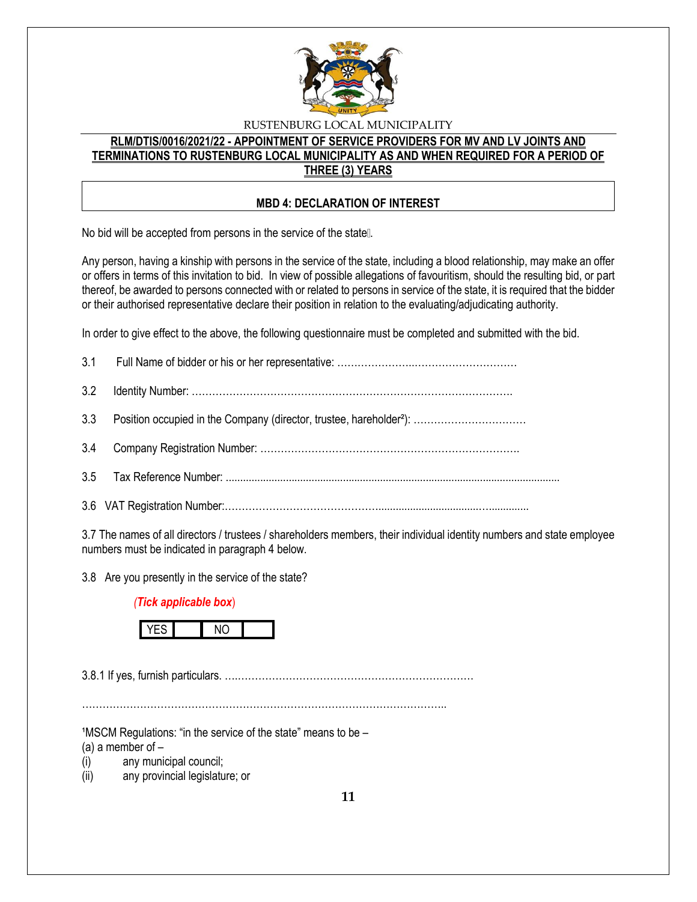RUSTENBURG LOCAL MUNICIPALITY

**RLM/DTIS/0016/2021/22 - APPOINTMENT OF SERVICE PROVIDERS FOR MV AND LV JOINTS AND TERMINATIONS TO RUSTENBURG LOCAL MUNICIPALITY AS AND WHEN REQUIRED FOR A PERIOD OF THREE (3) YEARS**

## MBD 4: DECLARATION OF INTEREST

No bid will be accepted from persons in the service of the state[1].

Any person, having a kinship with persons in the service of the state, including a blood relationship, may make an offer or offers in terms of this invitation to bid. In view of possible allegations of favouritism, should the resulting bid, or part thereof, be awarded to persons connected with or related to persons in service of the state, it is required that the bidder or their authorised representative declare their position in relation to the evaluating/adjudicating authority.

In order to give effect to the above, the following questionnaire must be completed and submitted with the bid.

3.1 Full Name of bidder or his or her representative: ……………………………………………………

3.2 Identity Number: ……………………………………………………………………………………

3.3 Position occupied in the Company (director, trustee, hareholder[2]): ……………………………

3.4 Company Registration Number: …………………………………………………………………

3.5 Tax Reference Number: ……………………………………………………………………………

3.6 VAT Registration Number:……………………………………………………………………………

3.7 The names of all directors / trustees / shareholders members, their individual identity numbers and state employee numbers must be indicated in paragraph 4 below.

3.8 Are you presently in the service of the state?

*(Tick applicable box)*

| YES | | NO | |
|---|---|---|---|

3.8.1 If yes, furnish particulars. ……………………………………………………………………

……………………………………………………………………………………………………

[1]MSCM Regulations: “in the service of the state” means to be –
(a) a member of –
(i) any municipal council;
(ii) any provincial legislature; or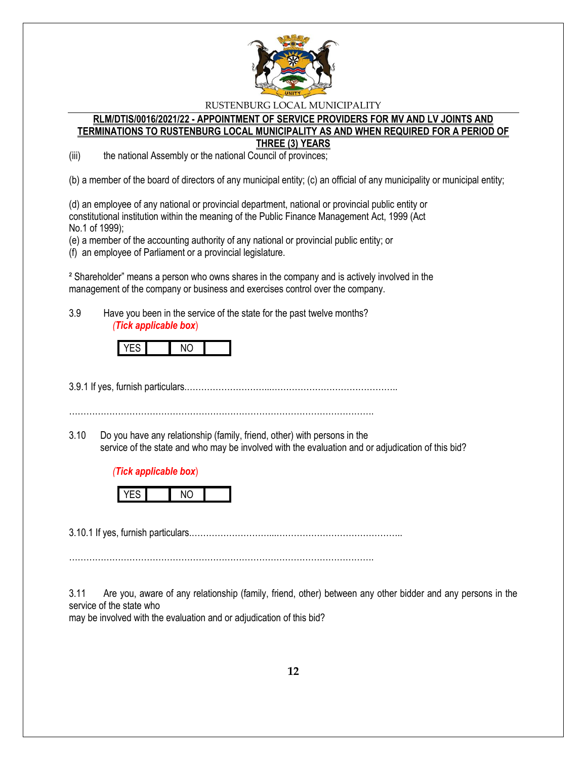(iii) the national Assembly or the national Council of provinces;

(b) a member of the board of directors of any municipal entity; (c) an official of any municipality or municipal entity;

(d) an employee of any national or provincial department, national or provincial public entity or constitutional institution within the meaning of the Public Finance Management Act, 1999 (Act No.1 of 1999);
(e) a member of the accounting authority of any national or provincial public entity; or
(f) an employee of Parliament or a provincial legislature.

² Shareholder" means a person who owns shares in the company and is actively involved in the management of the company or business and exercises control over the company.

3.9 Have you been in the service of the state for the past twelve months?
*(Tick applicable box)*

| YES | | NO | |
|---|---|---|---|

3.9.1 If yes, furnish particulars.………………………...……………………………………..

…………………………………………………………………………………………….

3.10 Do you have any relationship (family, friend, other) with persons in the service of the state and who may be involved with the evaluation and or adjudication of this bid?

*(Tick applicable box)*

| YES | | NO | |
|---|---|---|---|

3.10.1 If yes, furnish particulars.………………………...……………………………………..

…………………………………………………………………………………………….

3.11 Are you, aware of any relationship (family, friend, other) between any other bidder and any persons in the service of the state who
may be involved with the evaluation and or adjudication of this bid?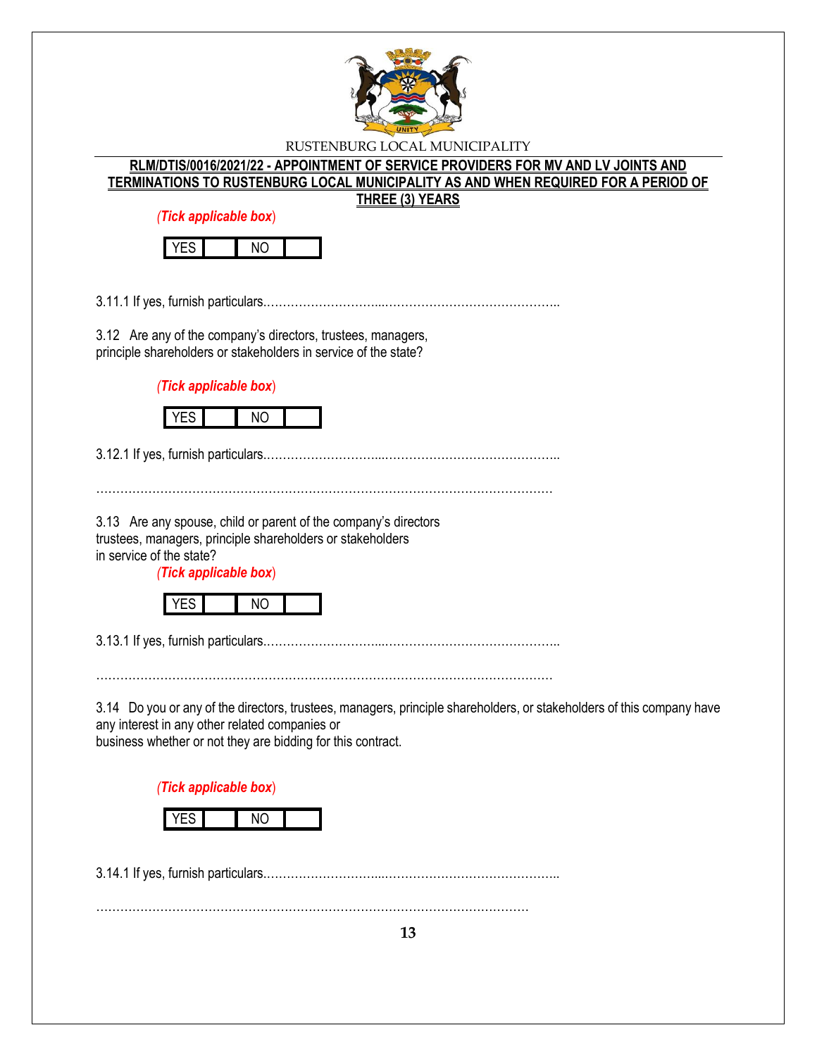**RLM/DTIS/0016/2021/22 - APPOINTMENT OF SERVICE PROVIDERS FOR MV AND LV JOINTS AND TERMINATIONS TO RUSTENBURG LOCAL MUNICIPALITY AS AND WHEN REQUIRED FOR A PERIOD OF THREE (3) YEARS**

*(Tick applicable box)*

| YES | | NO | |
|---|---|---|---|

3.11.1 If yes, furnish particulars.…………………………..……………………………………..

3.12 Are any of the company's directors, trustees, managers, principle shareholders or stakeholders in service of the state?

*(Tick applicable box)*

| YES | | NO | |
|---|---|---|---|

3.12.1 If yes, furnish particulars.…………………………..……………………………………..

…………………………………………………………………………………………………

3.13 Are any spouse, child or parent of the company's directors trustees, managers, principle shareholders or stakeholders in service of the state?

*(Tick applicable box)*

| YES | | NO | |
|---|---|---|---|

3.13.1 If yes, furnish particulars.…………………………..……………………………………..

…………………………………………………………………………………………………

3.14 Do you or any of the directors, trustees, managers, principle shareholders, or stakeholders of this company have any interest in any other related companies or business whether or not they are bidding for this contract.

*(Tick applicable box)*

| YES | | NO | |
|---|---|---|---|

3.14.1 If yes, furnish particulars.…………………………..……………………………………..

……………………………………………………………………………………………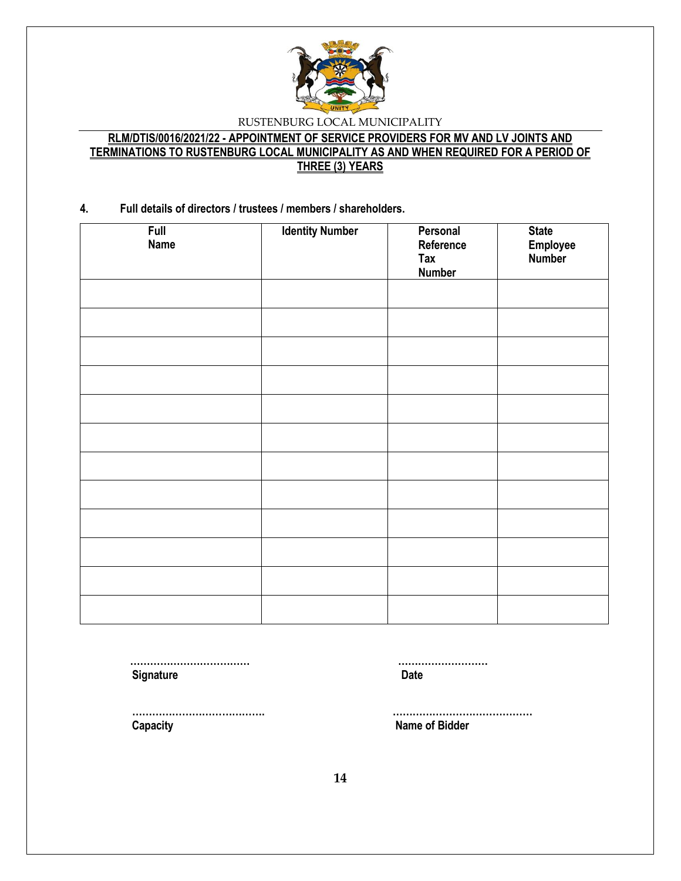RUSTENBURG LOCAL MUNICIPALITY

**RLM/DTIS/0016/2021/22 - APPOINTMENT OF SERVICE PROVIDERS FOR MV AND LV JOINTS AND TERMINATIONS TO RUSTENBURG LOCAL MUNICIPALITY AS AND WHEN REQUIRED FOR A PERIOD OF THREE (3) YEARS**

**4. Full details of directors / trustees / members / shareholders.**

| Full Name | Identity Number | Personal Reference Tax Number | State Employee Number |
|---|---|---|---|
| | | | |
| | | | |
| | | | |
| | | | |
| | | | |
| | | | |
| | | | |
| | | | |
| | | | |
| | | | |
| | | | |
| | | | |

……………………………… 
**Signature**

……………………… 
**Date**

…………………………………. 
**Capacity**

…………………………………… 
**Name of Bidder**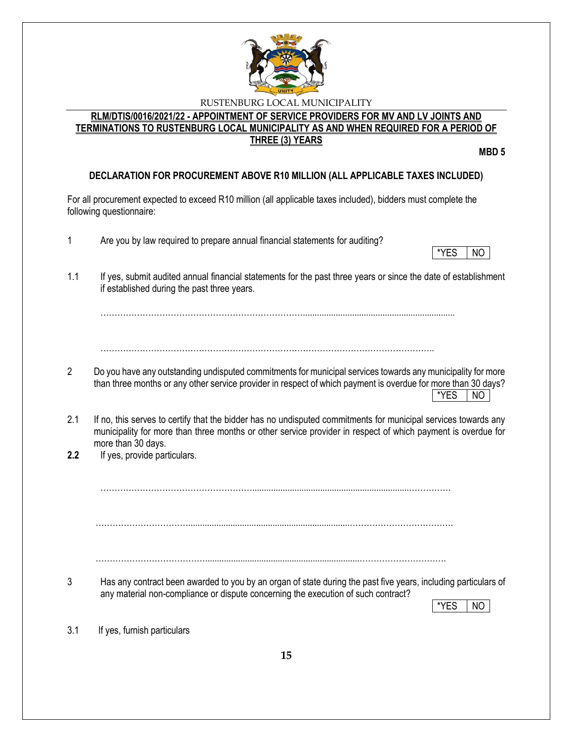RUSTENBURG LOCAL MUNICIPALITY

**RLM/DTIS/0016/2021/22 - APPOINTMENT OF SERVICE PROVIDERS FOR MV AND LV JOINTS AND TERMINATIONS TO RUSTENBURG LOCAL MUNICIPALITY AS AND WHEN REQUIRED FOR A PERIOD OF THREE (3) YEARS**

**MBD 5**

**DECLARATION FOR PROCUREMENT ABOVE R10 MILLION (ALL APPLICABLE TAXES INCLUDED)**

For all procurement expected to exceed R10 million (all applicable taxes included), bidders must complete the following questionnaire:

1 Are you by law required to prepare annual financial statements for auditing?

| *YES | NO |
|---|---|

1.1 If yes, submit audited annual financial statements for the past three years or since the date of establishment if established during the past three years.

………………………………………………………………………………………………………………

………………………………………………………………………………………………………………

2 Do you have any outstanding undisputed commitments for municipal services towards any municipality for more than three months or any other service provider in respect of which payment is overdue for more than 30 days?

| *YES | NO |
|---|---|

2.1 If no, this serves to certify that the bidder has no undisputed commitments for municipal services towards any municipality for more than three months or other service provider in respect of which payment is overdue for more than 30 days.

**2.2** If yes, provide particulars.

………………………………………………………………………………………………………………

………………………………………………………………………………………………………………

………………………………………………………………………………………………………………

3 Has any contract been awarded to you by an organ of state during the past five years, including particulars of any material non-compliance or dispute concerning the execution of such contract?

| *YES | NO |
|---|---|

3.1 If yes, furnish particulars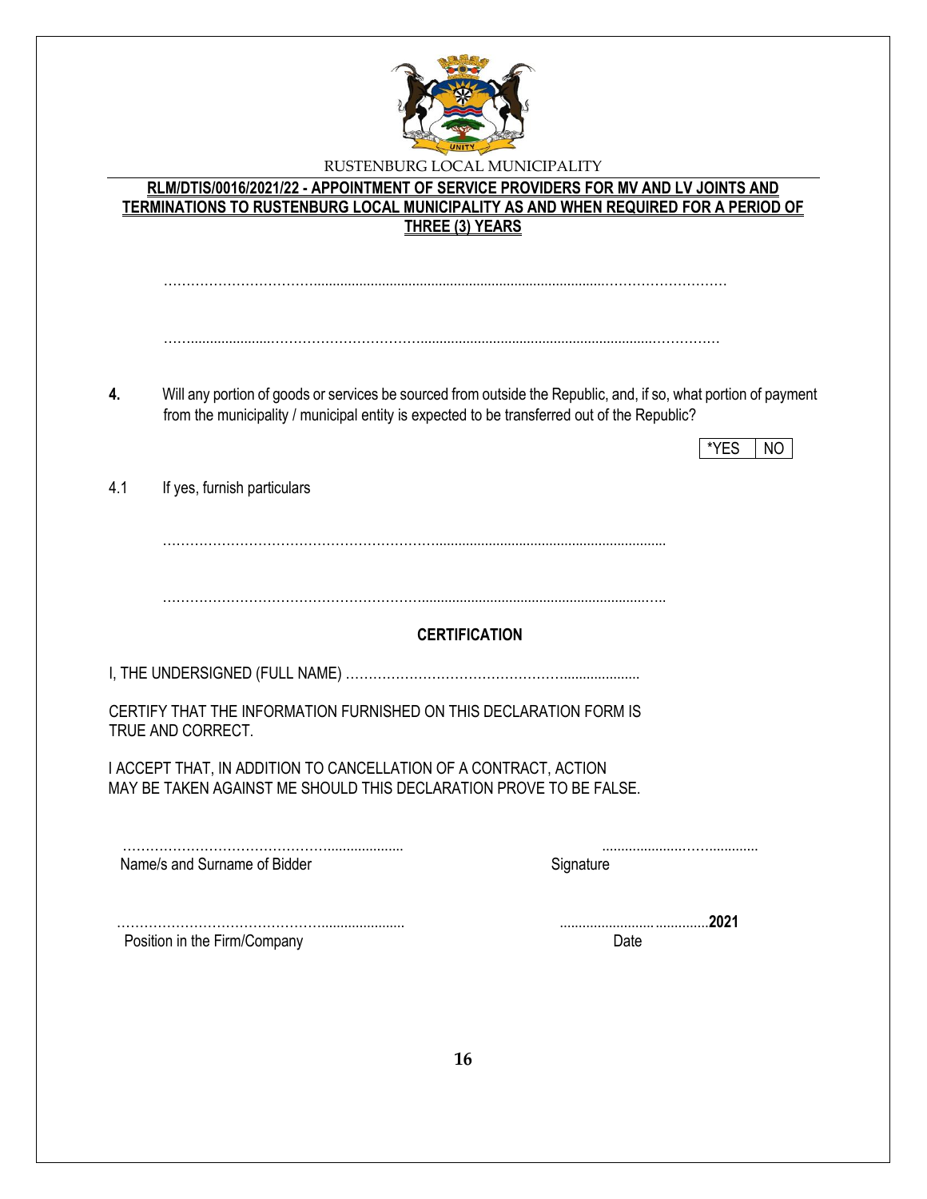RUSTENBURG LOCAL MUNICIPALITY

**RLM/DTIS/0016/2021/22 - APPOINTMENT OF SERVICE PROVIDERS FOR MV AND LV JOINTS AND TERMINATIONS TO RUSTENBURG LOCAL MUNICIPALITY AS AND WHEN REQUIRED FOR A PERIOD OF THREE (3) YEARS**

……………………………………………………………………………………………………………

……………………………………………………………………………………………………………

**4.** Will any portion of goods or services be sourced from outside the Republic, and, if so, what portion of payment from the municipality / municipal entity is expected to be transferred out of the Republic?

| *YES | NO |
|---|---|

4.1 If yes, furnish particulars

……………………………………………………………………………………………

……………………………………………………………………………………………

**CERTIFICATION**

I, THE UNDERSIGNED (FULL NAME) ……………………………………………………………

CERTIFY THAT THE INFORMATION FURNISHED ON THIS DECLARATION FORM IS TRUE AND CORRECT.

I ACCEPT THAT, IN ADDITION TO CANCELLATION OF A CONTRACT, ACTION MAY BE TAKEN AGAINST ME SHOULD THIS DECLARATION PROVE TO BE FALSE.

……………………………………………………… ……………………………………
Name/s and Surname of Bidder Signature

……………………………………………………… ………………………………**2021**
Position in the Firm/Company Date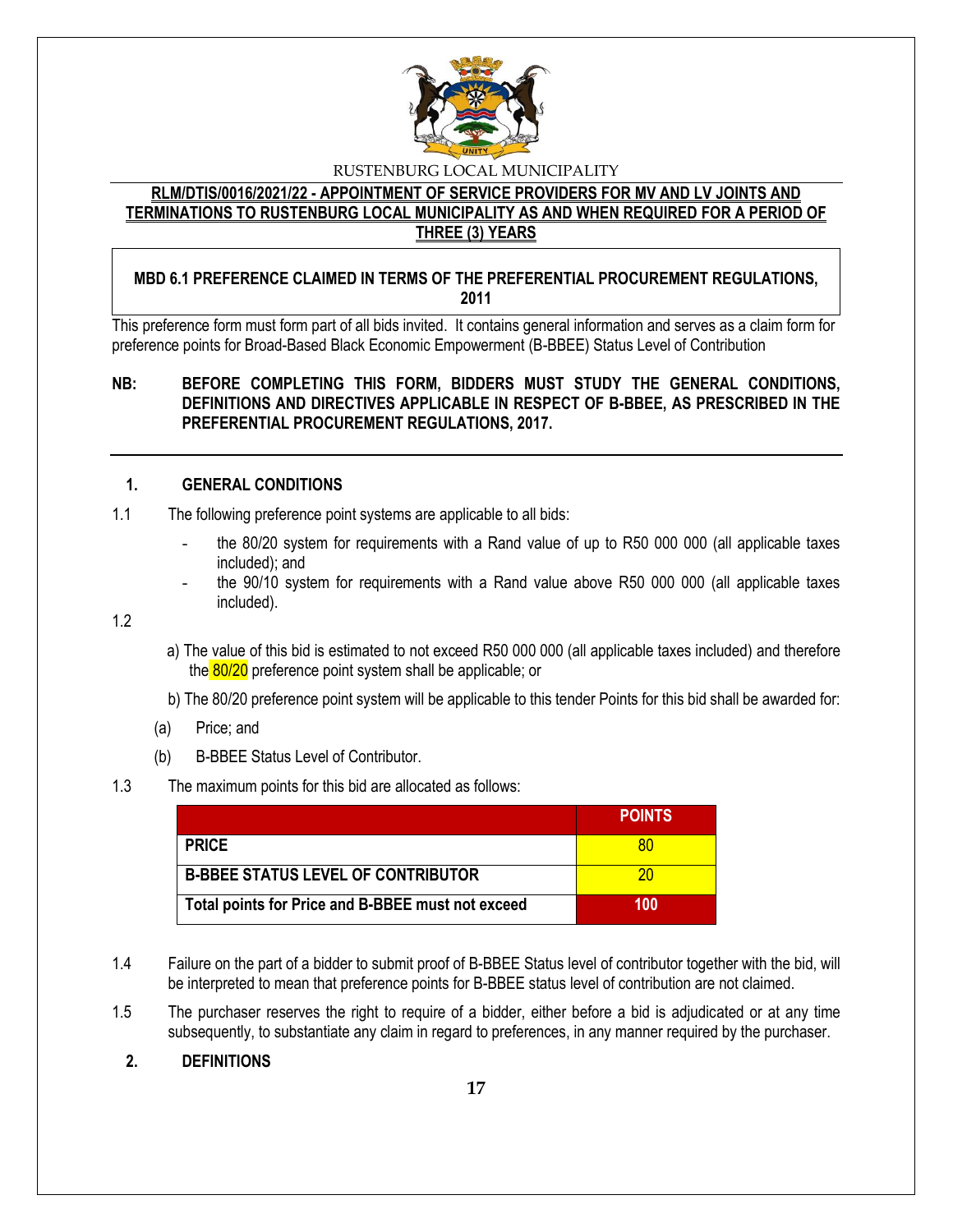RUSTENBURG LOCAL MUNICIPALITY

**RLM/DTIS/0016/2021/22 - APPOINTMENT OF SERVICE PROVIDERS FOR MV AND LV JOINTS AND TERMINATIONS TO RUSTENBURG LOCAL MUNICIPALITY AS AND WHEN REQUIRED FOR A PERIOD OF THREE (3) YEARS**

**MBD 6.1 PREFERENCE CLAIMED IN TERMS OF THE PREFERENTIAL PROCUREMENT REGULATIONS, 2011**

This preference form must form part of all bids invited. It contains general information and serves as a claim form for preference points for Broad-Based Black Economic Empowerment (B-BBEE) Status Level of Contribution

**NB: BEFORE COMPLETING THIS FORM, BIDDERS MUST STUDY THE GENERAL CONDITIONS, DEFINITIONS AND DIRECTIVES APPLICABLE IN RESPECT OF B-BBEE, AS PRESCRIBED IN THE PREFERENTIAL PROCUREMENT REGULATIONS, 2017.**

## 1. GENERAL CONDITIONS

1.1 The following preference point systems are applicable to all bids:

- the 80/20 system for requirements with a Rand value of up to R50 000 000 (all applicable taxes included); and
- the 90/10 system for requirements with a Rand value above R50 000 000 (all applicable taxes included).

1.2

a) The value of this bid is estimated to not exceed R50 000 000 (all applicable taxes included) and therefore the 80/20 preference point system shall be applicable; or

b) The 80/20 preference point system will be applicable to this tender Points for this bid shall be awarded for:

(a) Price; and

(b) B-BBEE Status Level of Contributor.

1.3 The maximum points for this bid are allocated as follows:

| | POINTS |
|---|---|
| **PRICE** | 80 |
| **B-BBEE STATUS LEVEL OF CONTRIBUTOR** | 20 |
| **Total points for Price and B-BBEE must not exceed** | **100** |

1.4 Failure on the part of a bidder to submit proof of B-BBEE Status level of contributor together with the bid, will be interpreted to mean that preference points for B-BBEE status level of contribution are not claimed.

1.5 The purchaser reserves the right to require of a bidder, either before a bid is adjudicated or at any time subsequently, to substantiate any claim in regard to preferences, in any manner required by the purchaser.

## 2. DEFINITIONS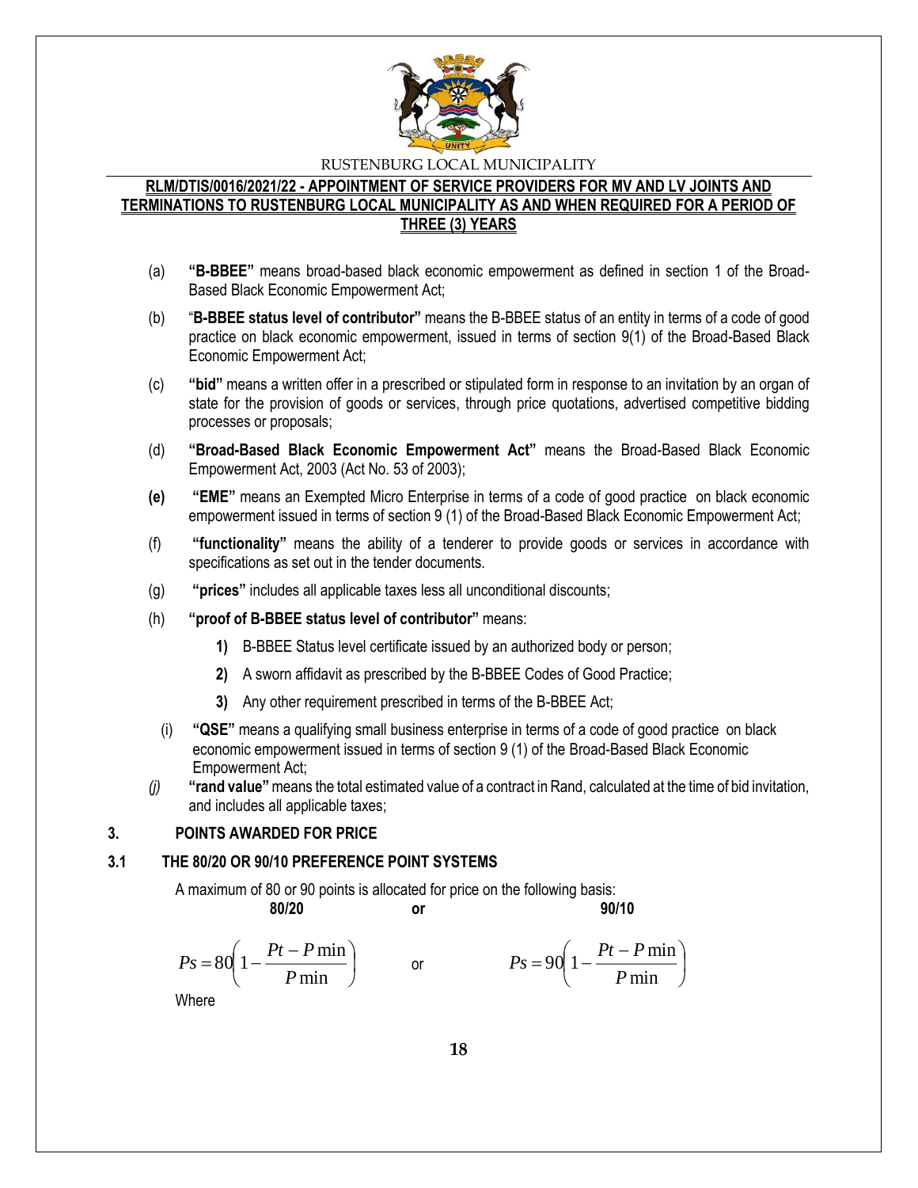(a) **"B-BBEE"** means broad-based black economic empowerment as defined in section 1 of the Broad-Based Black Economic Empowerment Act;

(b) "**B-BBEE status level of contributor"** means the B-BBEE status of an entity in terms of a code of good practice on black economic empowerment, issued in terms of section 9(1) of the Broad-Based Black Economic Empowerment Act;

(c) **"bid"** means a written offer in a prescribed or stipulated form in response to an invitation by an organ of state for the provision of goods or services, through price quotations, advertised competitive bidding processes or proposals;

(d) **"Broad-Based Black Economic Empowerment Act"** means the Broad-Based Black Economic Empowerment Act, 2003 (Act No. 53 of 2003);

**(e)** **"EME"** means an Exempted Micro Enterprise in terms of a code of good practice on black economic empowerment issued in terms of section 9 (1) of the Broad-Based Black Economic Empowerment Act;

(f) **"functionality"** means the ability of a tenderer to provide goods or services in accordance with specifications as set out in the tender documents.

(g) **"prices"** includes all applicable taxes less all unconditional discounts;

(h) **"proof of B-BBEE status level of contributor"** means:

**1)** B-BBEE Status level certificate issued by an authorized body or person;

**2)** A sworn affidavit as prescribed by the B-BBEE Codes of Good Practice;

**3)** Any other requirement prescribed in terms of the B-BBEE Act;

(i) **"QSE"** means a qualifying small business enterprise in terms of a code of good practice on black economic empowerment issued in terms of section 9 (1) of the Broad-Based Black Economic Empowerment Act;

*(j)* **"rand value"** means the total estimated value of a contract in Rand, calculated at the time of bid invitation, and includes all applicable taxes;

## 3. POINTS AWARDED FOR PRICE

### 3.1 THE 80/20 OR 90/10 PREFERENCE POINT SYSTEMS

A maximum of 80 or 90 points is allocated for price on the following basis:

**80/20** or **90/10**

$$Ps = 80\left(1 - \frac{Pt - P\min}{P\min}\right) \quad \text{or} \quad Ps = 90\left(1 - \frac{Pt - P\min}{P\min}\right)$$

Where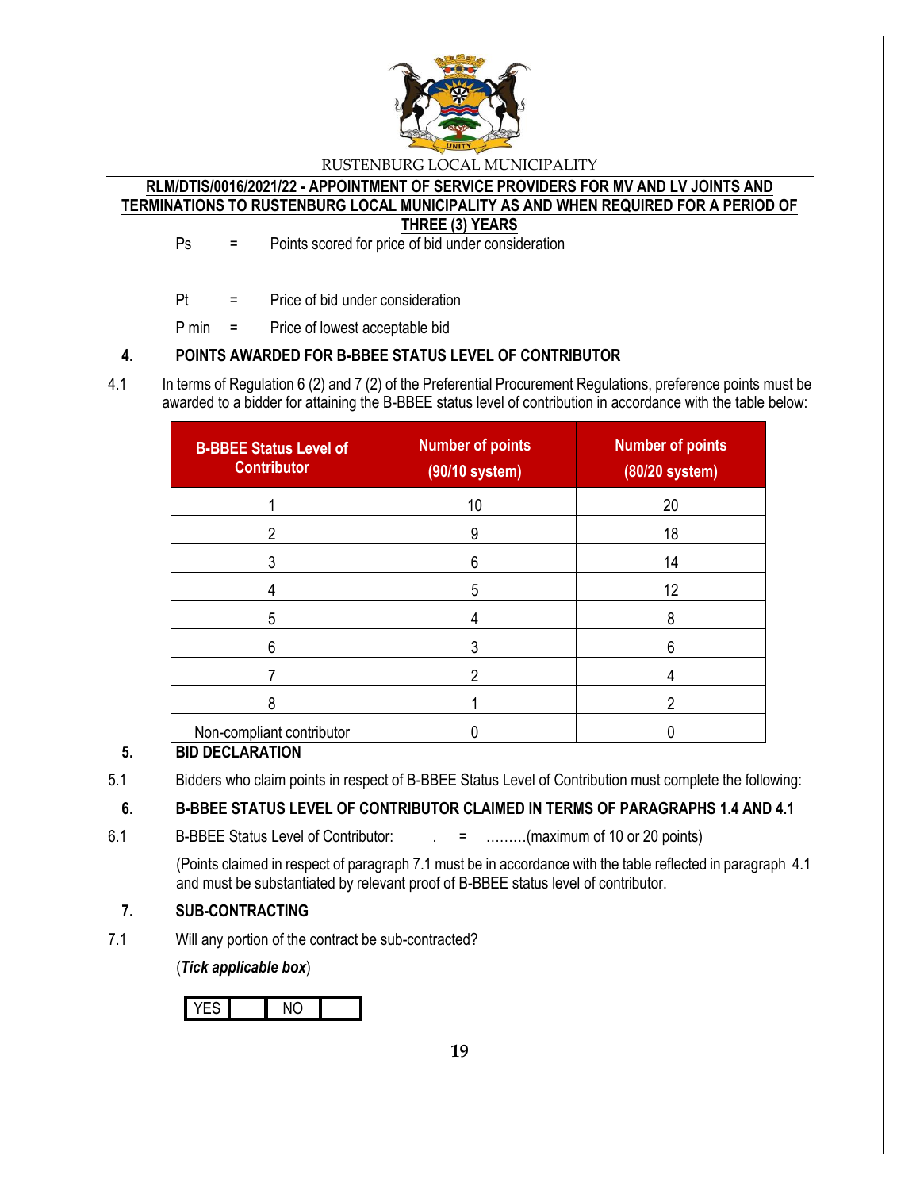Ps = Points scored for price of bid under consideration

Pt = Price of bid under consideration

P min = Price of lowest acceptable bid

## 4. POINTS AWARDED FOR B-BBEE STATUS LEVEL OF CONTRIBUTOR

4.1 In terms of Regulation 6 (2) and 7 (2) of the Preferential Procurement Regulations, preference points must be awarded to a bidder for attaining the B-BBEE status level of contribution in accordance with the table below:

| B-BBEE Status Level of Contributor | Number of points (90/10 system) | Number of points (80/20 system) |
|---|---|---|
| 1 | 10 | 20 |
| 2 | 9 | 18 |
| 3 | 6 | 14 |
| 4 | 5 | 12 |
| 5 | 4 | 8 |
| 6 | 3 | 6 |
| 7 | 2 | 4 |
| 8 | 1 | 2 |
| Non-compliant contributor | 0 | 0 |

## 5. BID DECLARATION

5.1 Bidders who claim points in respect of B-BBEE Status Level of Contribution must complete the following:

## 6. B-BBEE STATUS LEVEL OF CONTRIBUTOR CLAIMED IN TERMS OF PARAGRAPHS 1.4 AND 4.1

6.1 B-BBEE Status Level of Contributor: . = .........(maximum of 10 or 20 points)

(Points claimed in respect of paragraph 7.1 must be in accordance with the table reflected in paragraph 4.1 and must be substantiated by relevant proof of B-BBEE status level of contributor.

## 7. SUB-CONTRACTING

7.1 Will any portion of the contract be sub-contracted?

(***Tick applicable box***)

| YES | | NO | |
|---|---|---|---|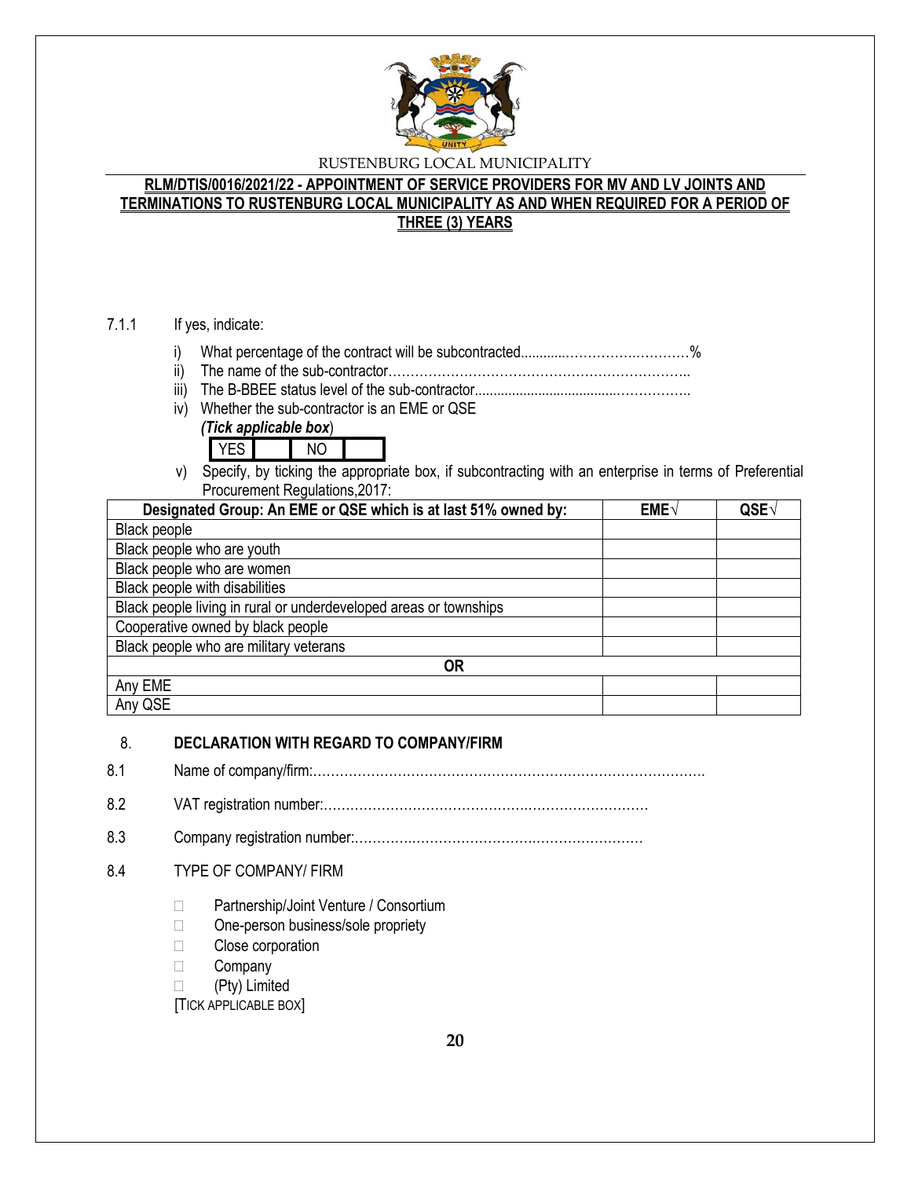7.1.1 If yes, indicate:

i) What percentage of the contract will be subcontracted............……………….………%
ii) The name of the sub-contractor…………………………………………………………..
iii) The B-BBEE status level of the sub-contractor......................................……………..
iv) Whether the sub-contractor is an EME or QSE
*(Tick applicable box*)

| YES | | NO | |
|---|---|---|---|

v) Specify, by ticking the appropriate box, if subcontracting with an enterprise in terms of Preferential Procurement Regulations,2017:

| Designated Group: An EME or QSE which is at last 51% owned by: | EME√ | QSE√ |
|---|---|---|
| Black people | | |
| Black people who are youth | | |
| Black people who are women | | |
| Black people with disabilities | | |
| Black people living in rural or underdeveloped areas or townships | | |
| Cooperative owned by black people | | |
| Black people who are military veterans | | |
| **OR** | | |
| Any EME | | |
| Any QSE | | |

## 8. DECLARATION WITH REGARD TO COMPANY/FIRM

8.1 Name of company/firm:…………………………………………………………………………….

8.2 VAT registration number:……………………………………….…………………………

8.3 Company registration number:…………….……………………….…………………………

8.4 TYPE OF COMPANY/ FIRM

- ☐ Partnership/Joint Venture / Consortium
- ☐ One-person business/sole propriety
- ☐ Close corporation
- ☐ Company
- ☐ (Pty) Limited

[TICK APPLICABLE BOX]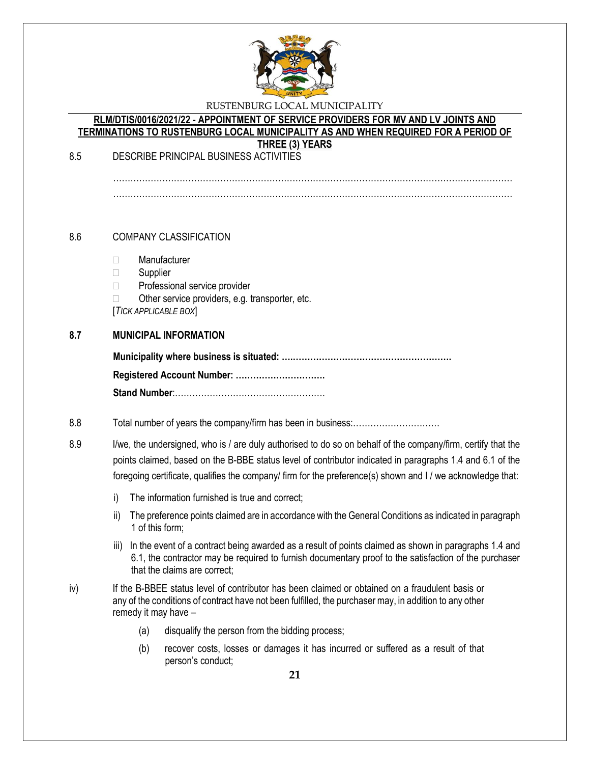**RLM/DTIS/0016/2021/22 - APPOINTMENT OF SERVICE PROVIDERS FOR MV AND LV JOINTS AND TERMINATIONS TO RUSTENBURG LOCAL MUNICIPALITY AS AND WHEN REQUIRED FOR A PERIOD OF THREE (3) YEARS**

8.5 DESCRIBE PRINCIPAL BUSINESS ACTIVITIES

……………………………………………………………………………………………………………………………

……………………………………………………………………………………………………………………………

8.6 COMPANY CLASSIFICATION

- ☐ Manufacturer
- ☐ Supplier
- ☐ Professional service provider
- ☐ Other service providers, e.g. transporter, etc.

[*TICK APPLICABLE BOX*]

**8.7 MUNICIPAL INFORMATION**

**Municipality where business is situated: ….…………………………………………………**

**Registered Account Number: ………………………….**

**Stand Number**:…………………………………………….

8.8 Total number of years the company/firm has been in business:…………………………

8.9 I/we, the undersigned, who is / are duly authorised to do so on behalf of the company/firm, certify that the points claimed, based on the B-BBE status level of contributor indicated in paragraphs 1.4 and 6.1 of the foregoing certificate, qualifies the company/ firm for the preference(s) shown and I / we acknowledge that:

i) The information furnished is true and correct;

ii) The preference points claimed are in accordance with the General Conditions as indicated in paragraph 1 of this form;

iii) In the event of a contract being awarded as a result of points claimed as shown in paragraphs 1.4 and 6.1, the contractor may be required to furnish documentary proof to the satisfaction of the purchaser that the claims are correct;

iv) If the B-BBEE status level of contributor has been claimed or obtained on a fraudulent basis or any of the conditions of contract have not been fulfilled, the purchaser may, in addition to any other remedy it may have –

(a) disqualify the person from the bidding process;

(b) recover costs, losses or damages it has incurred or suffered as a result of that person's conduct;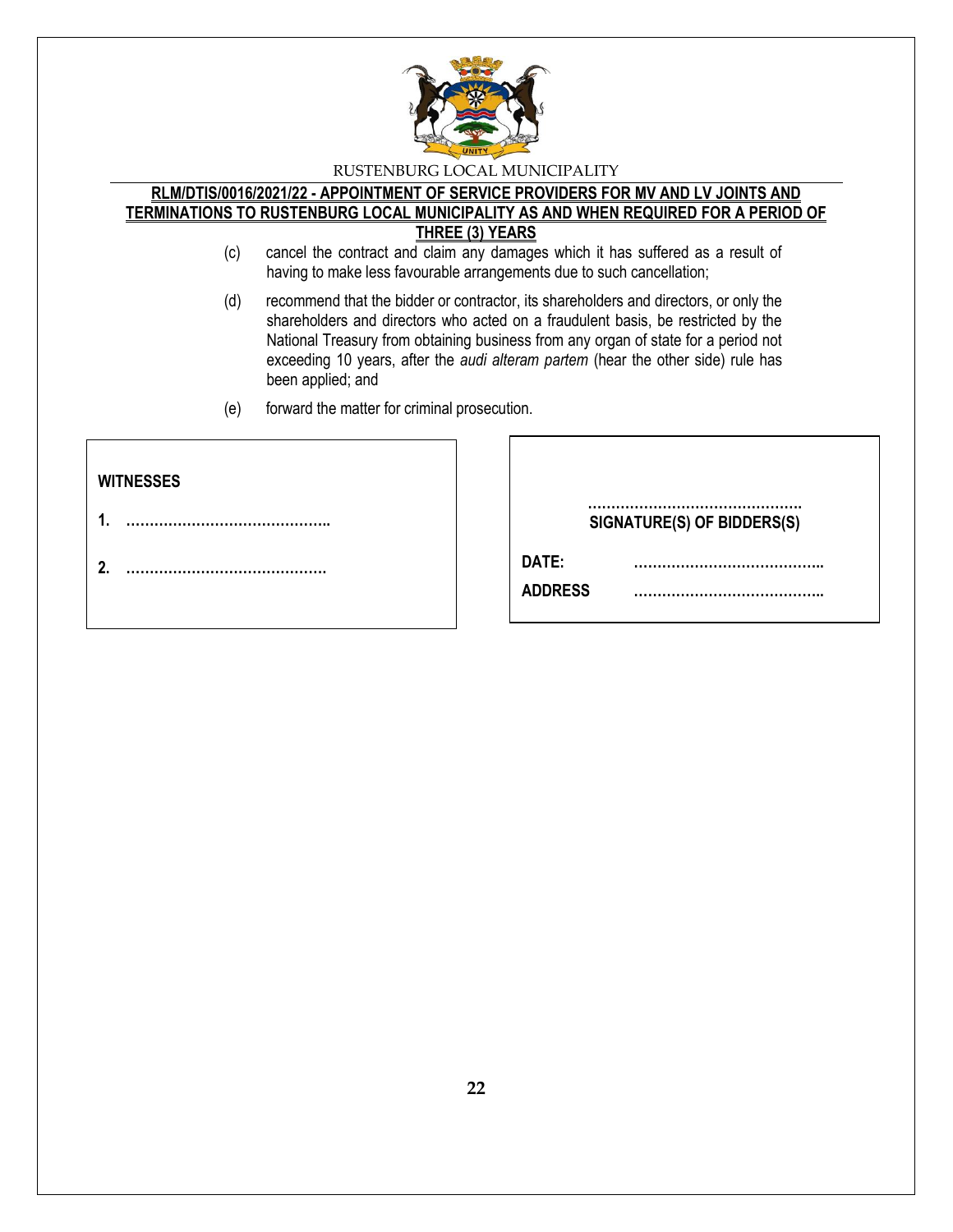(c) cancel the contract and claim any damages which it has suffered as a result of having to make less favourable arrangements due to such cancellation;

(d) recommend that the bidder or contractor, its shareholders and directors, or only the shareholders and directors who acted on a fraudulent basis, be restricted by the National Treasury from obtaining business from any organ of state for a period not exceeding 10 years, after the *audi alteram partem* (hear the other side) rule has been applied; and

(e) forward the matter for criminal prosecution.

**WITNESSES**

**1.** ……………………………………..

**2.** ……………………………………

……………………………………….
**SIGNATURE(S) OF BIDDERS(S)**

**DATE:** …………………………………..

**ADDRESS** …………………………………..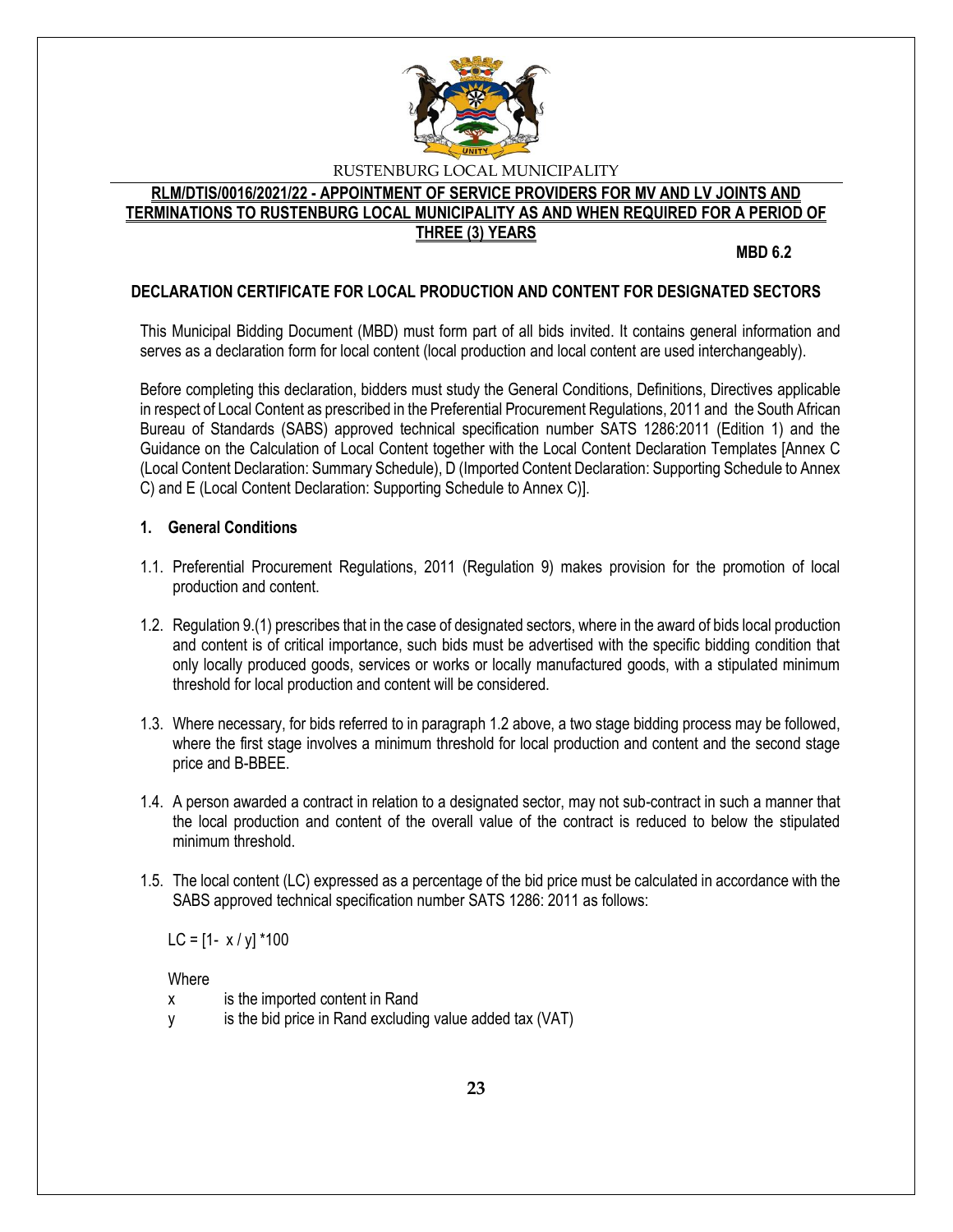RUSTENBURG LOCAL MUNICIPALITY

**RLM/DTIS/0016/2021/22 - APPOINTMENT OF SERVICE PROVIDERS FOR MV AND LV JOINTS AND TERMINATIONS TO RUSTENBURG LOCAL MUNICIPALITY AS AND WHEN REQUIRED FOR A PERIOD OF THREE (3) YEARS**

**MBD 6.2**

## DECLARATION CERTIFICATE FOR LOCAL PRODUCTION AND CONTENT FOR DESIGNATED SECTORS

This Municipal Bidding Document (MBD) must form part of all bids invited. It contains general information and serves as a declaration form for local content (local production and local content are used interchangeably).

Before completing this declaration, bidders must study the General Conditions, Definitions, Directives applicable in respect of Local Content as prescribed in the Preferential Procurement Regulations, 2011 and the South African Bureau of Standards (SABS) approved technical specification number SATS 1286:2011 (Edition 1) and the Guidance on the Calculation of Local Content together with the Local Content Declaration Templates [Annex C (Local Content Declaration: Summary Schedule), D (Imported Content Declaration: Supporting Schedule to Annex C) and E (Local Content Declaration: Supporting Schedule to Annex C)].

### 1. General Conditions

1.1. Preferential Procurement Regulations, 2011 (Regulation 9) makes provision for the promotion of local production and content.

1.2. Regulation 9.(1) prescribes that in the case of designated sectors, where in the award of bids local production and content is of critical importance, such bids must be advertised with the specific bidding condition that only locally produced goods, services or works or locally manufactured goods, with a stipulated minimum threshold for local production and content will be considered.

1.3. Where necessary, for bids referred to in paragraph 1.2 above, a two stage bidding process may be followed, where the first stage involves a minimum threshold for local production and content and the second stage price and B-BBEE.

1.4. A person awarded a contract in relation to a designated sector, may not sub-contract in such a manner that the local production and content of the overall value of the contract is reduced to below the stipulated minimum threshold.

1.5. The local content (LC) expressed as a percentage of the bid price must be calculated in accordance with the SABS approved technical specification number SATS 1286: 2011 as follows:

$$LC = [1 - x / y] * 100$$

Where

$x$ is the imported content in Rand

$y$ is the bid price in Rand excluding value added tax (VAT)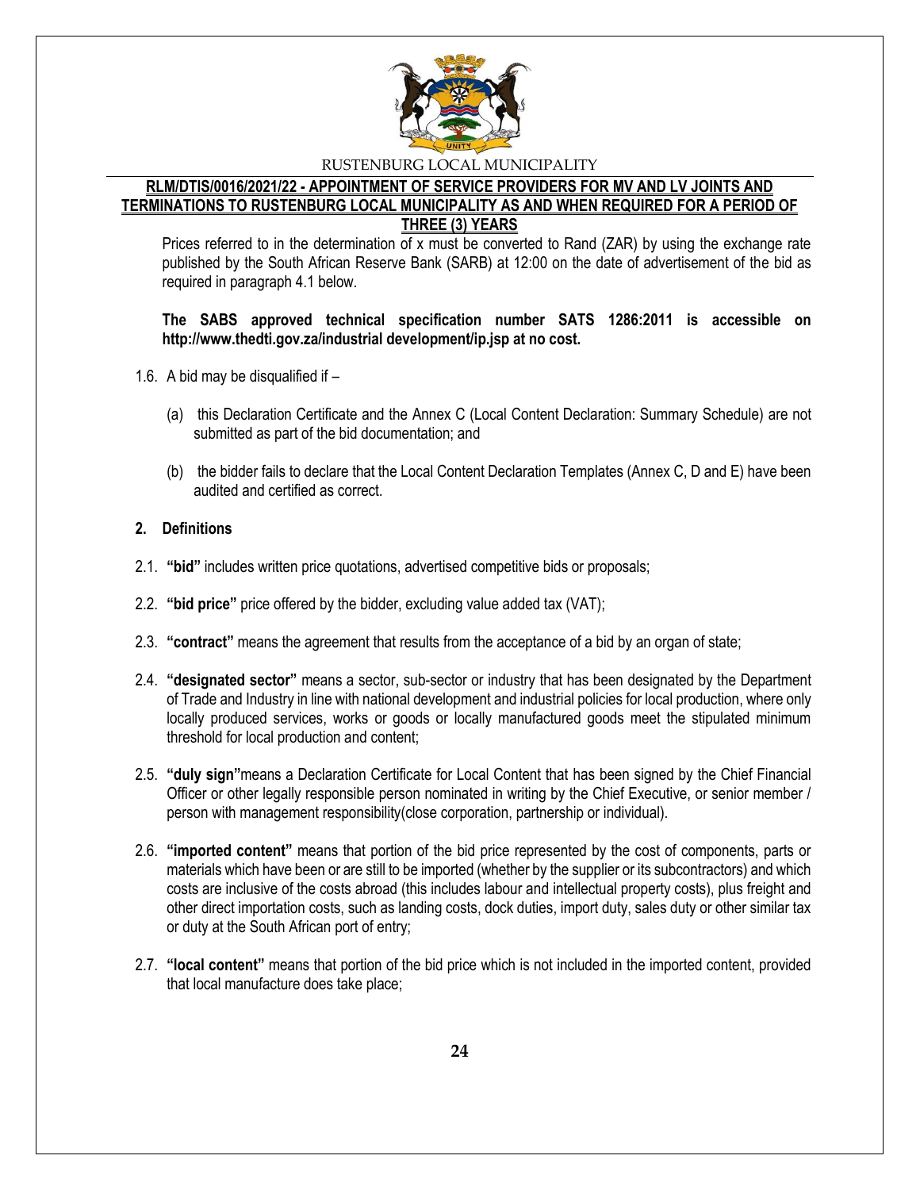Prices referred to in the determination of x must be converted to Rand (ZAR) by using the exchange rate published by the South African Reserve Bank (SARB) at 12:00 on the date of advertisement of the bid as required in paragraph 4.1 below.

**The SABS approved technical specification number SATS 1286:2011 is accessible on http://www.thedti.gov.za/industrial development/ip.jsp at no cost.**

1.6. A bid may be disqualified if –

(a) this Declaration Certificate and the Annex C (Local Content Declaration: Summary Schedule) are not submitted as part of the bid documentation; and

(b) the bidder fails to declare that the Local Content Declaration Templates (Annex C, D and E) have been audited and certified as correct.

**2. Definitions**

2.1. **"bid"** includes written price quotations, advertised competitive bids or proposals;

2.2. **"bid price"** price offered by the bidder, excluding value added tax (VAT);

2.3. **"contract"** means the agreement that results from the acceptance of a bid by an organ of state;

2.4. **"designated sector"** means a sector, sub-sector or industry that has been designated by the Department of Trade and Industry in line with national development and industrial policies for local production, where only locally produced services, works or goods or locally manufactured goods meet the stipulated minimum threshold for local production and content;

2.5. **"duly sign"**means a Declaration Certificate for Local Content that has been signed by the Chief Financial Officer or other legally responsible person nominated in writing by the Chief Executive, or senior member / person with management responsibility(close corporation, partnership or individual).

2.6. **"imported content"** means that portion of the bid price represented by the cost of components, parts or materials which have been or are still to be imported (whether by the supplier or its subcontractors) and which costs are inclusive of the costs abroad (this includes labour and intellectual property costs), plus freight and other direct importation costs, such as landing costs, dock duties, import duty, sales duty or other similar tax or duty at the South African port of entry;

2.7. **"local content"** means that portion of the bid price which is not included in the imported content, provided that local manufacture does take place;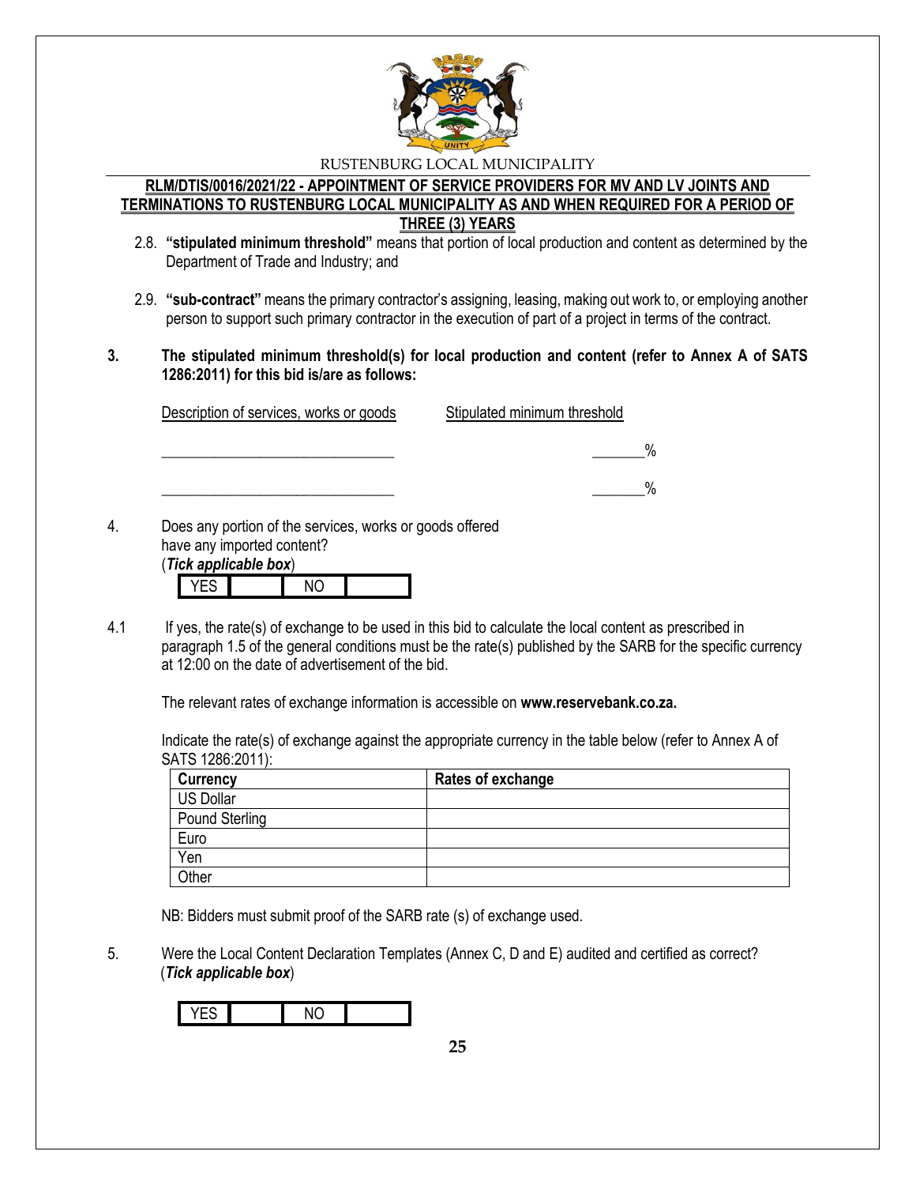2.8. **"stipulated minimum threshold"** means that portion of local production and content as determined by the Department of Trade and Industry; and

2.9. **"sub-contract"** means the primary contractor's assigning, leasing, making out work to, or employing another person to support such primary contractor in the execution of part of a project in terms of the contract.

**3. The stipulated minimum threshold(s) for local production and content (refer to Annex A of SATS 1286:2011) for this bid is/are as follows:**

| Description of services, works or goods | Stipulated minimum threshold |
|---|---|
| _______________________________ | _______% |
| _______________________________ | _______% |

4. Does any portion of the services, works or goods offered have any imported content?
(***Tick applicable box***)

| YES | | NO | |
|---|---|---|---|

4.1 If yes, the rate(s) of exchange to be used in this bid to calculate the local content as prescribed in paragraph 1.5 of the general conditions must be the rate(s) published by the SARB for the specific currency at 12:00 on the date of advertisement of the bid.

The relevant rates of exchange information is accessible on **www.reservebank.co.za.**

Indicate the rate(s) of exchange against the appropriate currency in the table below (refer to Annex A of SATS 1286:2011):

| Currency | Rates of exchange |
|---|---|
| US Dollar | |
| Pound Sterling | |
| Euro | |
| Yen | |
| Other | |

NB: Bidders must submit proof of the SARB rate (s) of exchange used.

5. Were the Local Content Declaration Templates (Annex C, D and E) audited and certified as correct?
(***Tick applicable box***)

| YES | | NO | |
|---|---|---|---|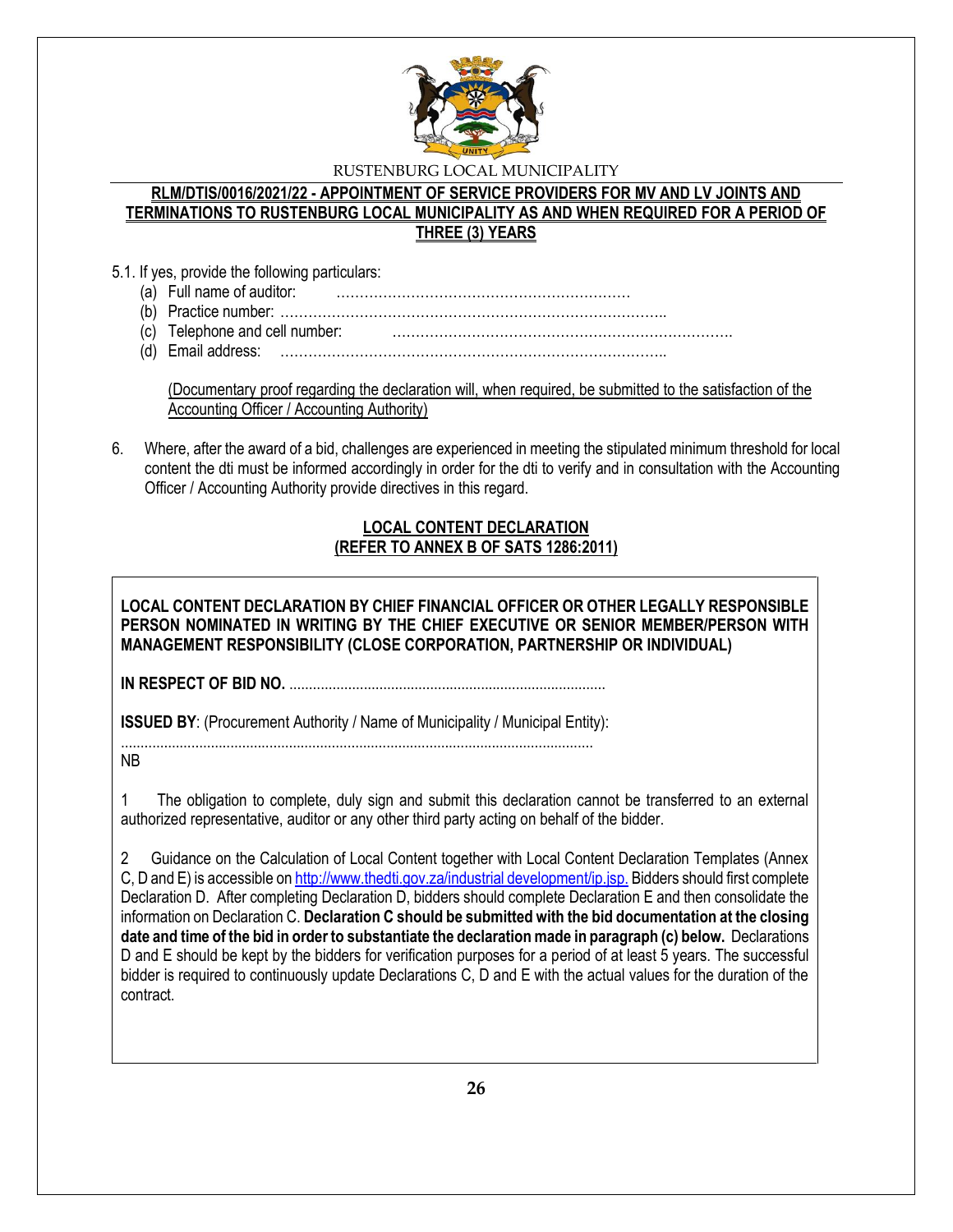5.1. If yes, provide the following particulars:

(a) Full name of auditor: ………………………………………………………

(b) Practice number: ………………………………………………………………………..

(c) Telephone and cell number: ……………………………………………………………….

(d) Email address: ………………………………………………………………………..

(Documentary proof regarding the declaration will, when required, be submitted to the satisfaction of the Accounting Officer / Accounting Authority)

6. Where, after the award of a bid, challenges are experienced in meeting the stipulated minimum threshold for local content the dti must be informed accordingly in order for the dti to verify and in consultation with the Accounting Officer / Accounting Authority provide directives in this regard.

## LOCAL CONTENT DECLARATION
## (REFER TO ANNEX B OF SATS 1286:2011)

**LOCAL CONTENT DECLARATION BY CHIEF FINANCIAL OFFICER OR OTHER LEGALLY RESPONSIBLE PERSON NOMINATED IN WRITING BY THE CHIEF EXECUTIVE OR SENIOR MEMBER/PERSON WITH MANAGEMENT RESPONSIBILITY (CLOSE CORPORATION, PARTNERSHIP OR INDIVIDUAL)**

**IN RESPECT OF BID NO.** .................................................................................

**ISSUED BY**: (Procurement Authority / Name of Municipality / Municipal Entity):

.........................................................................................................................

NB

1 The obligation to complete, duly sign and submit this declaration cannot be transferred to an external authorized representative, auditor or any other third party acting on behalf of the bidder.

2 Guidance on the Calculation of Local Content together with Local Content Declaration Templates (Annex C, D and E) is accessible on http://www.thedti.gov.za/industrial development/ip.jsp. Bidders should first complete Declaration D. After completing Declaration D, bidders should complete Declaration E and then consolidate the information on Declaration C. **Declaration C should be submitted with the bid documentation at the closing date and time of the bid in order to substantiate the declaration made in paragraph (c) below.** Declarations D and E should be kept by the bidders for verification purposes for a period of at least 5 years. The successful bidder is required to continuously update Declarations C, D and E with the actual values for the duration of the contract.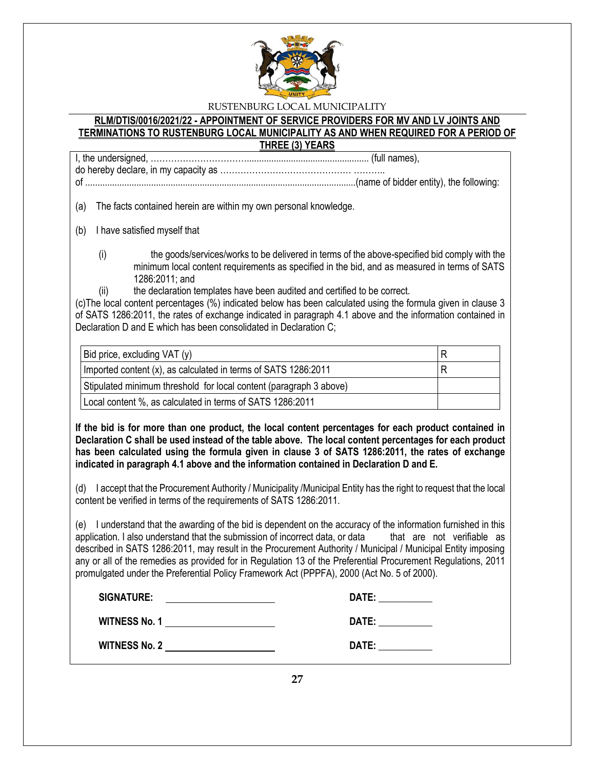RUSTENBURG LOCAL MUNICIPALITY

**RLM/DTIS/0016/2021/22 - APPOINTMENT OF SERVICE PROVIDERS FOR MV AND LV JOINTS AND TERMINATIONS TO RUSTENBURG LOCAL MUNICIPALITY AS AND WHEN REQUIRED FOR A PERIOD OF THREE (3) YEARS**

I, the undersigned, …………………………….................................................. (full names),
do hereby declare, in my capacity as ……………………………………… ………..
of ..............................................................................................................(name of bidder entity), the following:

(a) The facts contained herein are within my own personal knowledge.

(b) I have satisfied myself that

(i) the goods/services/works to be delivered in terms of the above-specified bid comply with the minimum local content requirements as specified in the bid, and as measured in terms of SATS 1286:2011; and

(ii) the declaration templates have been audited and certified to be correct.

(c)The local content percentages (%) indicated below has been calculated using the formula given in clause 3 of SATS 1286:2011, the rates of exchange indicated in paragraph 4.1 above and the information contained in Declaration D and E which has been consolidated in Declaration C;

| Bid price, excluding VAT (y) | R |
|---|---|
| Imported content (x), as calculated in terms of SATS 1286:2011 | R |
| Stipulated minimum threshold for local content (paragraph 3 above) | |
| Local content %, as calculated in terms of SATS 1286:2011 | |

**If the bid is for more than one product, the local content percentages for each product contained in Declaration C shall be used instead of the table above. The local content percentages for each product has been calculated using the formula given in clause 3 of SATS 1286:2011, the rates of exchange indicated in paragraph 4.1 above and the information contained in Declaration D and E.**

(d) I accept that the Procurement Authority / Municipality /Municipal Entity has the right to request that the local content be verified in terms of the requirements of SATS 1286:2011.

(e) I understand that the awarding of the bid is dependent on the accuracy of the information furnished in this application. I also understand that the submission of incorrect data, or data that are not verifiable as described in SATS 1286:2011, may result in the Procurement Authority / Municipal / Municipal Entity imposing any or all of the remedies as provided for in Regulation 13 of the Preferential Procurement Regulations, 2011 promulgated under the Preferential Policy Framework Act (PPPFA), 2000 (Act No. 5 of 2000).

**SIGNATURE:** ______________________ **DATE:** ___________

**WITNESS No. 1** ______________________ **DATE:** ___________

**WITNESS No. 2** ______________________ **DATE:** ___________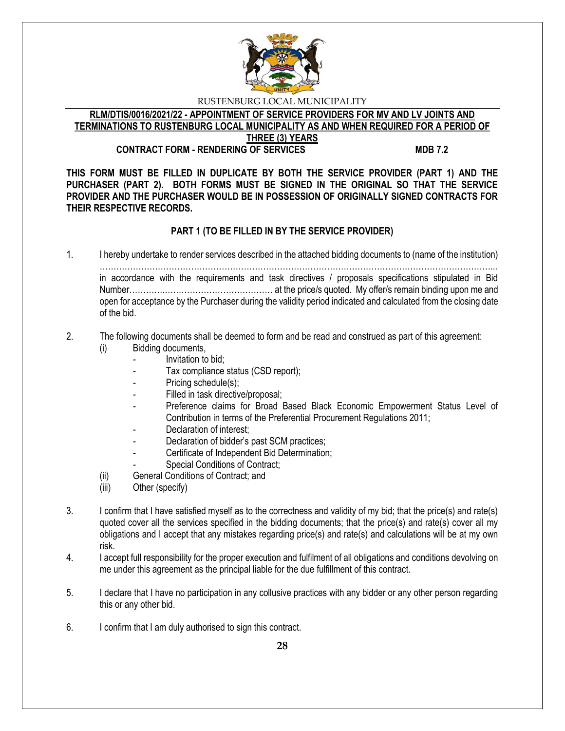RUSTENBURG LOCAL MUNICIPALITY

**RLM/DTIS/0016/2021/22 - APPOINTMENT OF SERVICE PROVIDERS FOR MV AND LV JOINTS AND TERMINATIONS TO RUSTENBURG LOCAL MUNICIPALITY AS AND WHEN REQUIRED FOR A PERIOD OF THREE (3) YEARS**

**CONTRACT FORM - RENDERING OF SERVICES MDB 7.2**

**THIS FORM MUST BE FILLED IN DUPLICATE BY BOTH THE SERVICE PROVIDER (PART 1) AND THE PURCHASER (PART 2). BOTH FORMS MUST BE SIGNED IN THE ORIGINAL SO THAT THE SERVICE PROVIDER AND THE PURCHASER WOULD BE IN POSSESSION OF ORIGINALLY SIGNED CONTRACTS FOR THEIR RESPECTIVE RECORDS.**

**PART 1 (TO BE FILLED IN BY THE SERVICE PROVIDER)**

1. I hereby undertake to render services described in the attached bidding documents to (name of the institution) ……………………………………………………………………………………………………………………... in accordance with the requirements and task directives / proposals specifications stipulated in Bid Number…………..……………………………… at the price/s quoted. My offer/s remain binding upon me and open for acceptance by the Purchaser during the validity period indicated and calculated from the closing date of the bid.

2. The following documents shall be deemed to form and be read and construed as part of this agreement:
   (i) Bidding documents,
   - Invitation to bid;
   - Tax compliance status (CSD report);
   - Pricing schedule(s);
   - Filled in task directive/proposal;
   - Preference claims for Broad Based Black Economic Empowerment Status Level of Contribution in terms of the Preferential Procurement Regulations 2011;
   - Declaration of interest;
   - Declaration of bidder's past SCM practices;
   - Certificate of Independent Bid Determination;
   - Special Conditions of Contract;

   (ii) General Conditions of Contract; and
   (iii) Other (specify)

3. I confirm that I have satisfied myself as to the correctness and validity of my bid; that the price(s) and rate(s) quoted cover all the services specified in the bidding documents; that the price(s) and rate(s) cover all my obligations and I accept that any mistakes regarding price(s) and rate(s) and calculations will be at my own risk.

4. I accept full responsibility for the proper execution and fulfilment of all obligations and conditions devolving on me under this agreement as the principal liable for the due fulfillment of this contract.

5. I declare that I have no participation in any collusive practices with any bidder or any other person regarding this or any other bid.

6. I confirm that I am duly authorised to sign this contract.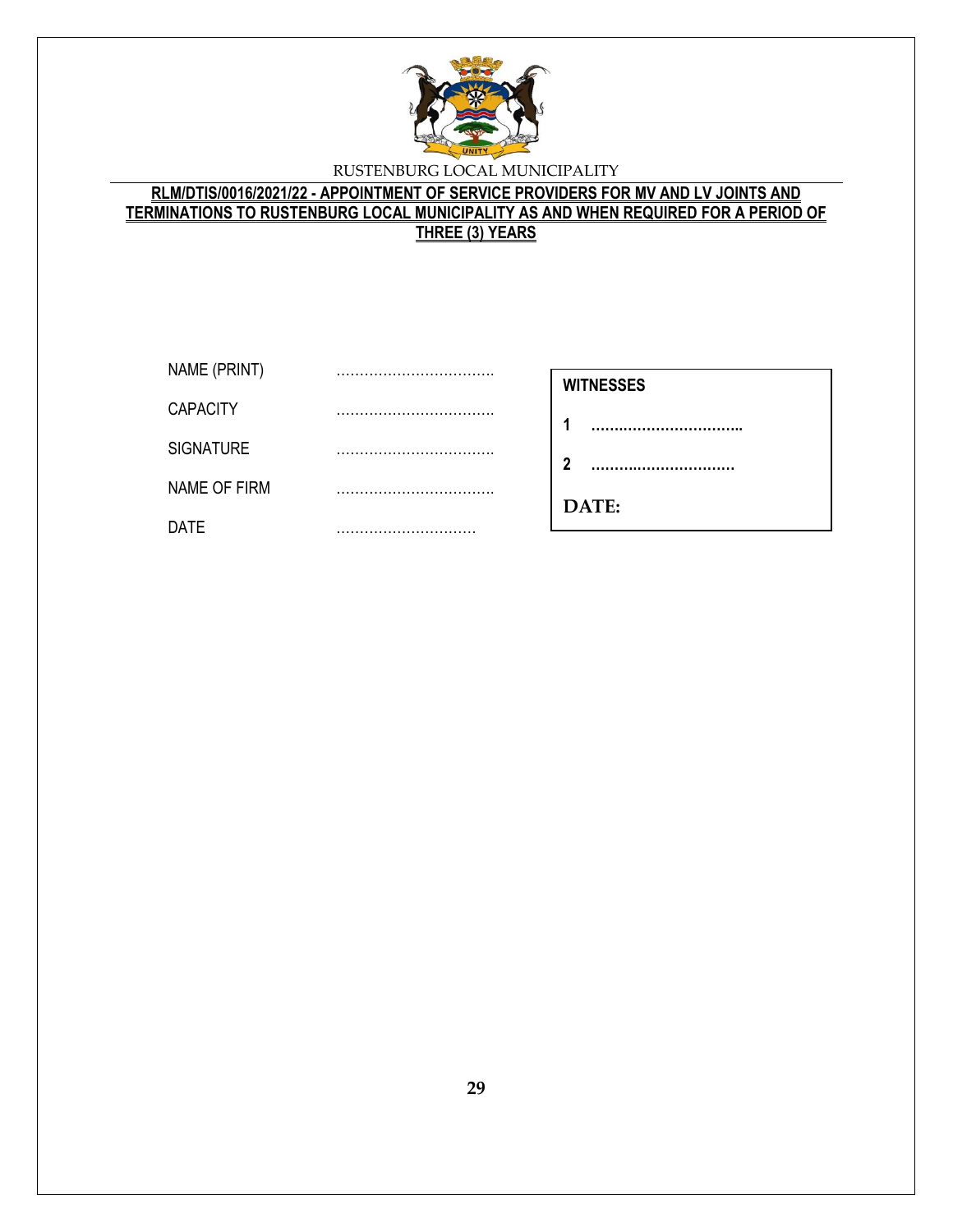**RLM/DTIS/0016/2021/22 - APPOINTMENT OF SERVICE PROVIDERS FOR MV AND LV JOINTS AND TERMINATIONS TO RUSTENBURG LOCAL MUNICIPALITY AS AND WHEN REQUIRED FOR A PERIOD OF THREE (3) YEARS**

NAME (PRINT) ……………………………

CAPACITY ……………………………

SIGNATURE ……………………………

NAME OF FIRM ……………………………

DATE …………………………

**WITNESSES**

**1 …………………………..**

**2 …………………………**

**DATE:**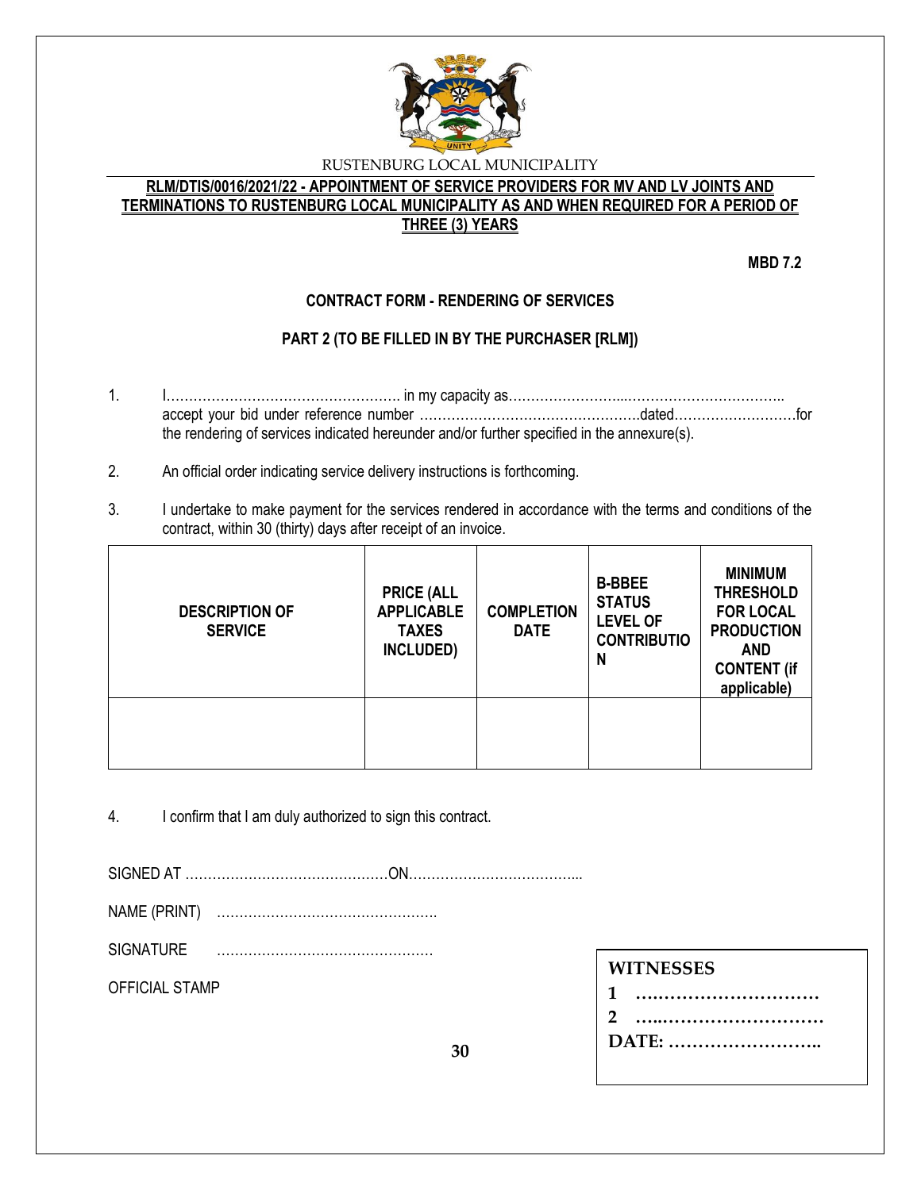RUSTENBURG LOCAL MUNICIPALITY

**RLM/DTIS/0016/2021/22 - APPOINTMENT OF SERVICE PROVIDERS FOR MV AND LV JOINTS AND TERMINATIONS TO RUSTENBURG LOCAL MUNICIPALITY AS AND WHEN REQUIRED FOR A PERIOD OF THREE (3) YEARS**

**MBD 7.2**

**CONTRACT FORM - RENDERING OF SERVICES**

**PART 2 (TO BE FILLED IN BY THE PURCHASER [RLM])**

1. I……………………………………………. in my capacity as……………………...…………………………….. accept your bid under reference number ………………………………………….dated………………………for the rendering of services indicated hereunder and/or further specified in the annexure(s).

2. An official order indicating service delivery instructions is forthcoming.

3. I undertake to make payment for the services rendered in accordance with the terms and conditions of the contract, within 30 (thirty) days after receipt of an invoice.

| DESCRIPTION OF SERVICE | PRICE (ALL APPLICABLE TAXES INCLUDED) | COMPLETION DATE | B-BBEE STATUS LEVEL OF CONTRIBUTION | MINIMUM THRESHOLD FOR LOCAL PRODUCTION AND CONTENT (if applicable) |
|---|---|---|---|---|
| | | | | |

4. I confirm that I am duly authorized to sign this contract.

SIGNED AT ………………………………………ON………………………………...

NAME (PRINT) ………………………………………….

SIGNATURE …………………………………………

OFFICIAL STAMP

**WITNESSES**

**1 …………………………**

**2 …..………………………**

**DATE: ……………………..**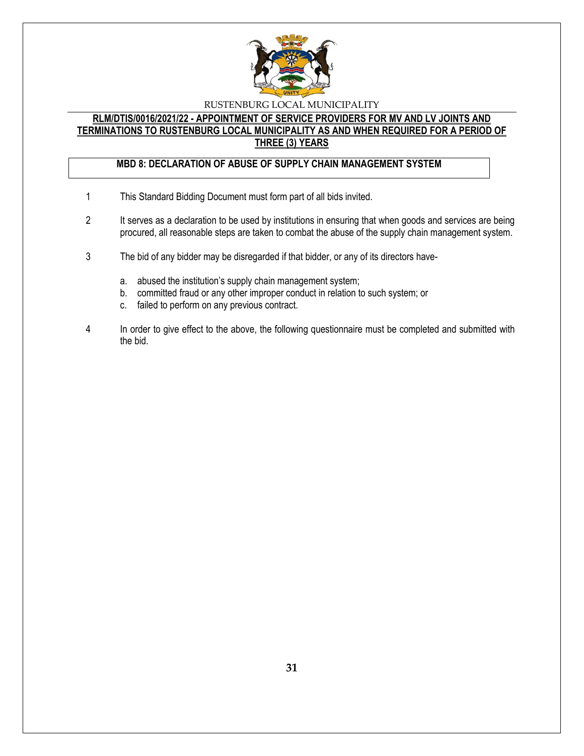RUSTENBURG LOCAL MUNICIPALITY

**RLM/DTIS/0016/2021/22 - APPOINTMENT OF SERVICE PROVIDERS FOR MV AND LV JOINTS AND TERMINATIONS TO RUSTENBURG LOCAL MUNICIPALITY AS AND WHEN REQUIRED FOR A PERIOD OF THREE (3) YEARS**

## MBD 8: DECLARATION OF ABUSE OF SUPPLY CHAIN MANAGEMENT SYSTEM

1. This Standard Bidding Document must form part of all bids invited.

2. It serves as a declaration to be used by institutions in ensuring that when goods and services are being procured, all reasonable steps are taken to combat the abuse of the supply chain management system.

3. The bid of any bidder may be disregarded if that bidder, or any of its directors have-

    a. abused the institution's supply chain management system;
    b. committed fraud or any other improper conduct in relation to such system; or
    c. failed to perform on any previous contract.

4. In order to give effect to the above, the following questionnaire must be completed and submitted with the bid.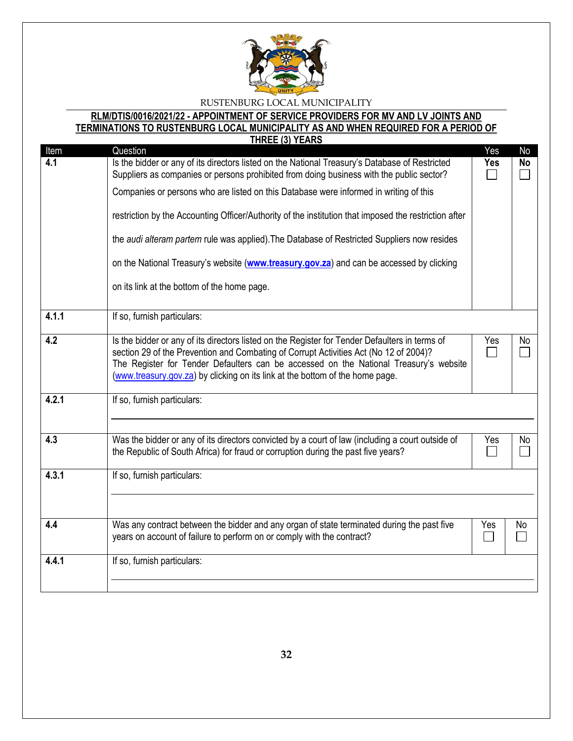RUSTENBURG LOCAL MUNICIPALITY

**RLM/DTIS/0016/2021/22 - APPOINTMENT OF SERVICE PROVIDERS FOR MV AND LV JOINTS AND TERMINATIONS TO RUSTENBURG LOCAL MUNICIPALITY AS AND WHEN REQUIRED FOR A PERIOD OF THREE (3) YEARS**

| Item | Question | Yes | No |
|---|---|---|---|
| **4.1** | Is the bidder or any of its directors listed on the National Treasury's Database of Restricted Suppliers as companies or persons prohibited from doing business with the public sector? Companies or persons who are listed on this Database were informed in writing of this restriction by the Accounting Officer/Authority of the institution that imposed the restriction after the *audi alteram partem* rule was applied).The Database of Restricted Suppliers now resides on the National Treasury's website (**www.treasury.gov.za**) and can be accessed by clicking on its link at the bottom of the home page. | **Yes** ☐ | **No** ☐ |
| **4.1.1** | If so, furnish particulars: | | |
| **4.2** | Is the bidder or any of its directors listed on the Register for Tender Defaulters in terms of section 29 of the Prevention and Combating of Corrupt Activities Act (No 12 of 2004)? The Register for Tender Defaulters can be accessed on the National Treasury's website (www.treasury.gov.za) by clicking on its link at the bottom of the home page. | Yes ☐ | No ☐ |
| **4.2.1** | If so, furnish particulars: | | |
| **4.3** | Was the bidder or any of its directors convicted by a court of law (including a court outside of the Republic of South Africa) for fraud or corruption during the past five years? | Yes ☐ | No ☐ |
| **4.3.1** | If so, furnish particulars: | | |
| **4.4** | Was any contract between the bidder and any organ of state terminated during the past five years on account of failure to perform on or comply with the contract? | Yes ☐ | No ☐ |
| **4.4.1** | If so, furnish particulars: | | |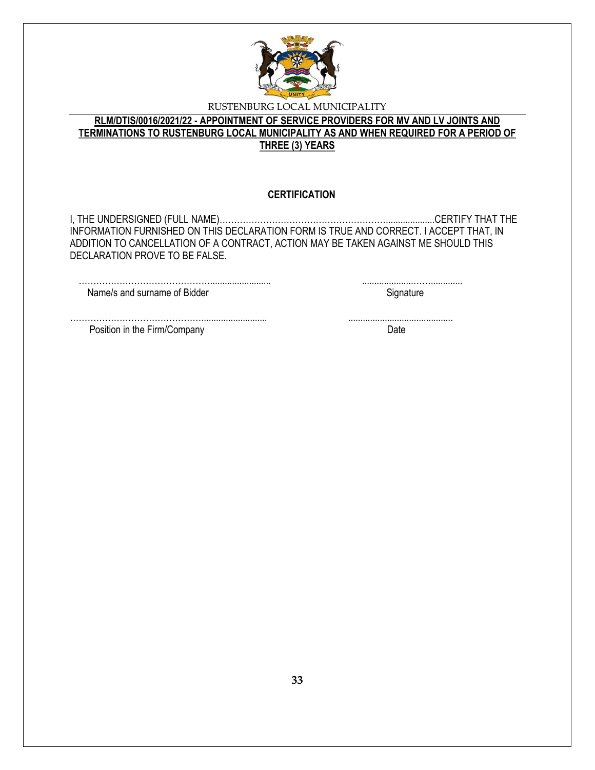RUSTENBURG LOCAL MUNICIPALITY

**RLM/DTIS/0016/2021/22 - APPOINTMENT OF SERVICE PROVIDERS FOR MV AND LV JOINTS AND TERMINATIONS TO RUSTENBURG LOCAL MUNICIPALITY AS AND WHEN REQUIRED FOR A PERIOD OF THREE (3) YEARS**

**CERTIFICATION**

I, THE UNDERSIGNED (FULL NAME)…………………………………………………....................CERTIFY THAT THE INFORMATION FURNISHED ON THIS DECLARATION FORM IS TRUE AND CORRECT. I ACCEPT THAT, IN ADDITION TO CANCELLATION OF A CONTRACT, ACTION MAY BE TAKEN AGAINST ME SHOULD THIS DECLARATION PROVE TO BE FALSE.

………………………………………........................ &nbsp;&nbsp;&nbsp;&nbsp;&nbsp;&nbsp;&nbsp;&nbsp;&nbsp;&nbsp; ......................…….............
Name/s and surname of Bidder &nbsp;&nbsp;&nbsp;&nbsp;&nbsp;&nbsp;&nbsp;&nbsp;&nbsp;&nbsp;&nbsp;&nbsp;&nbsp;&nbsp;&nbsp;&nbsp;&nbsp;&nbsp;&nbsp;&nbsp; Signature

………………………………………......................... &nbsp;&nbsp;&nbsp;&nbsp;&nbsp;&nbsp;&nbsp;&nbsp;&nbsp;&nbsp; ..........................................
Position in the Firm/Company &nbsp;&nbsp;&nbsp;&nbsp;&nbsp;&nbsp;&nbsp;&nbsp;&nbsp;&nbsp;&nbsp;&nbsp;&nbsp;&nbsp;&nbsp;&nbsp;&nbsp;&nbsp;&nbsp;&nbsp; Date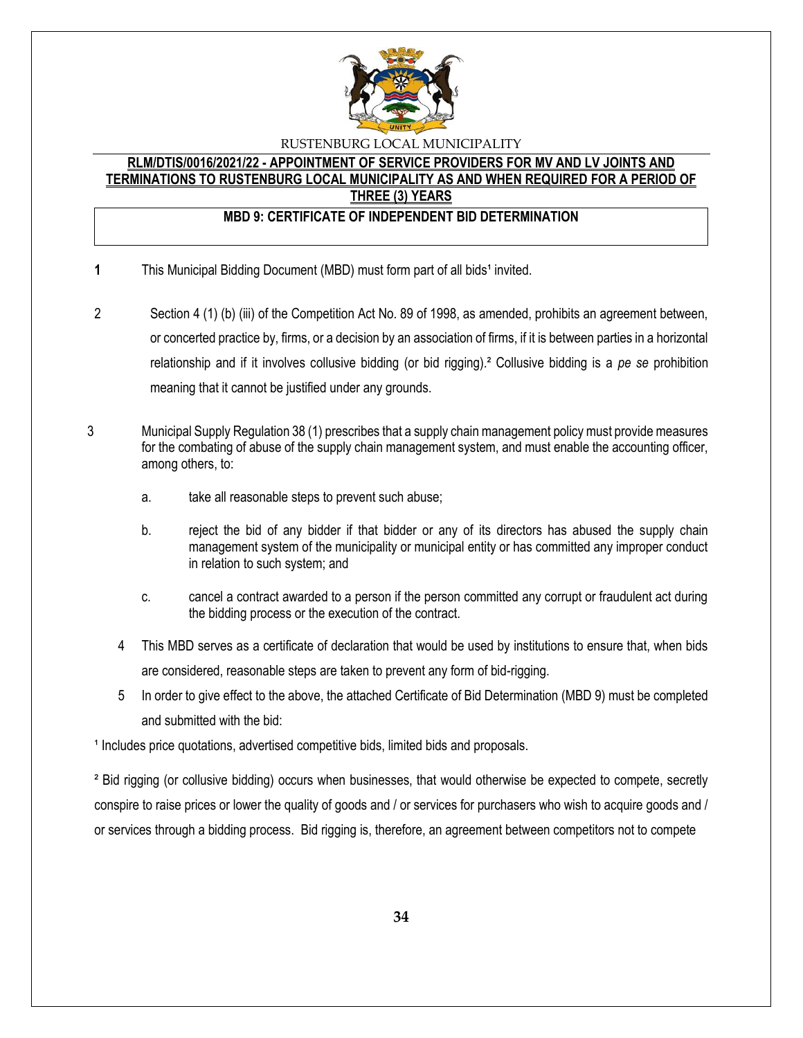RUSTENBURG LOCAL MUNICIPALITY

**RLM/DTIS/0016/2021/22 - APPOINTMENT OF SERVICE PROVIDERS FOR MV AND LV JOINTS AND TERMINATIONS TO RUSTENBURG LOCAL MUNICIPALITY AS AND WHEN REQUIRED FOR A PERIOD OF THREE (3) YEARS**

## MBD 9: CERTIFICATE OF INDEPENDENT BID DETERMINATION

**1** This Municipal Bidding Document (MBD) must form part of all bids[1] invited.

2 Section 4 (1) (b) (iii) of the Competition Act No. 89 of 1998, as amended, prohibits an agreement between, or concerted practice by, firms, or a decision by an association of firms, if it is between parties in a horizontal relationship and if it involves collusive bidding (or bid rigging).[2] Collusive bidding is a *pe se* prohibition meaning that it cannot be justified under any grounds.

3 Municipal Supply Regulation 38 (1) prescribes that a supply chain management policy must provide measures for the combating of abuse of the supply chain management system, and must enable the accounting officer, among others, to:

a. take all reasonable steps to prevent such abuse;

b. reject the bid of any bidder if that bidder or any of its directors has abused the supply chain management system of the municipality or municipal entity or has committed any improper conduct in relation to such system; and

c. cancel a contract awarded to a person if the person committed any corrupt or fraudulent act during the bidding process or the execution of the contract.

4 This MBD serves as a certificate of declaration that would be used by institutions to ensure that, when bids are considered, reasonable steps are taken to prevent any form of bid-rigging.

5 In order to give effect to the above, the attached Certificate of Bid Determination (MBD 9) must be completed and submitted with the bid:

[1] Includes price quotations, advertised competitive bids, limited bids and proposals.

[2] Bid rigging (or collusive bidding) occurs when businesses, that would otherwise be expected to compete, secretly conspire to raise prices or lower the quality of goods and / or services for purchasers who wish to acquire goods and / or services through a bidding process. Bid rigging is, therefore, an agreement between competitors not to compete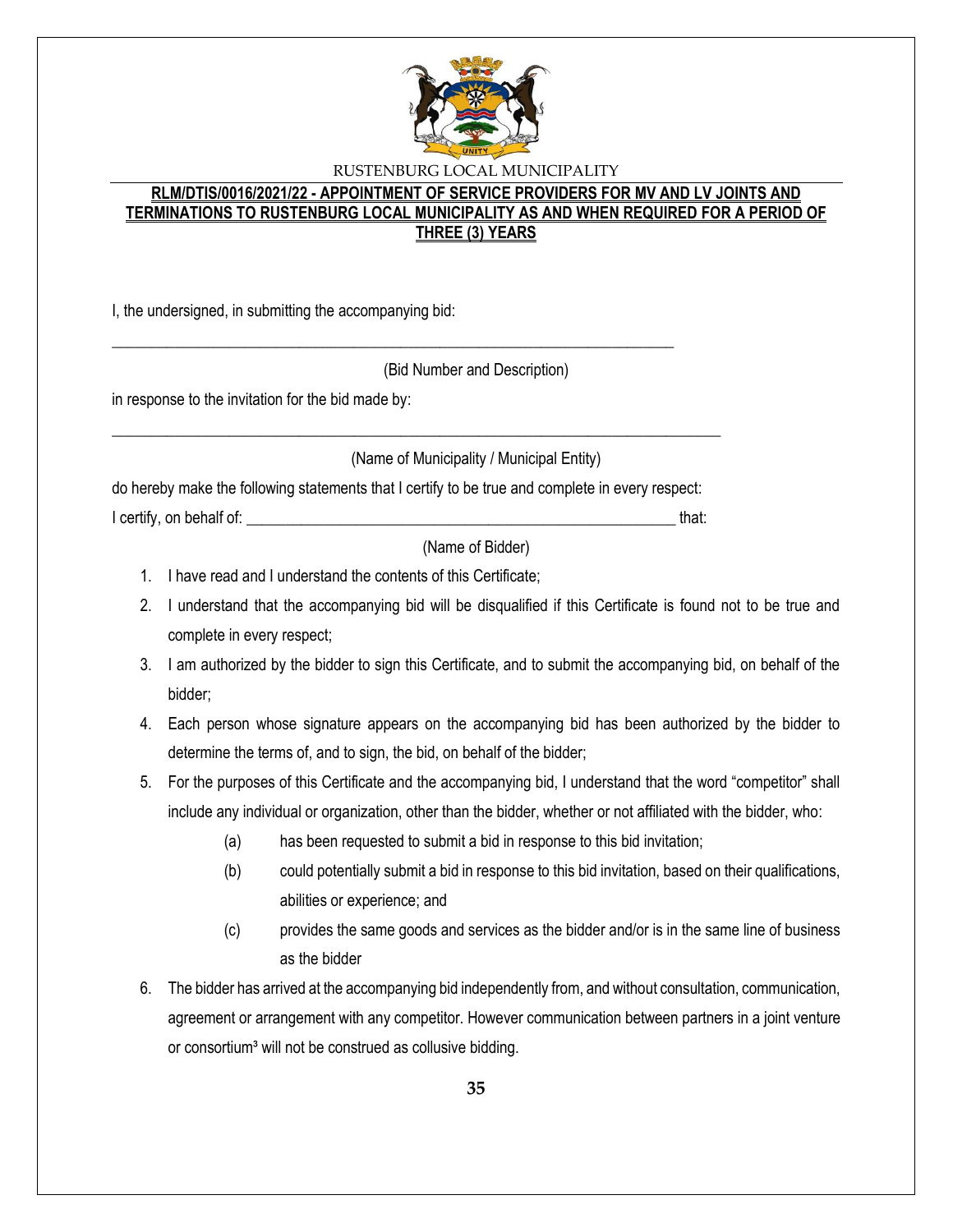RUSTENBURG LOCAL MUNICIPALITY

**RLM/DTIS/0016/2021/22 - APPOINTMENT OF SERVICE PROVIDERS FOR MV AND LV JOINTS AND TERMINATIONS TO RUSTENBURG LOCAL MUNICIPALITY AS AND WHEN REQUIRED FOR A PERIOD OF THREE (3) YEARS**

I, the undersigned, in submitting the accompanying bid:

\_\_\_\_\_\_\_\_\_\_\_\_\_\_\_\_\_\_\_\_\_\_\_\_\_\_\_\_\_\_\_\_\_\_\_\_\_\_\_\_\_\_\_\_\_\_\_\_\_\_\_\_\_\_\_\_\_\_\_\_\_\_\_\_\_\_\_\_\_\_\_\_

(Bid Number and Description)

in response to the invitation for the bid made by:

\_\_\_\_\_\_\_\_\_\_\_\_\_\_\_\_\_\_\_\_\_\_\_\_\_\_\_\_\_\_\_\_\_\_\_\_\_\_\_\_\_\_\_\_\_\_\_\_\_\_\_\_\_\_\_\_\_\_\_\_\_\_\_\_\_\_\_\_\_\_\_\_\_\_\_\_\_\_\_

(Name of Municipality / Municipal Entity)

do hereby make the following statements that I certify to be true and complete in every respect:

I certify, on behalf of: \_\_\_\_\_\_\_\_\_\_\_\_\_\_\_\_\_\_\_\_\_\_\_\_\_\_\_\_\_\_\_\_\_\_\_\_\_\_\_\_\_\_\_\_\_\_\_\_\_\_\_\_\_\_\_\_ that:

(Name of Bidder)

1. I have read and I understand the contents of this Certificate;
2. I understand that the accompanying bid will be disqualified if this Certificate is found not to be true and complete in every respect;
3. I am authorized by the bidder to sign this Certificate, and to submit the accompanying bid, on behalf of the bidder;
4. Each person whose signature appears on the accompanying bid has been authorized by the bidder to determine the terms of, and to sign, the bid, on behalf of the bidder;
5. For the purposes of this Certificate and the accompanying bid, I understand that the word "competitor" shall include any individual or organization, other than the bidder, whether or not affiliated with the bidder, who:
   - (a) has been requested to submit a bid in response to this bid invitation;
   - (b) could potentially submit a bid in response to this bid invitation, based on their qualifications, abilities or experience; and
   - (c) provides the same goods and services as the bidder and/or is in the same line of business as the bidder
6. The bidder has arrived at the accompanying bid independently from, and without consultation, communication, agreement or arrangement with any competitor. However communication between partners in a joint venture or consortium[3] will not be construed as collusive bidding.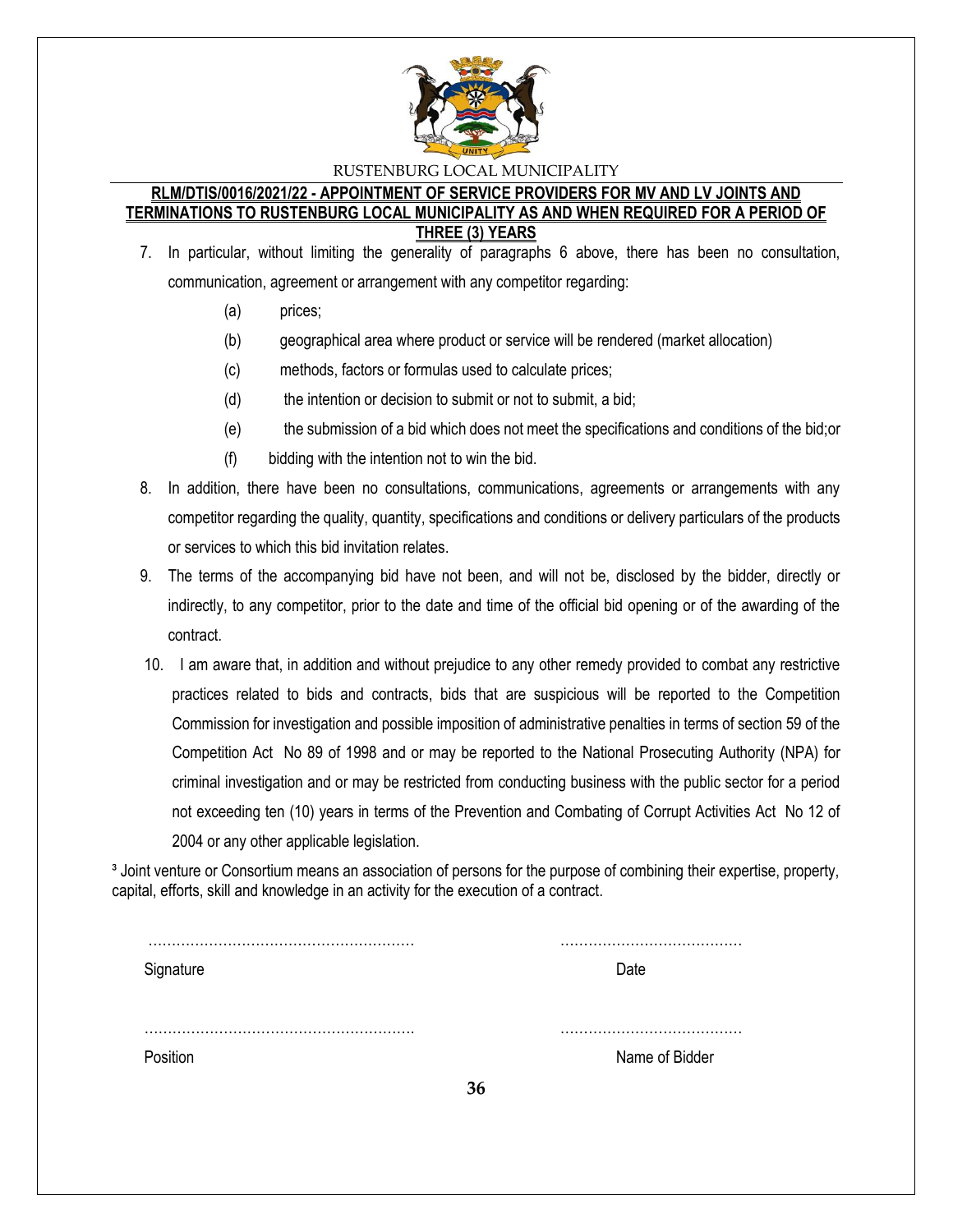7. In particular, without limiting the generality of paragraphs 6 above, there has been no consultation, communication, agreement or arrangement with any competitor regarding:

   (a) prices;

   (b) geographical area where product or service will be rendered (market allocation)

   (c) methods, factors or formulas used to calculate prices;

   (d) the intention or decision to submit or not to submit, a bid;

   (e) the submission of a bid which does not meet the specifications and conditions of the bid;or

   (f) bidding with the intention not to win the bid.

8. In addition, there have been no consultations, communications, agreements or arrangements with any competitor regarding the quality, quantity, specifications and conditions or delivery particulars of the products or services to which this bid invitation relates.

9. The terms of the accompanying bid have not been, and will not be, disclosed by the bidder, directly or indirectly, to any competitor, prior to the date and time of the official bid opening or of the awarding of the contract.

10. I am aware that, in addition and without prejudice to any other remedy provided to combat any restrictive practices related to bids and contracts, bids that are suspicious will be reported to the Competition Commission for investigation and possible imposition of administrative penalties in terms of section 59 of the Competition Act No 89 of 1998 and or may be reported to the National Prosecuting Authority (NPA) for criminal investigation and or may be restricted from conducting business with the public sector for a period not exceeding ten (10) years in terms of the Prevention and Combating of Corrupt Activities Act No 12 of 2004 or any other applicable legislation.

[3] Joint venture or Consortium means an association of persons for the purpose of combining their expertise, property, capital, efforts, skill and knowledge in an activity for the execution of a contract.

………………………………………………… ………………………………

Signature Date

………………………………………………… ………………………………

Position Name of Bidder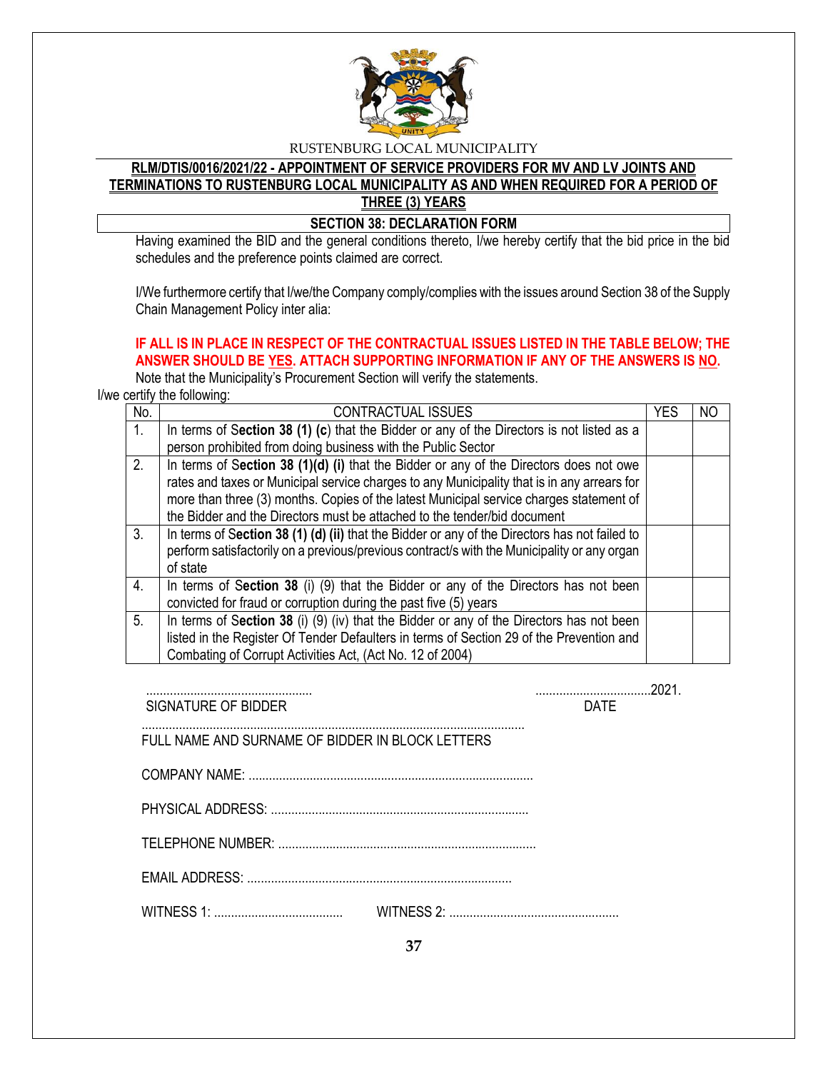RUSTENBURG LOCAL MUNICIPALITY

**RLM/DTIS/0016/2021/22 - APPOINTMENT OF SERVICE PROVIDERS FOR MV AND LV JOINTS AND TERMINATIONS TO RUSTENBURG LOCAL MUNICIPALITY AS AND WHEN REQUIRED FOR A PERIOD OF THREE (3) YEARS**

## SECTION 38: DECLARATION FORM

Having examined the BID and the general conditions thereto, I/we hereby certify that the bid price in the bid schedules and the preference points claimed are correct.

I/We furthermore certify that I/we/the Company comply/complies with the issues around Section 38 of the Supply Chain Management Policy inter alia:

**IF ALL IS IN PLACE IN RESPECT OF THE CONTRACTUAL ISSUES LISTED IN THE TABLE BELOW; THE ANSWER SHOULD BE YES. ATTACH SUPPORTING INFORMATION IF ANY OF THE ANSWERS IS NO.**

Note that the Municipality's Procurement Section will verify the statements.

I/we certify the following:

| No. | CONTRACTUAL ISSUES | YES | NO |
|---|---|---|---|
| 1. | In terms of **Section 38 (1) (c**) that the Bidder or any of the Directors is not listed as a person prohibited from doing business with the Public Sector | | |
| 2. | In terms of **Section 38 (1)(d) (i)** that the Bidder or any of the Directors does not owe rates and taxes or Municipal service charges to any Municipality that is in any arrears for more than three (3) months. Copies of the latest Municipal service charges statement of the Bidder and the Directors must be attached to the tender/bid document | | |
| 3. | In terms of **Section 38 (1) (d) (ii)** that the Bidder or any of the Directors has not failed to perform satisfactorily on a previous/previous contract/s with the Municipality or any organ of state | | |
| 4. | In terms of **Section 38** (i) (9) that the Bidder or any of the Directors has not been convicted for fraud or corruption during the past five (5) years | | |
| 5. | In terms of **Section 38** (i) (9) (iv) that the Bidder or any of the Directors has not been listed in the Register Of Tender Defaulters in terms of Section 29 of the Prevention and Combating of Corrupt Activities Act, (Act No. 12 of 2004) | | |

................................................ ..................................2021.
SIGNATURE OF BIDDER DATE

................................................................................................................
FULL NAME AND SURNAME OF BIDDER IN BLOCK LETTERS

COMPANY NAME: ...................................................................................

PHYSICAL ADDRESS: ...........................................................................

TELEPHONE NUMBER: ...........................................................................

EMAIL ADDRESS: .............................................................................

WITNESS 1: ...................................... WITNESS 2: ..................................................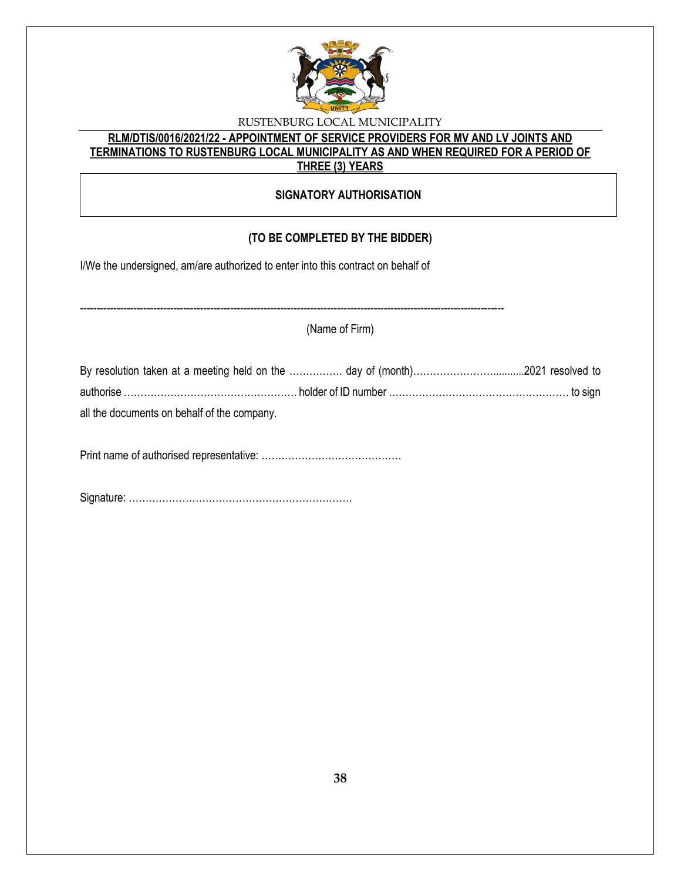RUSTENBURG LOCAL MUNICIPALITY

**RLM/DTIS/0016/2021/22 - APPOINTMENT OF SERVICE PROVIDERS FOR MV AND LV JOINTS AND TERMINATIONS TO RUSTENBURG LOCAL MUNICIPALITY AS AND WHEN REQUIRED FOR A PERIOD OF THREE (3) YEARS**

## SIGNATORY AUTHORISATION

**(TO BE COMPLETED BY THE BIDDER)**

I/We the undersigned, am/are authorized to enter into this contract on behalf of

--------------------------------------------------------------------------------------------------------------------------

(Name of Firm)

By resolution taken at a meeting held on the ……………. day of (month)…………………….........2021 resolved to authorise ……………………………………………. holder of ID number ……………………………………………… to sign all the documents on behalf of the company.

Print name of authorised representative: ……………………………………

Signature: ………………………………………………………….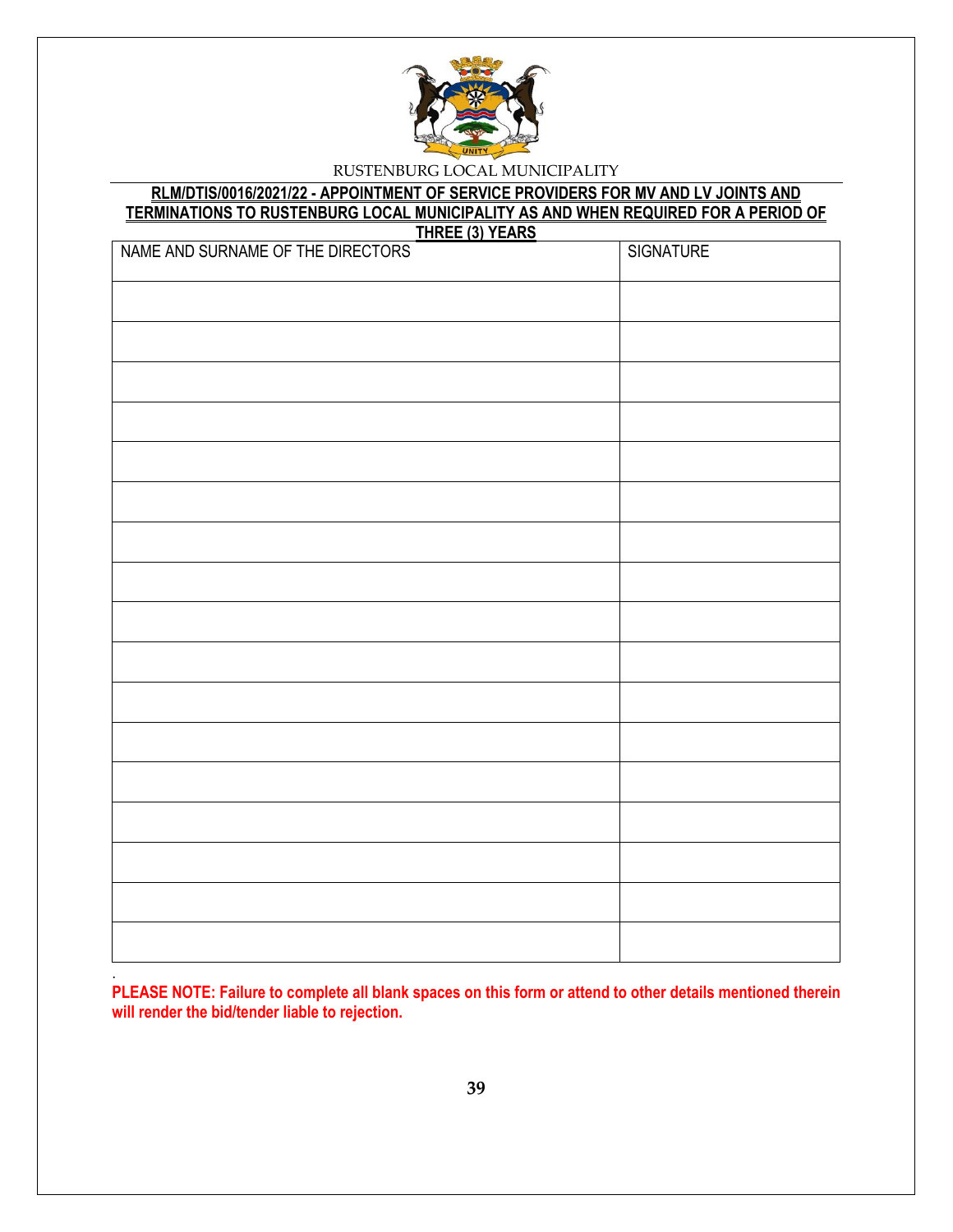RUSTENBURG LOCAL MUNICIPALITY

**RLM/DTIS/0016/2021/22 - APPOINTMENT OF SERVICE PROVIDERS FOR MV AND LV JOINTS AND TERMINATIONS TO RUSTENBURG LOCAL MUNICIPALITY AS AND WHEN REQUIRED FOR A PERIOD OF THREE (3) YEARS**

| NAME AND SURNAME OF THE DIRECTORS | SIGNATURE |
|---|---|
| | |
| | |
| | |
| | |
| | |
| | |
| | |
| | |
| | |
| | |
| | |
| | |
| | |
| | |
| | |
| | |
| | |

.

**PLEASE NOTE: Failure to complete all blank spaces on this form or attend to other details mentioned therein will render the bid/tender liable to rejection.**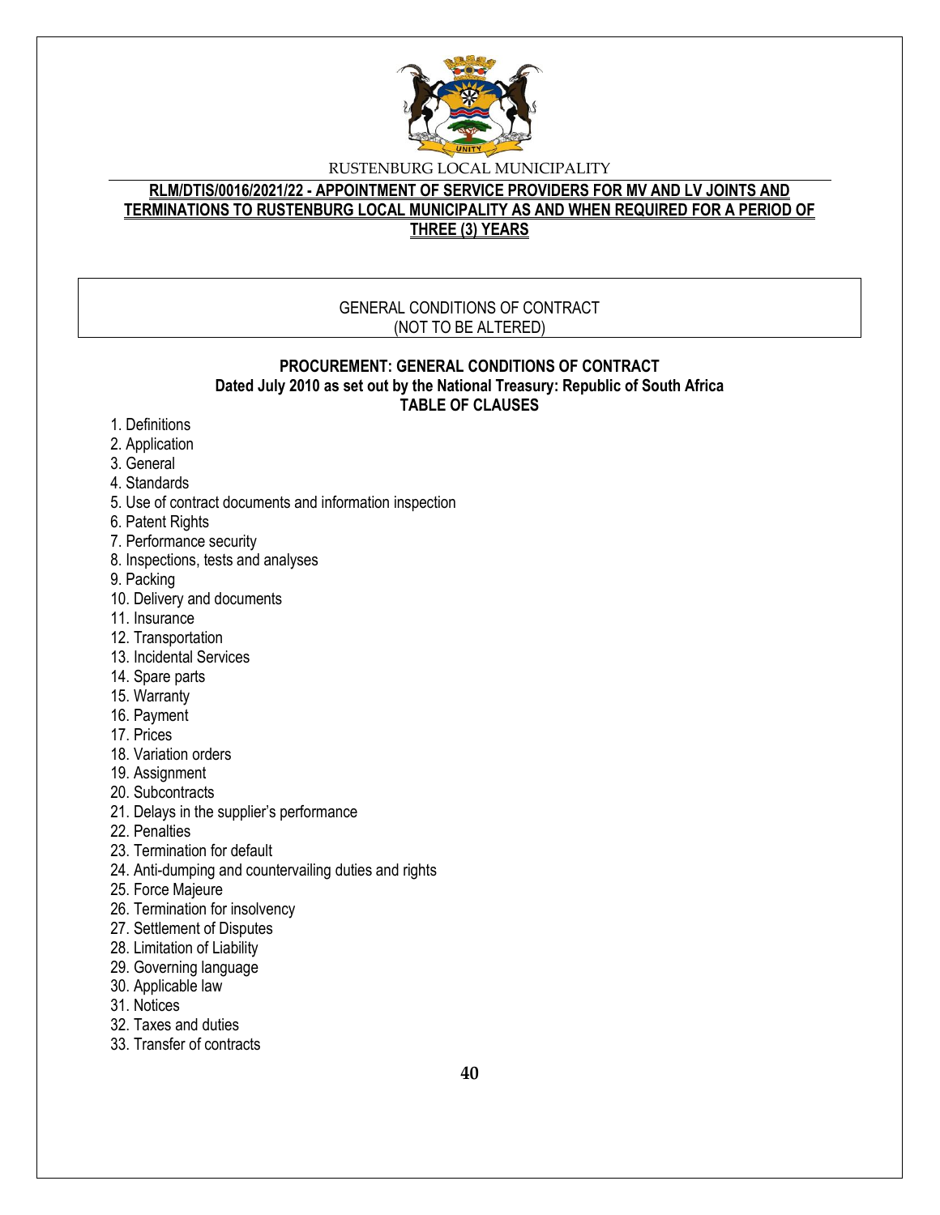RUSTENBURG LOCAL MUNICIPALITY

**RLM/DTIS/0016/2021/22 - APPOINTMENT OF SERVICE PROVIDERS FOR MV AND LV JOINTS AND TERMINATIONS TO RUSTENBURG LOCAL MUNICIPALITY AS AND WHEN REQUIRED FOR A PERIOD OF THREE (3) YEARS**

GENERAL CONDITIONS OF CONTRACT
(NOT TO BE ALTERED)

**PROCUREMENT: GENERAL CONDITIONS OF CONTRACT**
**Dated July 2010 as set out by the National Treasury: Republic of South Africa**
**TABLE OF CLAUSES**

1. Definitions
2. Application
3. General
4. Standards
5. Use of contract documents and information inspection
6. Patent Rights
7. Performance security
8. Inspections, tests and analyses
9. Packing
10. Delivery and documents
11. Insurance
12. Transportation
13. Incidental Services
14. Spare parts
15. Warranty
16. Payment
17. Prices
18. Variation orders
19. Assignment
20. Subcontracts
21. Delays in the supplier's performance
22. Penalties
23. Termination for default
24. Anti-dumping and countervailing duties and rights
25. Force Majeure
26. Termination for insolvency
27. Settlement of Disputes
28. Limitation of Liability
29. Governing language
30. Applicable law
31. Notices
32. Taxes and duties
33. Transfer of contracts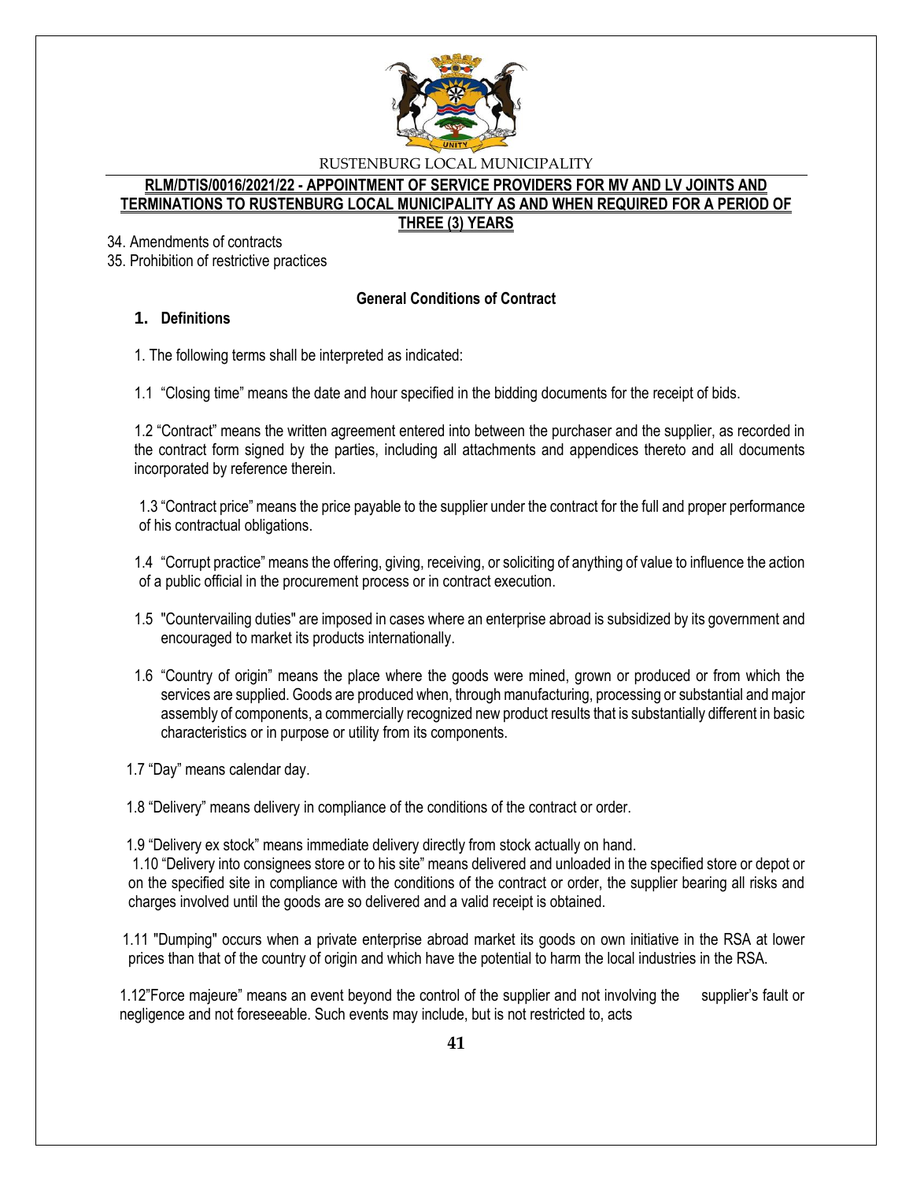34. Amendments of contracts
35. Prohibition of restrictive practices

## General Conditions of Contract

### 1. Definitions

1. The following terms shall be interpreted as indicated:

1.1 "Closing time" means the date and hour specified in the bidding documents for the receipt of bids.

1.2 "Contract" means the written agreement entered into between the purchaser and the supplier, as recorded in the contract form signed by the parties, including all attachments and appendices thereto and all documents incorporated by reference therein.

1.3 "Contract price" means the price payable to the supplier under the contract for the full and proper performance of his contractual obligations.

1.4 "Corrupt practice" means the offering, giving, receiving, or soliciting of anything of value to influence the action of a public official in the procurement process or in contract execution.

1.5 "Countervailing duties" are imposed in cases where an enterprise abroad is subsidized by its government and encouraged to market its products internationally.

1.6 "Country of origin" means the place where the goods were mined, grown or produced or from which the services are supplied. Goods are produced when, through manufacturing, processing or substantial and major assembly of components, a commercially recognized new product results that is substantially different in basic characteristics or in purpose or utility from its components.

1.7 "Day" means calendar day.

1.8 "Delivery" means delivery in compliance of the conditions of the contract or order.

1.9 "Delivery ex stock" means immediate delivery directly from stock actually on hand.

1.10 "Delivery into consignees store or to his site" means delivered and unloaded in the specified store or depot or on the specified site in compliance with the conditions of the contract or order, the supplier bearing all risks and charges involved until the goods are so delivered and a valid receipt is obtained.

1.11 "Dumping" occurs when a private enterprise abroad market its goods on own initiative in the RSA at lower prices than that of the country of origin and which have the potential to harm the local industries in the RSA.

1.12"Force majeure" means an event beyond the control of the supplier and not involving the supplier's fault or negligence and not foreseeable. Such events may include, but is not restricted to, acts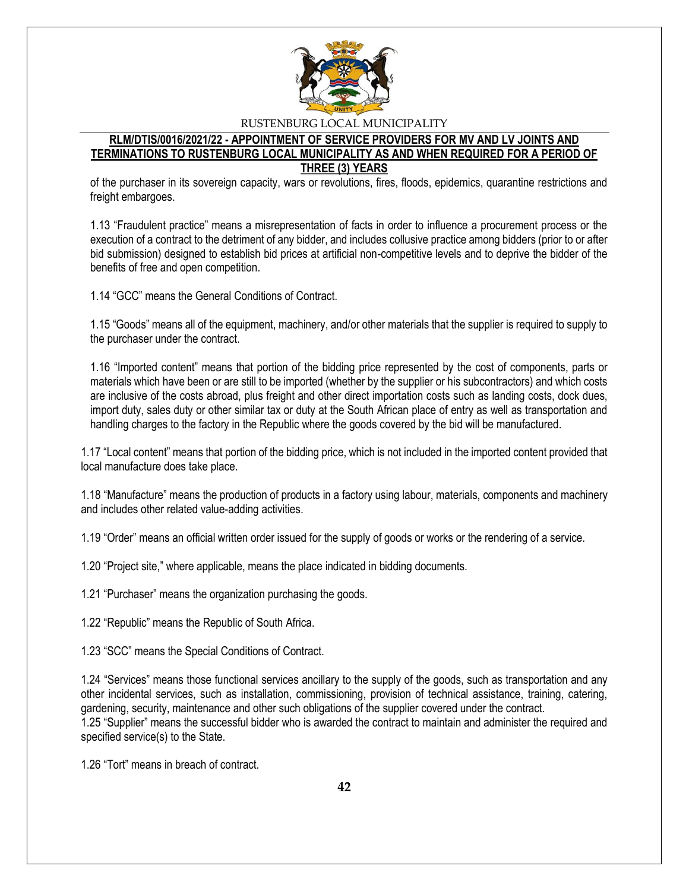of the purchaser in its sovereign capacity, wars or revolutions, fires, floods, epidemics, quarantine restrictions and freight embargoes.

1.13 "Fraudulent practice" means a misrepresentation of facts in order to influence a procurement process or the execution of a contract to the detriment of any bidder, and includes collusive practice among bidders (prior to or after bid submission) designed to establish bid prices at artificial non-competitive levels and to deprive the bidder of the benefits of free and open competition.

1.14 "GCC" means the General Conditions of Contract.

1.15 "Goods" means all of the equipment, machinery, and/or other materials that the supplier is required to supply to the purchaser under the contract.

1.16 "Imported content" means that portion of the bidding price represented by the cost of components, parts or materials which have been or are still to be imported (whether by the supplier or his subcontractors) and which costs are inclusive of the costs abroad, plus freight and other direct importation costs such as landing costs, dock dues, import duty, sales duty or other similar tax or duty at the South African place of entry as well as transportation and handling charges to the factory in the Republic where the goods covered by the bid will be manufactured.

1.17 "Local content" means that portion of the bidding price, which is not included in the imported content provided that local manufacture does take place.

1.18 "Manufacture" means the production of products in a factory using labour, materials, components and machinery and includes other related value-adding activities.

1.19 "Order" means an official written order issued for the supply of goods or works or the rendering of a service.

1.20 "Project site," where applicable, means the place indicated in bidding documents.

1.21 "Purchaser" means the organization purchasing the goods.

1.22 "Republic" means the Republic of South Africa.

1.23 "SCC" means the Special Conditions of Contract.

1.24 "Services" means those functional services ancillary to the supply of the goods, such as transportation and any other incidental services, such as installation, commissioning, provision of technical assistance, training, catering, gardening, security, maintenance and other such obligations of the supplier covered under the contract.

1.25 "Supplier" means the successful bidder who is awarded the contract to maintain and administer the required and specified service(s) to the State.

1.26 "Tort" means in breach of contract.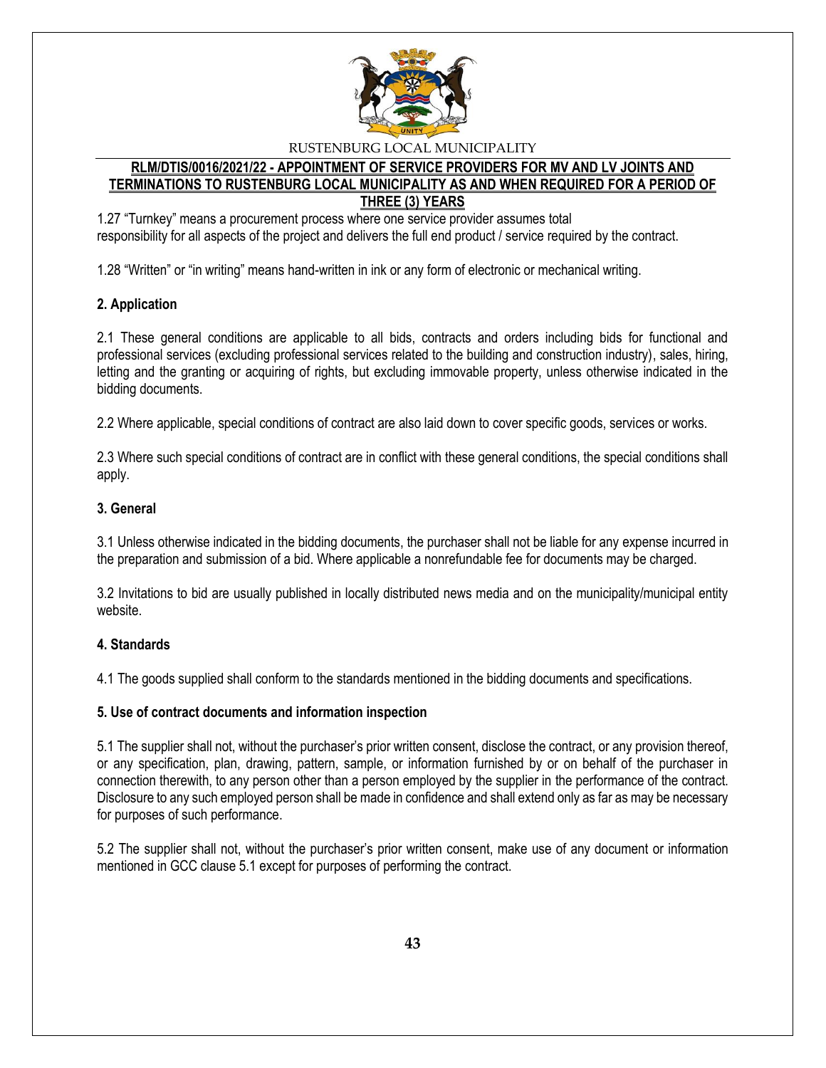1.27 “Turnkey” means a procurement process where one service provider assumes total responsibility for all aspects of the project and delivers the full end product / service required by the contract.

1.28 “Written” or “in writing” means hand-written in ink or any form of electronic or mechanical writing.

**2. Application**

2.1 These general conditions are applicable to all bids, contracts and orders including bids for functional and professional services (excluding professional services related to the building and construction industry), sales, hiring, letting and the granting or acquiring of rights, but excluding immovable property, unless otherwise indicated in the bidding documents.

2.2 Where applicable, special conditions of contract are also laid down to cover specific goods, services or works.

2.3 Where such special conditions of contract are in conflict with these general conditions, the special conditions shall apply.

**3. General**

3.1 Unless otherwise indicated in the bidding documents, the purchaser shall not be liable for any expense incurred in the preparation and submission of a bid. Where applicable a nonrefundable fee for documents may be charged.

3.2 Invitations to bid are usually published in locally distributed news media and on the municipality/municipal entity website.

**4. Standards**

4.1 The goods supplied shall conform to the standards mentioned in the bidding documents and specifications.

**5. Use of contract documents and information inspection**

5.1 The supplier shall not, without the purchaser’s prior written consent, disclose the contract, or any provision thereof, or any specification, plan, drawing, pattern, sample, or information furnished by or on behalf of the purchaser in connection therewith, to any person other than a person employed by the supplier in the performance of the contract. Disclosure to any such employed person shall be made in confidence and shall extend only as far as may be necessary for purposes of such performance.

5.2 The supplier shall not, without the purchaser’s prior written consent, make use of any document or information mentioned in GCC clause 5.1 except for purposes of performing the contract.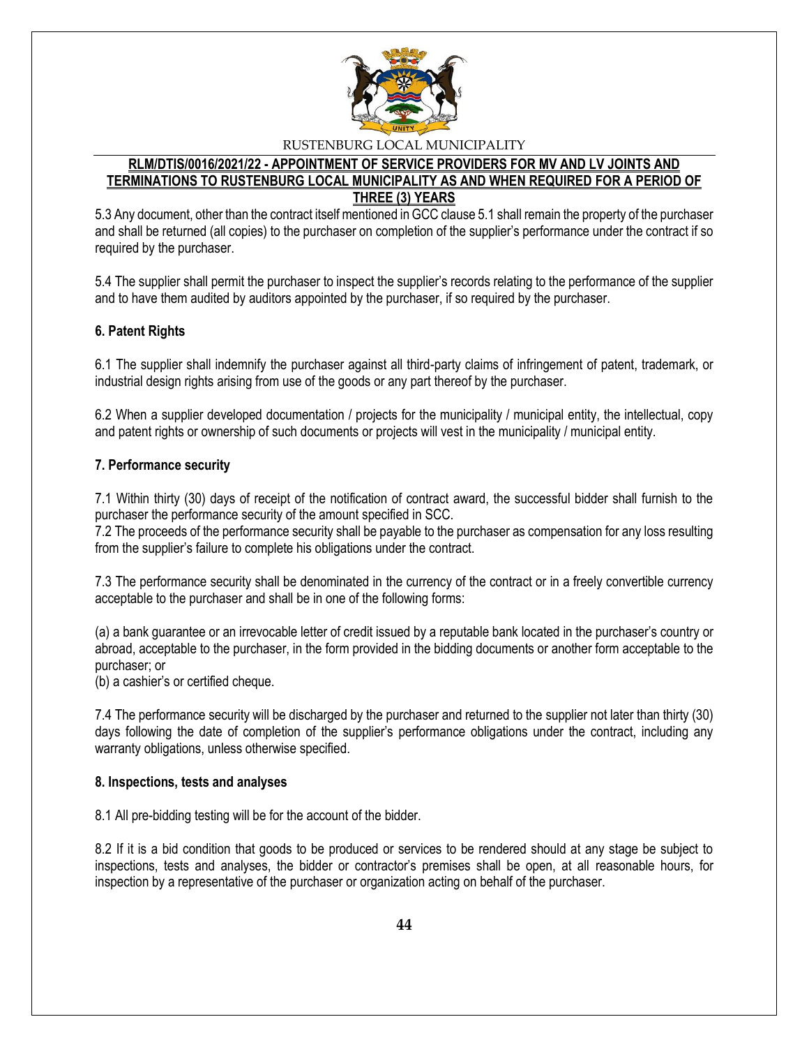5.3 Any document, other than the contract itself mentioned in GCC clause 5.1 shall remain the property of the purchaser and shall be returned (all copies) to the purchaser on completion of the supplier's performance under the contract if so required by the purchaser.

5.4 The supplier shall permit the purchaser to inspect the supplier's records relating to the performance of the supplier and to have them audited by auditors appointed by the purchaser, if so required by the purchaser.

**6. Patent Rights**

6.1 The supplier shall indemnify the purchaser against all third-party claims of infringement of patent, trademark, or industrial design rights arising from use of the goods or any part thereof by the purchaser.

6.2 When a supplier developed documentation / projects for the municipality / municipal entity, the intellectual, copy and patent rights or ownership of such documents or projects will vest in the municipality / municipal entity.

**7. Performance security**

7.1 Within thirty (30) days of receipt of the notification of contract award, the successful bidder shall furnish to the purchaser the performance security of the amount specified in SCC.
7.2 The proceeds of the performance security shall be payable to the purchaser as compensation for any loss resulting from the supplier's failure to complete his obligations under the contract.

7.3 The performance security shall be denominated in the currency of the contract or in a freely convertible currency acceptable to the purchaser and shall be in one of the following forms:

(a) a bank guarantee or an irrevocable letter of credit issued by a reputable bank located in the purchaser's country or abroad, acceptable to the purchaser, in the form provided in the bidding documents or another form acceptable to the purchaser; or
(b) a cashier's or certified cheque.

7.4 The performance security will be discharged by the purchaser and returned to the supplier not later than thirty (30) days following the date of completion of the supplier's performance obligations under the contract, including any warranty obligations, unless otherwise specified.

**8. Inspections, tests and analyses**

8.1 All pre-bidding testing will be for the account of the bidder.

8.2 If it is a bid condition that goods to be produced or services to be rendered should at any stage be subject to inspections, tests and analyses, the bidder or contractor's premises shall be open, at all reasonable hours, for inspection by a representative of the purchaser or organization acting on behalf of the purchaser.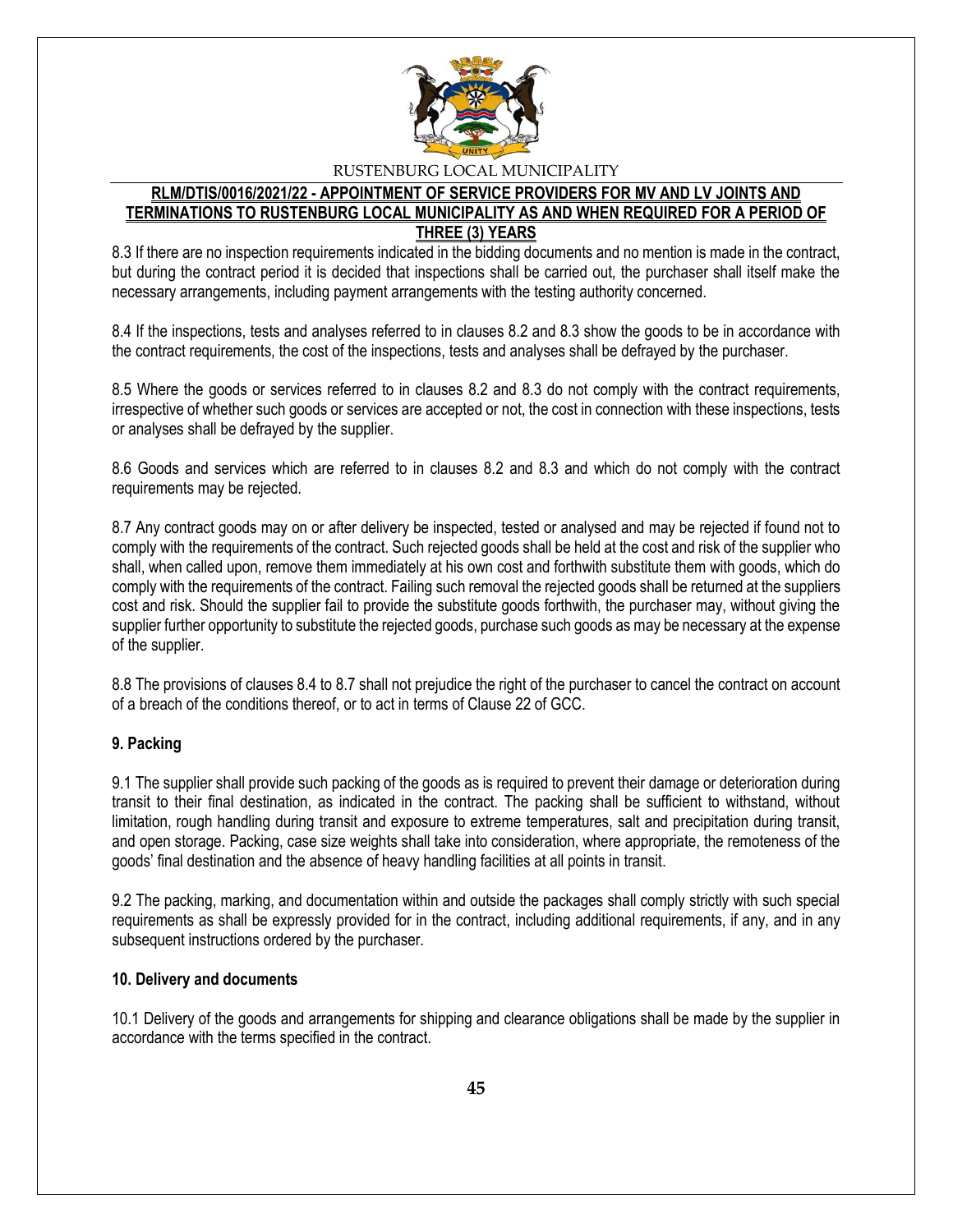8.3 If there are no inspection requirements indicated in the bidding documents and no mention is made in the contract, but during the contract period it is decided that inspections shall be carried out, the purchaser shall itself make the necessary arrangements, including payment arrangements with the testing authority concerned.

8.4 If the inspections, tests and analyses referred to in clauses 8.2 and 8.3 show the goods to be in accordance with the contract requirements, the cost of the inspections, tests and analyses shall be defrayed by the purchaser.

8.5 Where the goods or services referred to in clauses 8.2 and 8.3 do not comply with the contract requirements, irrespective of whether such goods or services are accepted or not, the cost in connection with these inspections, tests or analyses shall be defrayed by the supplier.

8.6 Goods and services which are referred to in clauses 8.2 and 8.3 and which do not comply with the contract requirements may be rejected.

8.7 Any contract goods may on or after delivery be inspected, tested or analysed and may be rejected if found not to comply with the requirements of the contract. Such rejected goods shall be held at the cost and risk of the supplier who shall, when called upon, remove them immediately at his own cost and forthwith substitute them with goods, which do comply with the requirements of the contract. Failing such removal the rejected goods shall be returned at the suppliers cost and risk. Should the supplier fail to provide the substitute goods forthwith, the purchaser may, without giving the supplier further opportunity to substitute the rejected goods, purchase such goods as may be necessary at the expense of the supplier.

8.8 The provisions of clauses 8.4 to 8.7 shall not prejudice the right of the purchaser to cancel the contract on account of a breach of the conditions thereof, or to act in terms of Clause 22 of GCC.

**9. Packing**

9.1 The supplier shall provide such packing of the goods as is required to prevent their damage or deterioration during transit to their final destination, as indicated in the contract. The packing shall be sufficient to withstand, without limitation, rough handling during transit and exposure to extreme temperatures, salt and precipitation during transit, and open storage. Packing, case size weights shall take into consideration, where appropriate, the remoteness of the goods' final destination and the absence of heavy handling facilities at all points in transit.

9.2 The packing, marking, and documentation within and outside the packages shall comply strictly with such special requirements as shall be expressly provided for in the contract, including additional requirements, if any, and in any subsequent instructions ordered by the purchaser.

**10. Delivery and documents**

10.1 Delivery of the goods and arrangements for shipping and clearance obligations shall be made by the supplier in accordance with the terms specified in the contract.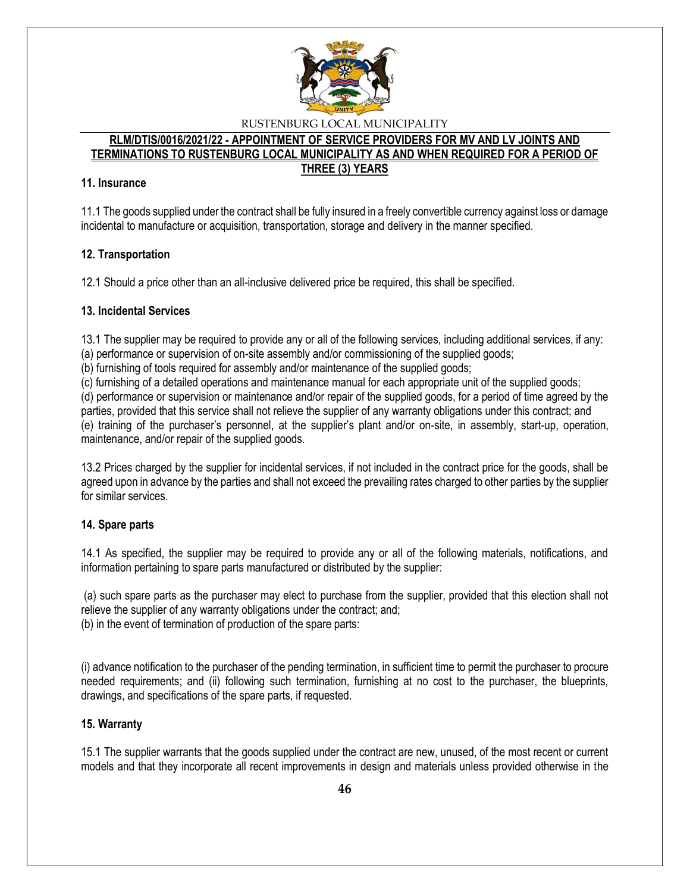### 11. Insurance

11.1 The goods supplied under the contract shall be fully insured in a freely convertible currency against loss or damage incidental to manufacture or acquisition, transportation, storage and delivery in the manner specified.

### 12. Transportation

12.1 Should a price other than an all-inclusive delivered price be required, this shall be specified.

### 13. Incidental Services

13.1 The supplier may be required to provide any or all of the following services, including additional services, if any:
(a) performance or supervision of on-site assembly and/or commissioning of the supplied goods;
(b) furnishing of tools required for assembly and/or maintenance of the supplied goods;
(c) furnishing of a detailed operations and maintenance manual for each appropriate unit of the supplied goods;
(d) performance or supervision or maintenance and/or repair of the supplied goods, for a period of time agreed by the parties, provided that this service shall not relieve the supplier of any warranty obligations under this contract; and
(e) training of the purchaser's personnel, at the supplier's plant and/or on-site, in assembly, start-up, operation, maintenance, and/or repair of the supplied goods.

13.2 Prices charged by the supplier for incidental services, if not included in the contract price for the goods, shall be agreed upon in advance by the parties and shall not exceed the prevailing rates charged to other parties by the supplier for similar services.

### 14. Spare parts

14.1 As specified, the supplier may be required to provide any or all of the following materials, notifications, and information pertaining to spare parts manufactured or distributed by the supplier:

(a) such spare parts as the purchaser may elect to purchase from the supplier, provided that this election shall not relieve the supplier of any warranty obligations under the contract; and;
(b) in the event of termination of production of the spare parts:

(i) advance notification to the purchaser of the pending termination, in sufficient time to permit the purchaser to procure needed requirements; and (ii) following such termination, furnishing at no cost to the purchaser, the blueprints, drawings, and specifications of the spare parts, if requested.

### 15. Warranty

15.1 The supplier warrants that the goods supplied under the contract are new, unused, of the most recent or current models and that they incorporate all recent improvements in design and materials unless provided otherwise in the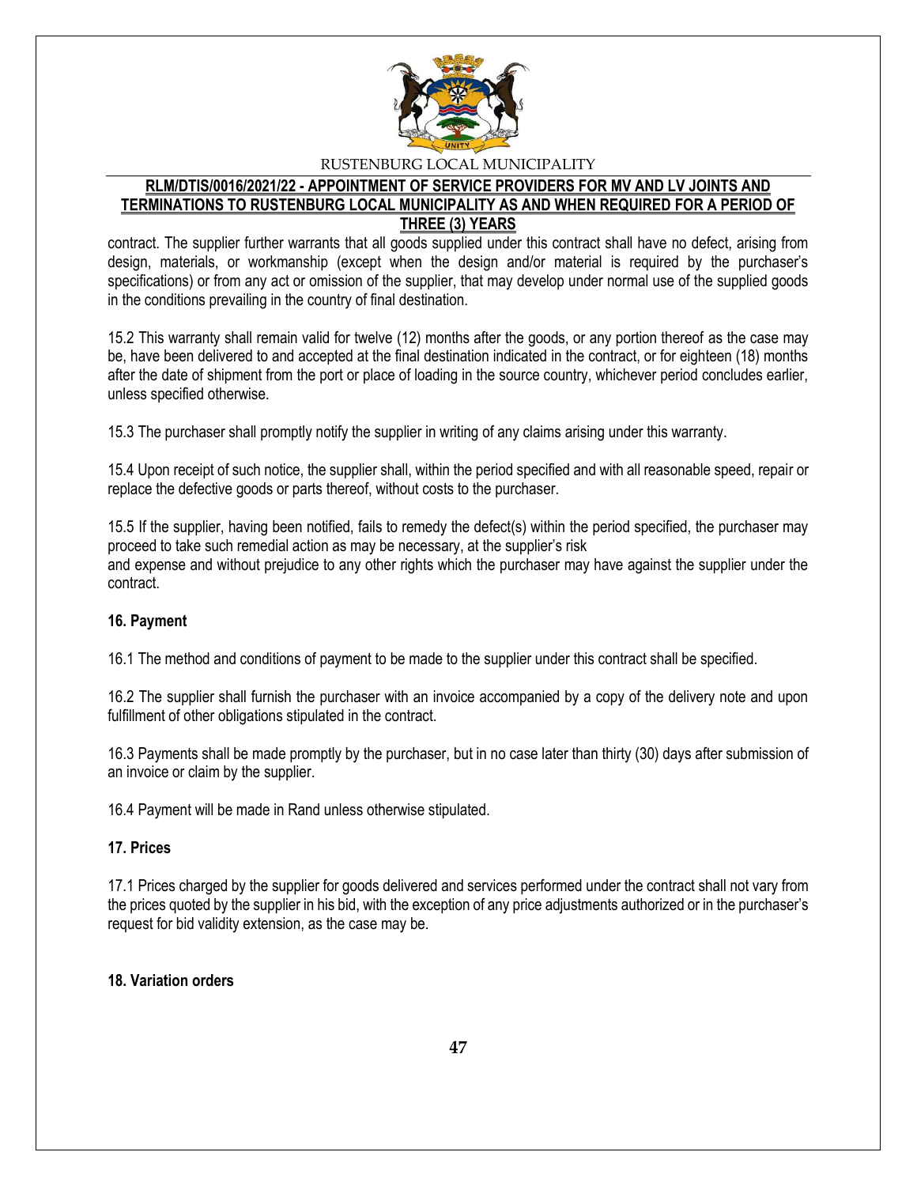contract. The supplier further warrants that all goods supplied under this contract shall have no defect, arising from design, materials, or workmanship (except when the design and/or material is required by the purchaser's specifications) or from any act or omission of the supplier, that may develop under normal use of the supplied goods in the conditions prevailing in the country of final destination.

15.2 This warranty shall remain valid for twelve (12) months after the goods, or any portion thereof as the case may be, have been delivered to and accepted at the final destination indicated in the contract, or for eighteen (18) months after the date of shipment from the port or place of loading in the source country, whichever period concludes earlier, unless specified otherwise.

15.3 The purchaser shall promptly notify the supplier in writing of any claims arising under this warranty.

15.4 Upon receipt of such notice, the supplier shall, within the period specified and with all reasonable speed, repair or replace the defective goods or parts thereof, without costs to the purchaser.

15.5 If the supplier, having been notified, fails to remedy the defect(s) within the period specified, the purchaser may proceed to take such remedial action as may be necessary, at the supplier's risk and expense and without prejudice to any other rights which the purchaser may have against the supplier under the contract.

**16. Payment**

16.1 The method and conditions of payment to be made to the supplier under this contract shall be specified.

16.2 The supplier shall furnish the purchaser with an invoice accompanied by a copy of the delivery note and upon fulfillment of other obligations stipulated in the contract.

16.3 Payments shall be made promptly by the purchaser, but in no case later than thirty (30) days after submission of an invoice or claim by the supplier.

16.4 Payment will be made in Rand unless otherwise stipulated.

**17. Prices**

17.1 Prices charged by the supplier for goods delivered and services performed under the contract shall not vary from the prices quoted by the supplier in his bid, with the exception of any price adjustments authorized or in the purchaser's request for bid validity extension, as the case may be.

**18. Variation orders**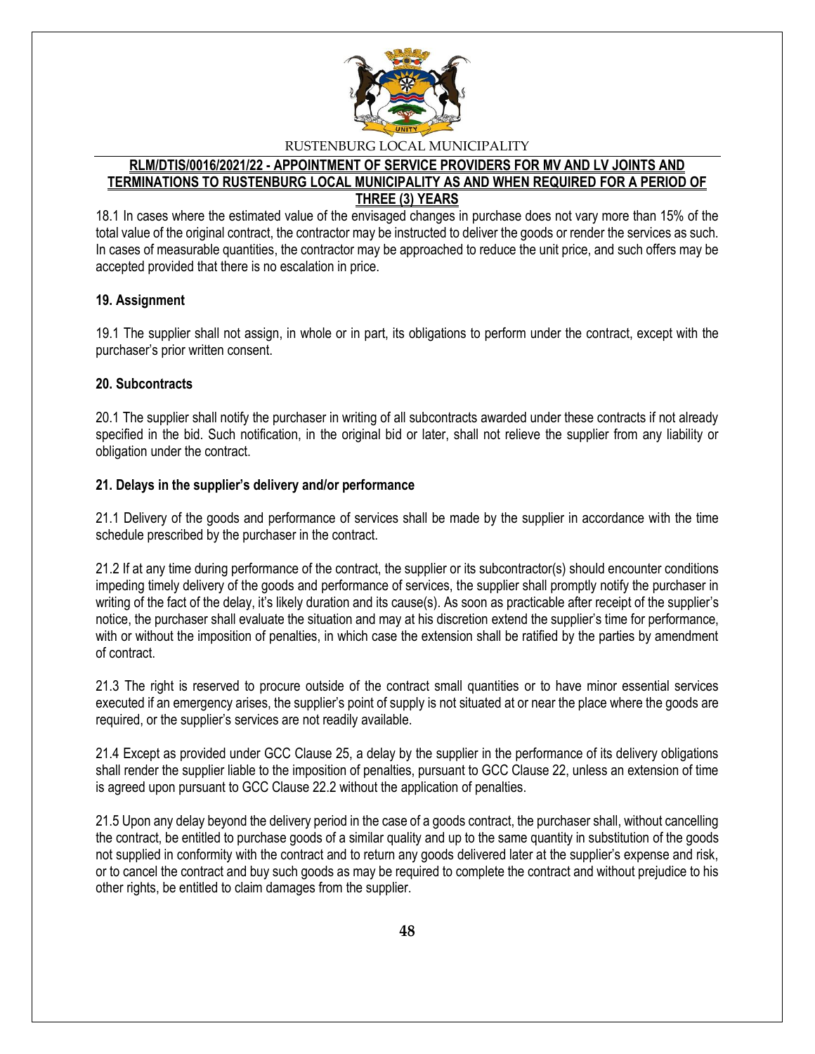18.1 In cases where the estimated value of the envisaged changes in purchase does not vary more than 15% of the total value of the original contract, the contractor may be instructed to deliver the goods or render the services as such. In cases of measurable quantities, the contractor may be approached to reduce the unit price, and such offers may be accepted provided that there is no escalation in price.

**19. Assignment**

19.1 The supplier shall not assign, in whole or in part, its obligations to perform under the contract, except with the purchaser's prior written consent.

**20. Subcontracts**

20.1 The supplier shall notify the purchaser in writing of all subcontracts awarded under these contracts if not already specified in the bid. Such notification, in the original bid or later, shall not relieve the supplier from any liability or obligation under the contract.

**21. Delays in the supplier's delivery and/or performance**

21.1 Delivery of the goods and performance of services shall be made by the supplier in accordance with the time schedule prescribed by the purchaser in the contract.

21.2 If at any time during performance of the contract, the supplier or its subcontractor(s) should encounter conditions impeding timely delivery of the goods and performance of services, the supplier shall promptly notify the purchaser in writing of the fact of the delay, it's likely duration and its cause(s). As soon as practicable after receipt of the supplier's notice, the purchaser shall evaluate the situation and may at his discretion extend the supplier's time for performance, with or without the imposition of penalties, in which case the extension shall be ratified by the parties by amendment of contract.

21.3 The right is reserved to procure outside of the contract small quantities or to have minor essential services executed if an emergency arises, the supplier's point of supply is not situated at or near the place where the goods are required, or the supplier's services are not readily available.

21.4 Except as provided under GCC Clause 25, a delay by the supplier in the performance of its delivery obligations shall render the supplier liable to the imposition of penalties, pursuant to GCC Clause 22, unless an extension of time is agreed upon pursuant to GCC Clause 22.2 without the application of penalties.

21.5 Upon any delay beyond the delivery period in the case of a goods contract, the purchaser shall, without cancelling the contract, be entitled to purchase goods of a similar quality and up to the same quantity in substitution of the goods not supplied in conformity with the contract and to return any goods delivered later at the supplier's expense and risk, or to cancel the contract and buy such goods as may be required to complete the contract and without prejudice to his other rights, be entitled to claim damages from the supplier.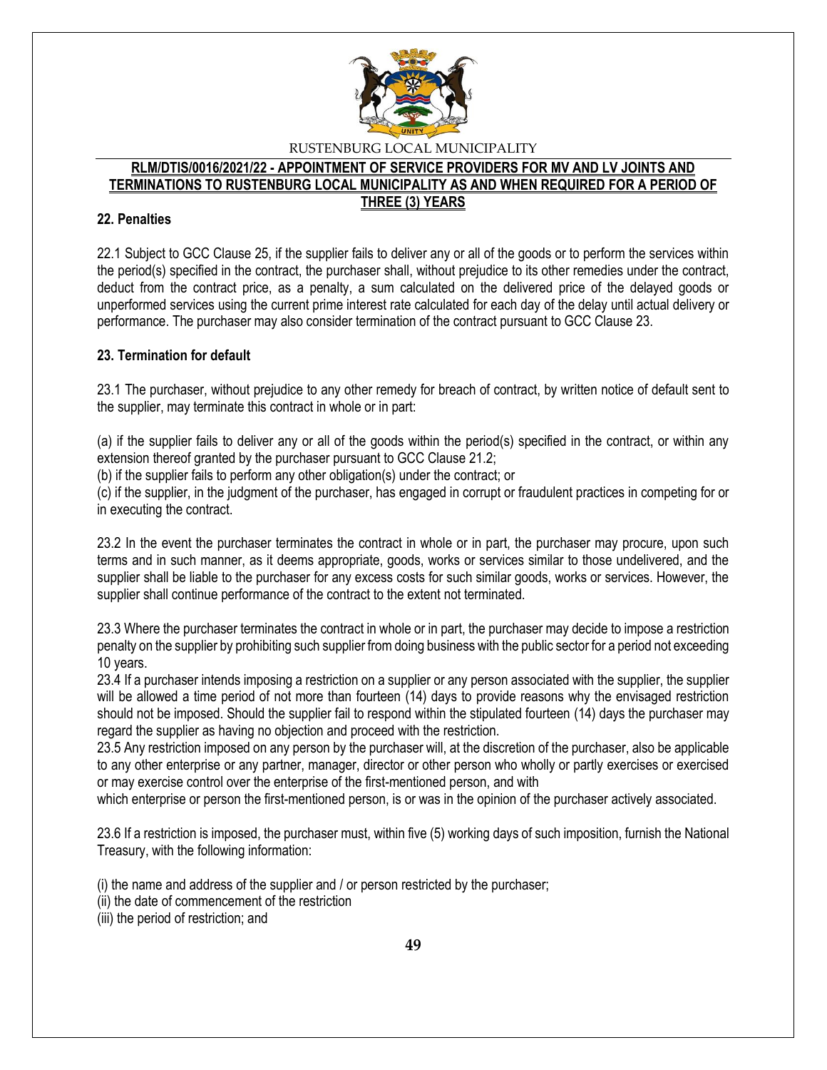## 22. Penalties

22.1 Subject to GCC Clause 25, if the supplier fails to deliver any or all of the goods or to perform the services within the period(s) specified in the contract, the purchaser shall, without prejudice to its other remedies under the contract, deduct from the contract price, as a penalty, a sum calculated on the delivered price of the delayed goods or unperformed services using the current prime interest rate calculated for each day of the delay until actual delivery or performance. The purchaser may also consider termination of the contract pursuant to GCC Clause 23.

## 23. Termination for default

23.1 The purchaser, without prejudice to any other remedy for breach of contract, by written notice of default sent to the supplier, may terminate this contract in whole or in part:

(a) if the supplier fails to deliver any or all of the goods within the period(s) specified in the contract, or within any extension thereof granted by the purchaser pursuant to GCC Clause 21.2;
(b) if the supplier fails to perform any other obligation(s) under the contract; or
(c) if the supplier, in the judgment of the purchaser, has engaged in corrupt or fraudulent practices in competing for or in executing the contract.

23.2 In the event the purchaser terminates the contract in whole or in part, the purchaser may procure, upon such terms and in such manner, as it deems appropriate, goods, works or services similar to those undelivered, and the supplier shall be liable to the purchaser for any excess costs for such similar goods, works or services. However, the supplier shall continue performance of the contract to the extent not terminated.

23.3 Where the purchaser terminates the contract in whole or in part, the purchaser may decide to impose a restriction penalty on the supplier by prohibiting such supplier from doing business with the public sector for a period not exceeding 10 years.
23.4 If a purchaser intends imposing a restriction on a supplier or any person associated with the supplier, the supplier will be allowed a time period of not more than fourteen (14) days to provide reasons why the envisaged restriction should not be imposed. Should the supplier fail to respond within the stipulated fourteen (14) days the purchaser may regard the supplier as having no objection and proceed with the restriction.
23.5 Any restriction imposed on any person by the purchaser will, at the discretion of the purchaser, also be applicable to any other enterprise or any partner, manager, director or other person who wholly or partly exercises or exercised or may exercise control over the enterprise of the first-mentioned person, and with
which enterprise or person the first-mentioned person, is or was in the opinion of the purchaser actively associated.

23.6 If a restriction is imposed, the purchaser must, within five (5) working days of such imposition, furnish the National Treasury, with the following information:

(i) the name and address of the supplier and / or person restricted by the purchaser;
(ii) the date of commencement of the restriction
(iii) the period of restriction; and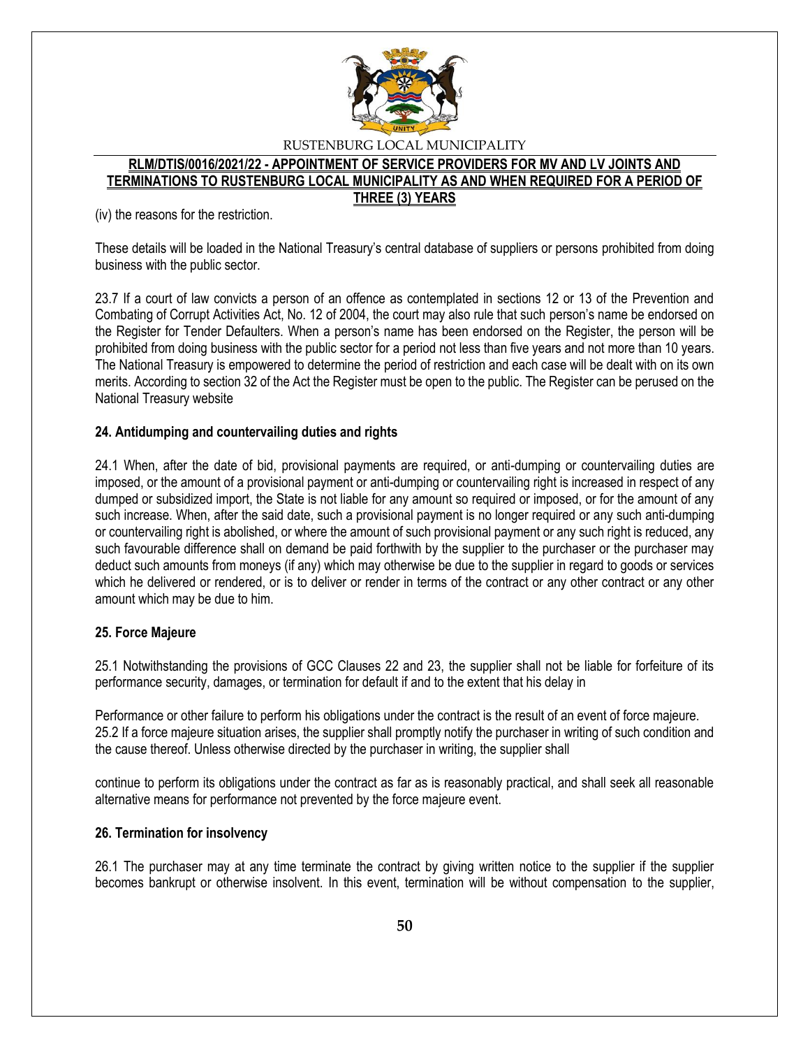(iv) the reasons for the restriction.

These details will be loaded in the National Treasury's central database of suppliers or persons prohibited from doing business with the public sector.

23.7 If a court of law convicts a person of an offence as contemplated in sections 12 or 13 of the Prevention and Combating of Corrupt Activities Act, No. 12 of 2004, the court may also rule that such person's name be endorsed on the Register for Tender Defaulters. When a person's name has been endorsed on the Register, the person will be prohibited from doing business with the public sector for a period not less than five years and not more than 10 years. The National Treasury is empowered to determine the period of restriction and each case will be dealt with on its own merits. According to section 32 of the Act the Register must be open to the public. The Register can be perused on the National Treasury website

**24. Antidumping and countervailing duties and rights**

24.1 When, after the date of bid, provisional payments are required, or anti-dumping or countervailing duties are imposed, or the amount of a provisional payment or anti-dumping or countervailing right is increased in respect of any dumped or subsidized import, the State is not liable for any amount so required or imposed, or for the amount of any such increase. When, after the said date, such a provisional payment is no longer required or any such anti-dumping or countervailing right is abolished, or where the amount of such provisional payment or any such right is reduced, any such favourable difference shall on demand be paid forthwith by the supplier to the purchaser or the purchaser may deduct such amounts from moneys (if any) which may otherwise be due to the supplier in regard to goods or services which he delivered or rendered, or is to deliver or render in terms of the contract or any other contract or any other amount which may be due to him.

**25. Force Majeure**

25.1 Notwithstanding the provisions of GCC Clauses 22 and 23, the supplier shall not be liable for forfeiture of its performance security, damages, or termination for default if and to the extent that his delay in

Performance or other failure to perform his obligations under the contract is the result of an event of force majeure.
25.2 If a force majeure situation arises, the supplier shall promptly notify the purchaser in writing of such condition and the cause thereof. Unless otherwise directed by the purchaser in writing, the supplier shall

continue to perform its obligations under the contract as far as is reasonably practical, and shall seek all reasonable alternative means for performance not prevented by the force majeure event.

**26. Termination for insolvency**

26.1 The purchaser may at any time terminate the contract by giving written notice to the supplier if the supplier becomes bankrupt or otherwise insolvent. In this event, termination will be without compensation to the supplier,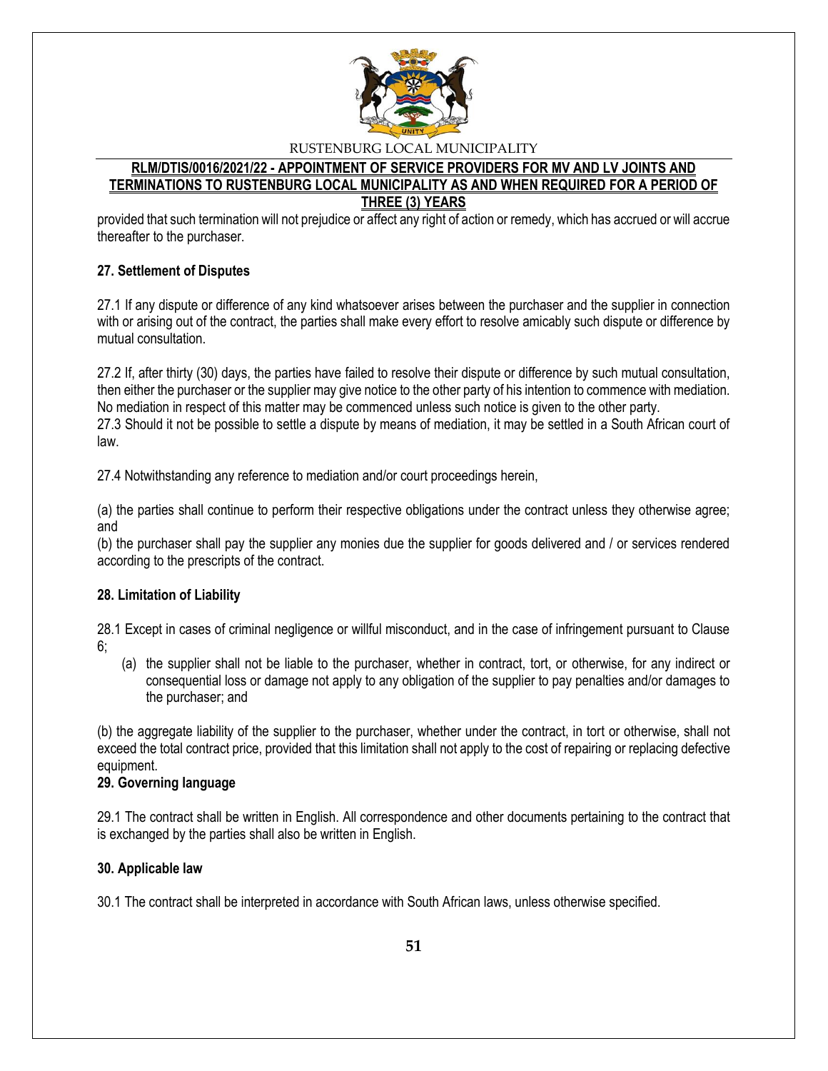provided that such termination will not prejudice or affect any right of action or remedy, which has accrued or will accrue thereafter to the purchaser.

**27. Settlement of Disputes**

27.1 If any dispute or difference of any kind whatsoever arises between the purchaser and the supplier in connection with or arising out of the contract, the parties shall make every effort to resolve amicably such dispute or difference by mutual consultation.

27.2 If, after thirty (30) days, the parties have failed to resolve their dispute or difference by such mutual consultation, then either the purchaser or the supplier may give notice to the other party of his intention to commence with mediation. No mediation in respect of this matter may be commenced unless such notice is given to the other party.

27.3 Should it not be possible to settle a dispute by means of mediation, it may be settled in a South African court of law.

27.4 Notwithstanding any reference to mediation and/or court proceedings herein,

(a) the parties shall continue to perform their respective obligations under the contract unless they otherwise agree; and

(b) the purchaser shall pay the supplier any monies due the supplier for goods delivered and / or services rendered according to the prescripts of the contract.

**28. Limitation of Liability**

28.1 Except in cases of criminal negligence or willful misconduct, and in the case of infringement pursuant to Clause 6;

(a) the supplier shall not be liable to the purchaser, whether in contract, tort, or otherwise, for any indirect or consequential loss or damage not apply to any obligation of the supplier to pay penalties and/or damages to the purchaser; and

(b) the aggregate liability of the supplier to the purchaser, whether under the contract, in tort or otherwise, shall not exceed the total contract price, provided that this limitation shall not apply to the cost of repairing or replacing defective equipment.

**29. Governing language**

29.1 The contract shall be written in English. All correspondence and other documents pertaining to the contract that is exchanged by the parties shall also be written in English.

**30. Applicable law**

30.1 The contract shall be interpreted in accordance with South African laws, unless otherwise specified.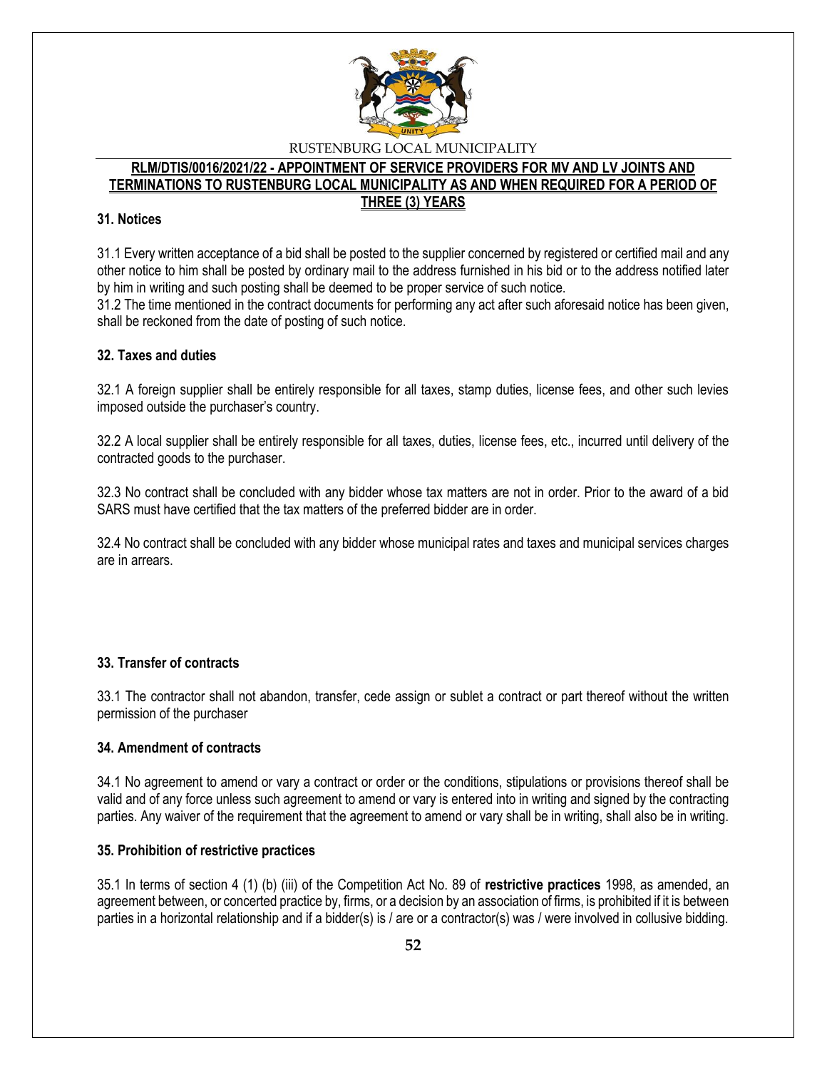### 31. Notices

31.1 Every written acceptance of a bid shall be posted to the supplier concerned by registered or certified mail and any other notice to him shall be posted by ordinary mail to the address furnished in his bid or to the address notified later by him in writing and such posting shall be deemed to be proper service of such notice.
31.2 The time mentioned in the contract documents for performing any act after such aforesaid notice has been given, shall be reckoned from the date of posting of such notice.

### 32. Taxes and duties

32.1 A foreign supplier shall be entirely responsible for all taxes, stamp duties, license fees, and other such levies imposed outside the purchaser's country.

32.2 A local supplier shall be entirely responsible for all taxes, duties, license fees, etc., incurred until delivery of the contracted goods to the purchaser.

32.3 No contract shall be concluded with any bidder whose tax matters are not in order. Prior to the award of a bid SARS must have certified that the tax matters of the preferred bidder are in order.

32.4 No contract shall be concluded with any bidder whose municipal rates and taxes and municipal services charges are in arrears.

### 33. Transfer of contracts

33.1 The contractor shall not abandon, transfer, cede assign or sublet a contract or part thereof without the written permission of the purchaser

### 34. Amendment of contracts

34.1 No agreement to amend or vary a contract or order or the conditions, stipulations or provisions thereof shall be valid and of any force unless such agreement to amend or vary is entered into in writing and signed by the contracting parties. Any waiver of the requirement that the agreement to amend or vary shall be in writing, shall also be in writing.

### 35. Prohibition of restrictive practices

35.1 In terms of section 4 (1) (b) (iii) of the Competition Act No. 89 of **restrictive practices** 1998, as amended, an agreement between, or concerted practice by, firms, or a decision by an association of firms, is prohibited if it is between parties in a horizontal relationship and if a bidder(s) is / are or a contractor(s) was / were involved in collusive bidding.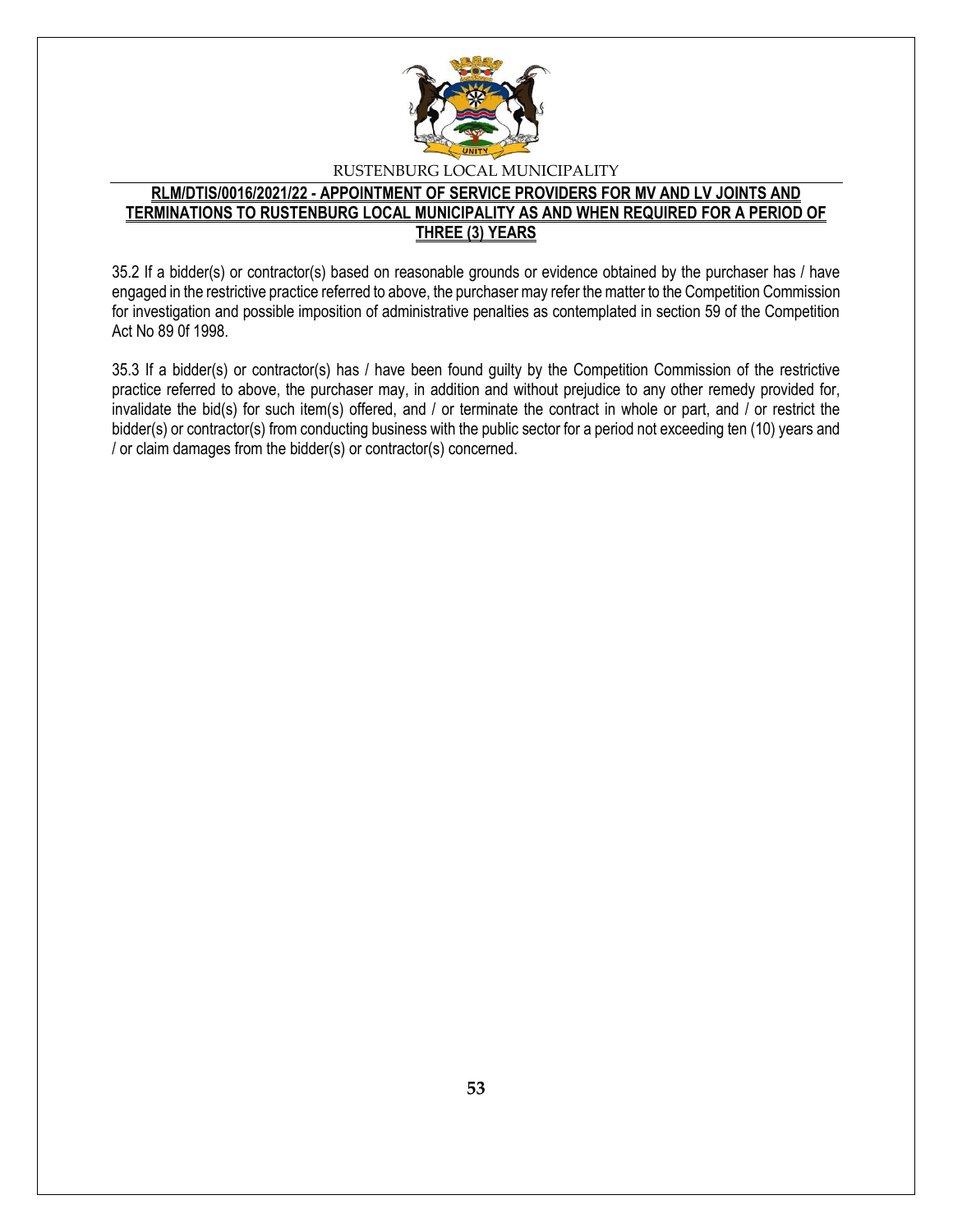35.2 If a bidder(s) or contractor(s) based on reasonable grounds or evidence obtained by the purchaser has / have engaged in the restrictive practice referred to above, the purchaser may refer the matter to the Competition Commission for investigation and possible imposition of administrative penalties as contemplated in section 59 of the Competition Act No 89 0f 1998.

35.3 If a bidder(s) or contractor(s) has / have been found guilty by the Competition Commission of the restrictive practice referred to above, the purchaser may, in addition and without prejudice to any other remedy provided for, invalidate the bid(s) for such item(s) offered, and / or terminate the contract in whole or part, and / or restrict the bidder(s) or contractor(s) from conducting business with the public sector for a period not exceeding ten (10) years and / or claim damages from the bidder(s) or contractor(s) concerned.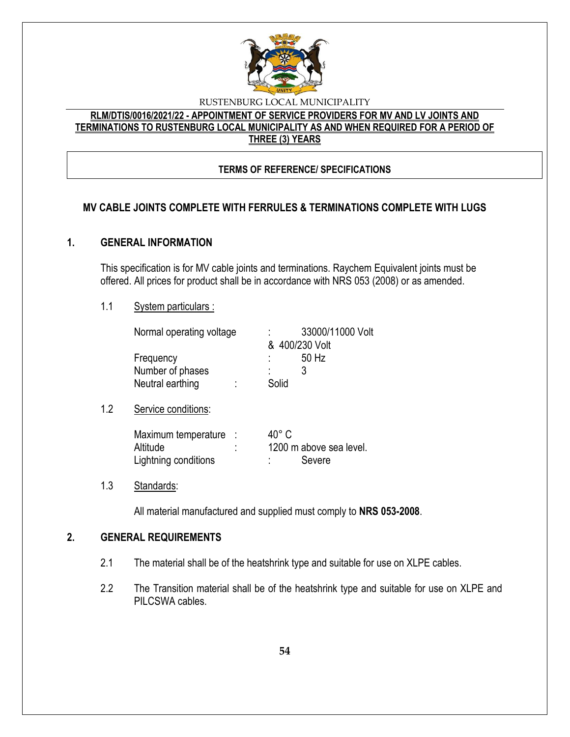RUSTENBURG LOCAL MUNICIPALITY

**RLM/DTIS/0016/2021/22 - APPOINTMENT OF SERVICE PROVIDERS FOR MV AND LV JOINTS AND TERMINATIONS TO RUSTENBURG LOCAL MUNICIPALITY AS AND WHEN REQUIRED FOR A PERIOD OF THREE (3) YEARS**

**TERMS OF REFERENCE/ SPECIFICATIONS**

## MV CABLE JOINTS COMPLETE WITH FERRULES & TERMINATIONS COMPLETE WITH LUGS

## 1. GENERAL INFORMATION

This specification is for MV cable joints and terminations. Raychem Equivalent joints must be offered. All prices for product shall be in accordance with NRS 053 (2008) or as amended.

1.1 System particulars :

| | | |
|---|---|---|
| Normal operating voltage | : | 33000/11000 Volt & 400/230 Volt |
| Frequency | : | 50 Hz |
| Number of phases | : | 3 |
| Neutral earthing | : | Solid |

1.2 Service conditions:

| | | |
|---|---|---|
| Maximum temperature | : | 40° C |
| Altitude | : | 1200 m above sea level. |
| Lightning conditions | : | Severe |

1.3 Standards:

All material manufactured and supplied must comply to **NRS 053-2008**.

## 2. GENERAL REQUIREMENTS

2.1 The material shall be of the heatshrink type and suitable for use on XLPE cables.

2.2 The Transition material shall be of the heatshrink type and suitable for use on XLPE and PILCSWA cables.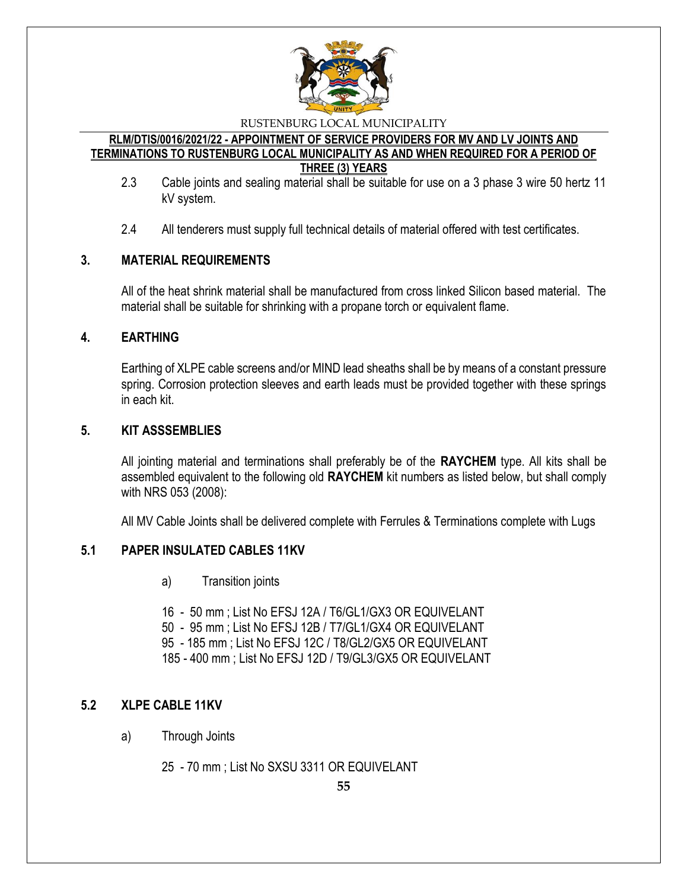2.3 Cable joints and sealing material shall be suitable for use on a 3 phase 3 wire 50 hertz 11 kV system.

2.4 All tenderers must supply full technical details of material offered with test certificates.

## 3. MATERIAL REQUIREMENTS

All of the heat shrink material shall be manufactured from cross linked Silicon based material. The material shall be suitable for shrinking with a propane torch or equivalent flame.

## 4. EARTHING

Earthing of XLPE cable screens and/or MIND lead sheaths shall be by means of a constant pressure spring. Corrosion protection sleeves and earth leads must be provided together with these springs in each kit.

## 5. KIT ASSSEMBLIES

All jointing material and terminations shall preferably be of the **RAYCHEM** type. All kits shall be assembled equivalent to the following old **RAYCHEM** kit numbers as listed below, but shall comply with NRS 053 (2008):

All MV Cable Joints shall be delivered complete with Ferrules & Terminations complete with Lugs

## 5.1 PAPER INSULATED CABLES 11KV

a) Transition joints

16 - 50 mm ; List No EFSJ 12A / T6/GL1/GX3 OR EQUIVELANT
50 - 95 mm ; List No EFSJ 12B / T7/GL1/GX4 OR EQUIVELANT
95 - 185 mm ; List No EFSJ 12C / T8/GL2/GX5 OR EQUIVELANT
185 - 400 mm ; List No EFSJ 12D / T9/GL3/GX5 OR EQUIVELANT

## 5.2 XLPE CABLE 11KV

a) Through Joints

25 - 70 mm ; List No SXSU 3311 OR EQUIVELANT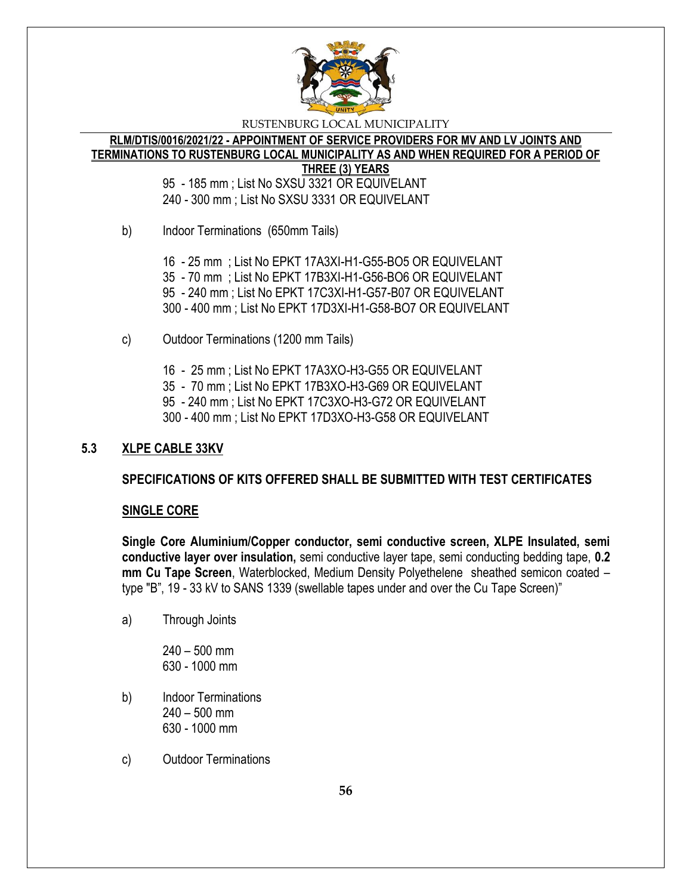95 - 185 mm ; List No SXSU 3321 OR EQUIVELANT
240 - 300 mm ; List No SXSU 3331 OR EQUIVELANT

b) Indoor Terminations (650mm Tails)

16 - 25 mm ; List No EPKT 17A3XI-H1-G55-BO5 OR EQUIVELANT
35 - 70 mm ; List No EPKT 17B3XI-H1-G56-BO6 OR EQUIVELANT
95 - 240 mm ; List No EPKT 17C3XI-H1-G57-B07 OR EQUIVELANT
300 - 400 mm ; List No EPKT 17D3XI-H1-G58-BO7 OR EQUIVELANT

c) Outdoor Terminations (1200 mm Tails)

16 - 25 mm ; List No EPKT 17A3XO-H3-G55 OR EQUIVELANT
35 - 70 mm ; List No EPKT 17B3XO-H3-G69 OR EQUIVELANT
95 - 240 mm ; List No EPKT 17C3XO-H3-G72 OR EQUIVELANT
300 - 400 mm ; List No EPKT 17D3XO-H3-G58 OR EQUIVELANT

## 5.3 XLPE CABLE 33KV

**SPECIFICATIONS OF KITS OFFERED SHALL BE SUBMITTED WITH TEST CERTIFICATES**

**SINGLE CORE**

**Single Core Aluminium/Copper conductor, semi conductive screen, XLPE Insulated, semi conductive layer over insulation,** semi conductive layer tape, semi conducting bedding tape, **0.2 mm Cu Tape Screen**, Waterblocked, Medium Density Polyethelene sheathed semicon coated – type "B", 19 - 33 kV to SANS 1339 (swellable tapes under and over the Cu Tape Screen)"

a) Through Joints

240 – 500 mm
630 - 1000 mm

b) Indoor Terminations
240 – 500 mm
630 - 1000 mm

c) Outdoor Terminations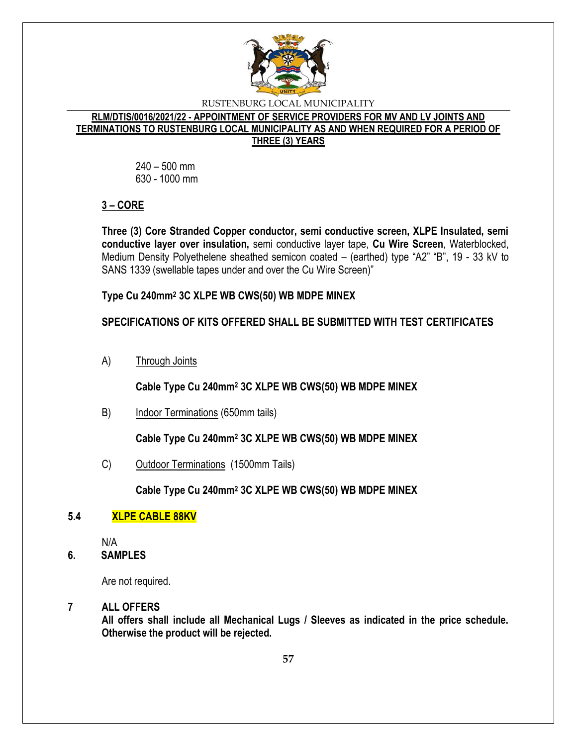240 – 500 mm
630 - 1000 mm

**3 – CORE**

**Three (3) Core Stranded Copper conductor, semi conductive screen, XLPE Insulated, semi conductive layer over insulation,** semi conductive layer tape, **Cu Wire Screen**, Waterblocked, Medium Density Polyethelene sheathed semicon coated – (earthed) type "A2" "B", 19 - 33 kV to SANS 1339 (swellable tapes under and over the Cu Wire Screen)"

**Type Cu 240mm² 3C XLPE WB CWS(50) WB MDPE MINEX**

**SPECIFICATIONS OF KITS OFFERED SHALL BE SUBMITTED WITH TEST CERTIFICATES**

A) Through Joints

**Cable Type Cu 240mm² 3C XLPE WB CWS(50) WB MDPE MINEX**

B) Indoor Terminations (650mm tails)

**Cable Type Cu 240mm² 3C XLPE WB CWS(50) WB MDPE MINEX**

C) Outdoor Terminations (1500mm Tails)

**Cable Type Cu 240mm² 3C XLPE WB CWS(50) WB MDPE MINEX**

## 5.4 XLPE CABLE 88KV

N/A

## 6. SAMPLES

Are not required.

## 7 ALL OFFERS

**All offers shall include all Mechanical Lugs / Sleeves as indicated in the price schedule. Otherwise the product will be rejected.**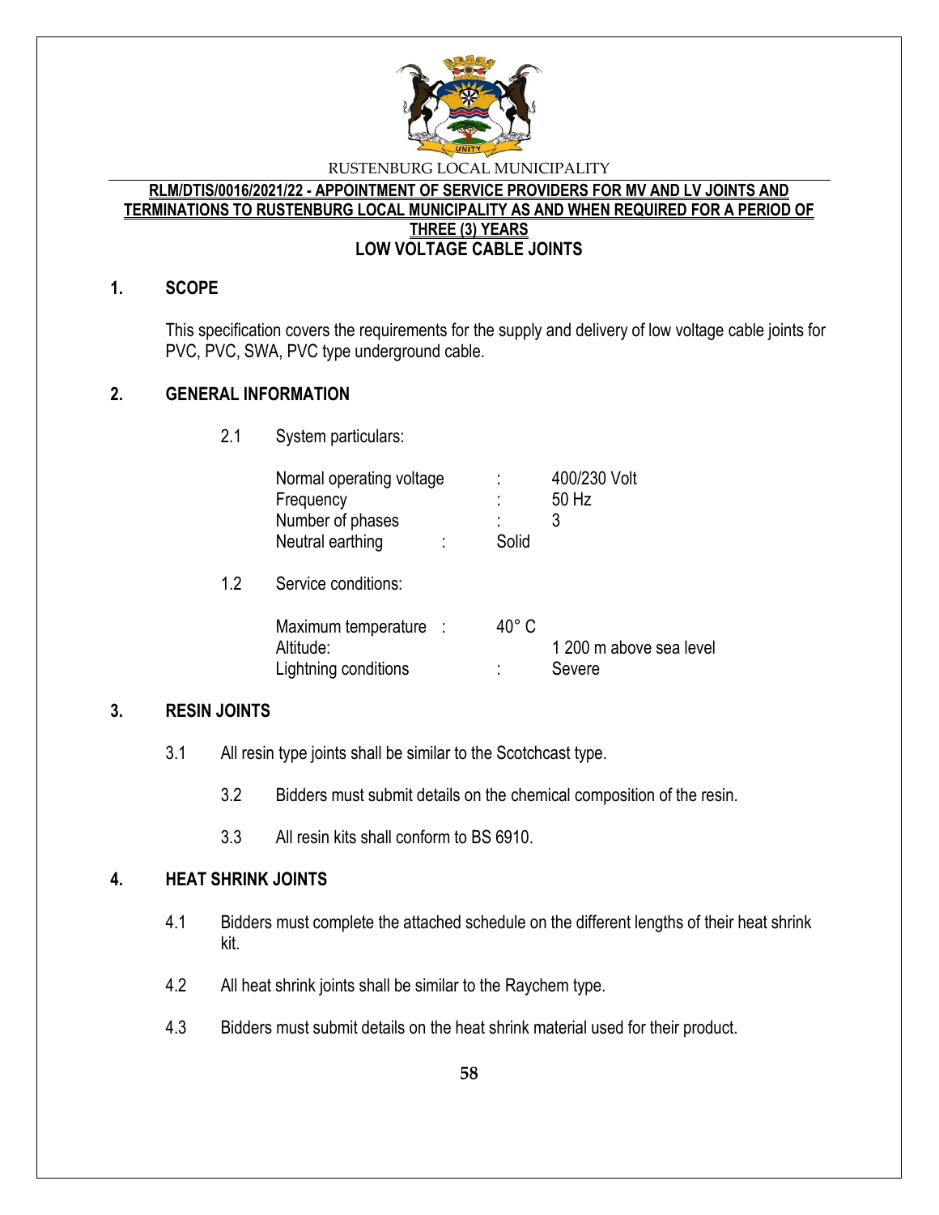RUSTENBURG LOCAL MUNICIPALITY

**RLM/DTIS/0016/2021/22 - APPOINTMENT OF SERVICE PROVIDERS FOR MV AND LV JOINTS AND TERMINATIONS TO RUSTENBURG LOCAL MUNICIPALITY AS AND WHEN REQUIRED FOR A PERIOD OF THREE (3) YEARS**

**LOW VOLTAGE CABLE JOINTS**

## 1. SCOPE

This specification covers the requirements for the supply and delivery of low voltage cable joints for PVC, PVC, SWA, PVC type underground cable.

## 2. GENERAL INFORMATION

2.1 System particulars:

| | | |
|---|---|---|
| Normal operating voltage | : | 400/230 Volt |
| Frequency | : | 50 Hz |
| Number of phases | : | 3 |
| Neutral earthing | : | Solid |

1.2 Service conditions:

| | | |
|---|---|---|
| Maximum temperature | : | 40° C |
| Altitude: | | 1 200 m above sea level |
| Lightning conditions | : | Severe |

## 3. RESIN JOINTS

3.1 All resin type joints shall be similar to the Scotchcast type.

3.2 Bidders must submit details on the chemical composition of the resin.

3.3 All resin kits shall conform to BS 6910.

## 4. HEAT SHRINK JOINTS

4.1 Bidders must complete the attached schedule on the different lengths of their heat shrink kit.

4.2 All heat shrink joints shall be similar to the Raychem type.

4.3 Bidders must submit details on the heat shrink material used for their product.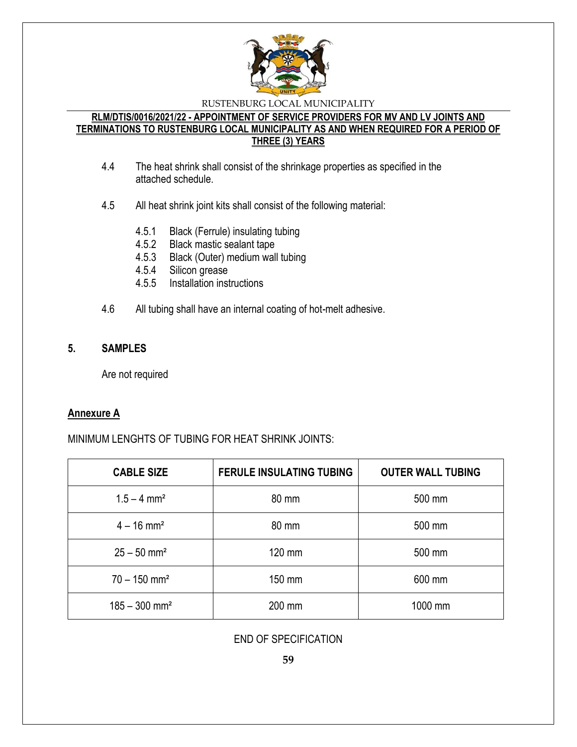4.4 The heat shrink shall consist of the shrinkage properties as specified in the attached schedule.

4.5 All heat shrink joint kits shall consist of the following material:

- 4.5.1 Black (Ferrule) insulating tubing
- 4.5.2 Black mastic sealant tape
- 4.5.3 Black (Outer) medium wall tubing
- 4.5.4 Silicon grease
- 4.5.5 Installation instructions

4.6 All tubing shall have an internal coating of hot-melt adhesive.

## 5. SAMPLES

Are not required

**Annexure A**

MINIMUM LENGHTS OF TUBING FOR HEAT SHRINK JOINTS:

| CABLE SIZE | FERULE INSULATING TUBING | OUTER WALL TUBING |
|---|---|---|
| 1.5 – 4 mm² | 80 mm | 500 mm |
| 4 – 16 mm² | 80 mm | 500 mm |
| 25 – 50 mm² | 120 mm | 500 mm |
| 70 – 150 mm² | 150 mm | 600 mm |
| 185 – 300 mm² | 200 mm | 1000 mm |

END OF SPECIFICATION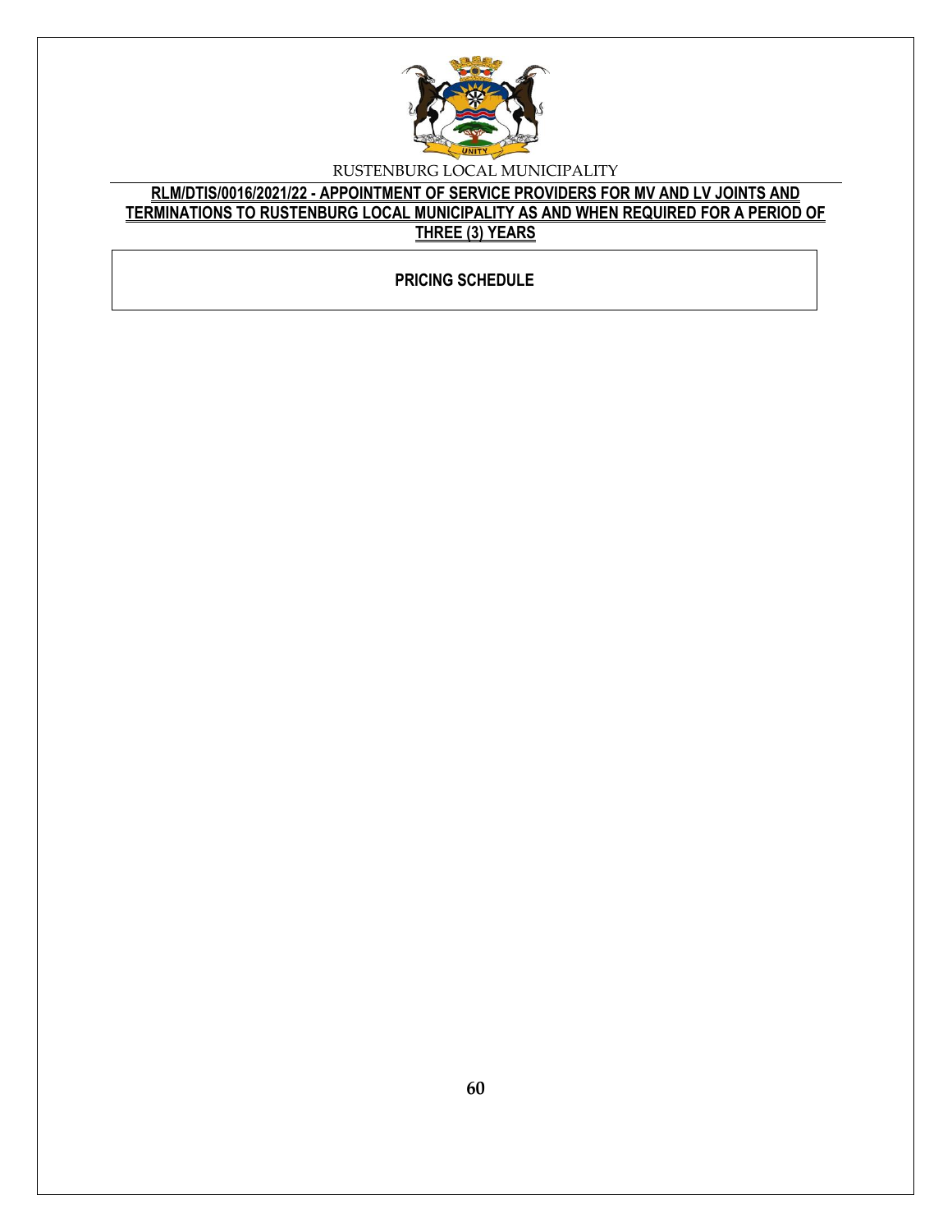RUSTENBURG LOCAL MUNICIPALITY

**RLM/DTIS/0016/2021/22 - APPOINTMENT OF SERVICE PROVIDERS FOR MV AND LV JOINTS AND TERMINATIONS TO RUSTENBURG LOCAL MUNICIPALITY AS AND WHEN REQUIRED FOR A PERIOD OF THREE (3) YEARS**

**PRICING SCHEDULE**